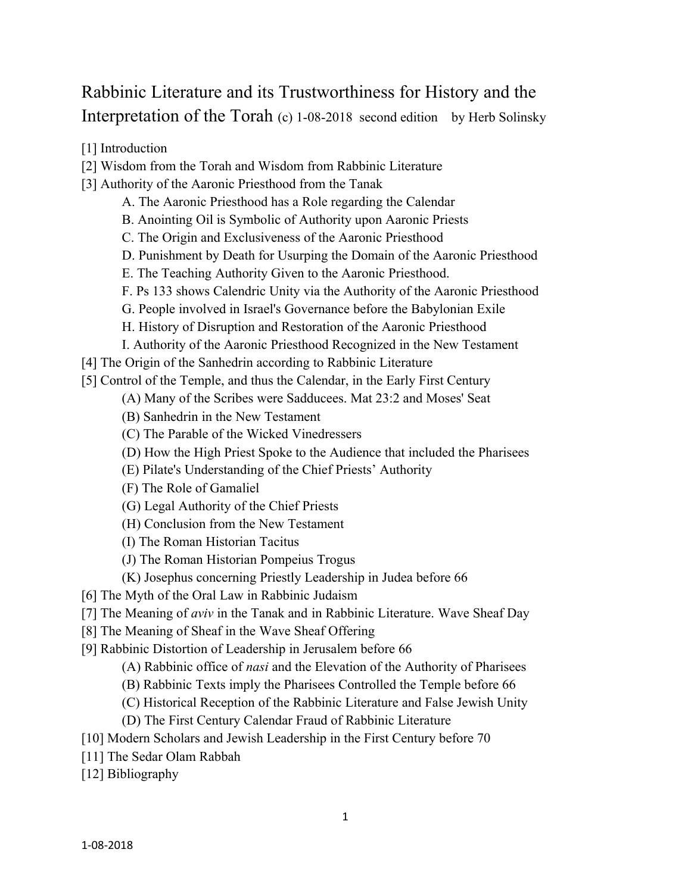# Rabbinic Literature and its Trustworthiness for History and the Interpretation of the Torah (c) 1-08-2018 second edition by Herb Solinsky

[1] Introduction

[2] Wisdom from the Torah and Wisdom from Rabbinic Literature

[3] Authority of the Aaronic Priesthood from the Tanak

- A. The Aaronic Priesthood has a Role regarding the Calendar
- B. Anointing Oil is Symbolic of Authority upon Aaronic Priests
- C. The Origin and Exclusiveness of the Aaronic Priesthood
- D. Punishment by Death for Usurping the Domain of the Aaronic Priesthood
- E. The Teaching Authority Given to the Aaronic Priesthood.
- F. Ps 133 shows Calendric Unity via the Authority of the Aaronic Priesthood
- G. People involved in Israel's Governance before the Babylonian Exile
- H. History of Disruption and Restoration of the Aaronic Priesthood
- I. Authority of the Aaronic Priesthood Recognized in the New Testament

[4] The Origin of the Sanhedrin according to Rabbinic Literature

[5] Control of the Temple, and thus the Calendar, in the Early First Century

- (A) Many of the Scribes were Sadducees. Mat 23:2 and Moses' Seat
- (B) Sanhedrin in the New Testament
- (C) The Parable of the Wicked Vinedressers
- (D) How the High Priest Spoke to the Audience that included the Pharisees
- (E) Pilate's Understanding of the Chief Priests' Authority
- (F) The Role of Gamaliel
- (G) Legal Authority of the Chief Priests
- (H) Conclusion from the New Testament
- (I) The Roman Historian Tacitus
- (J) The Roman Historian Pompeius Trogus
- (K) Josephus concerning Priestly Leadership in Judea before 66

[6] The Myth of the Oral Law in Rabbinic Judaism

[7] The Meaning of *aviv* in the Tanak and in Rabbinic Literature. Wave Sheaf Day

[8] The Meaning of Sheaf in the Wave Sheaf Offering

[9] Rabbinic Distortion of Leadership in Jerusalem before 66

- (A) Rabbinic office of *nasi* and the Elevation of the Authority of Pharisees
- (B) Rabbinic Texts imply the Pharisees Controlled the Temple before 66
- (C) Historical Reception of the Rabbinic Literature and False Jewish Unity
- (D) The First Century Calendar Fraud of Rabbinic Literature

[10] Modern Scholars and Jewish Leadership in the First Century before 70

[11] The Sedar Olam Rabbah

[12] Bibliography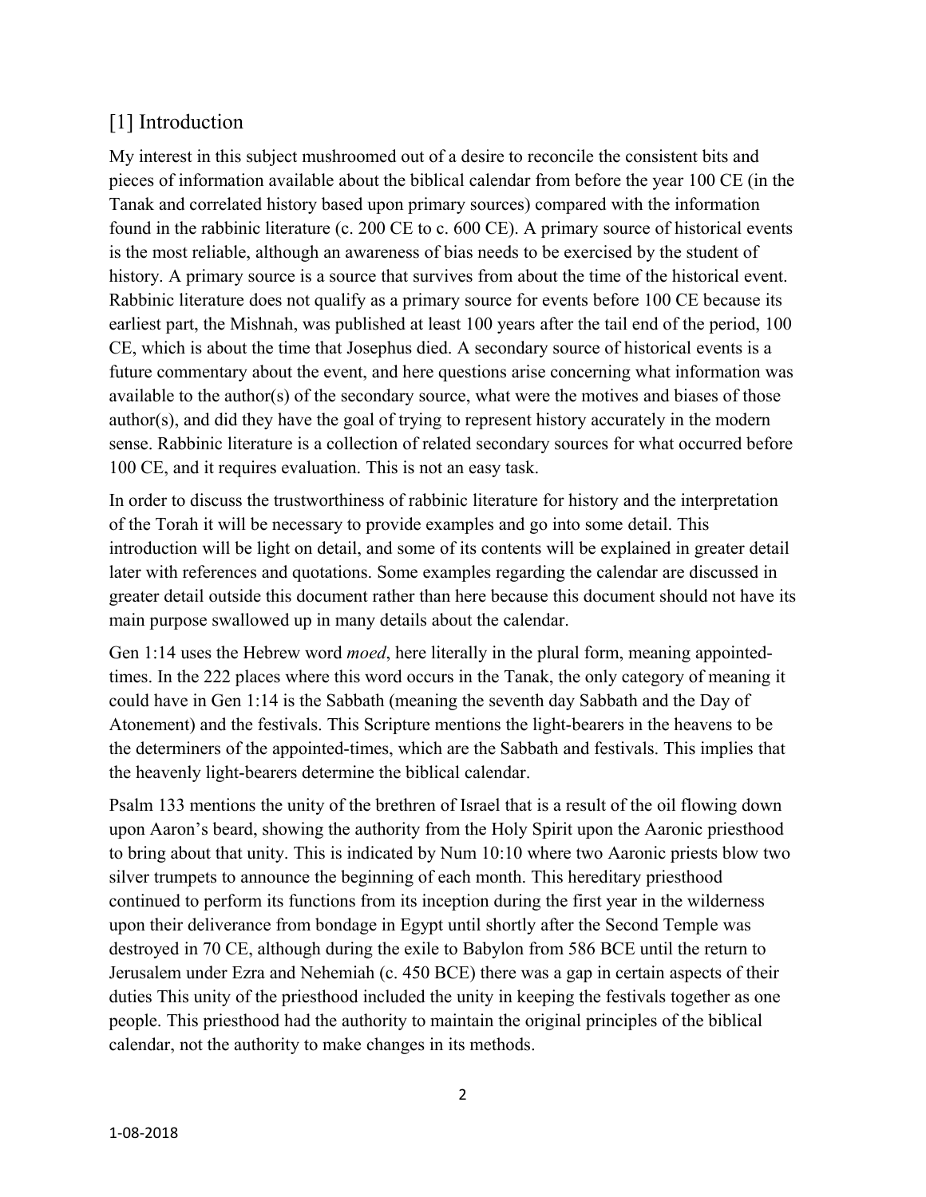## [1] Introduction

My interest in this subject mushroomed out of a desire to reconcile the consistent bits and pieces of information available about the biblical calendar from before the year 100 CE (in the Tanak and correlated history based upon primary sources) compared with the information found in the rabbinic literature (c. 200 CE to c. 600 CE). A primary source of historical events is the most reliable, although an awareness of bias needs to be exercised by the student of history. A primary source is a source that survives from about the time of the historical event. Rabbinic literature does not qualify as a primary source for events before 100 CE because its earliest part, the Mishnah, was published at least 100 years after the tail end of the period, 100 CE, which is about the time that Josephus died. A secondary source of historical events is a future commentary about the event, and here questions arise concerning what information was available to the author(s) of the secondary source, what were the motives and biases of those author(s), and did they have the goal of trying to represent history accurately in the modern sense. Rabbinic literature is a collection of related secondary sources for what occurred before 100 CE, and it requires evaluation. This is not an easy task.

In order to discuss the trustworthiness of rabbinic literature for history and the interpretation of the Torah it will be necessary to provide examples and go into some detail. This introduction will be light on detail, and some of its contents will be explained in greater detail later with references and quotations. Some examples regarding the calendar are discussed in greater detail outside this document rather than here because this document should not have its main purpose swallowed up in many details about the calendar.

Gen 1:14 uses the Hebrew word *moed*, here literally in the plural form, meaning appointed-times. In the 222 places where this word occurs in the Tanak, the only category of meaning it could have in Gen 1:14 is the Sabbath (meaning the seventh day Sabbath and the Day of Atonement) and the festivals. This Scripture mentions the light-bearers in the heavens to be the determiners of the appointed-times, which are the Sabbath and festivals. This implies that the heavenly light-bearers determine the biblical calendar.

Psalm 133 mentions the unity of the brethren of Israel that is a result of the oil flowing down upon Aaron's beard, showing the authority from the Holy Spirit upon the Aaronic priesthood to bring about that unity. This is indicated by Num 10:10 where two Aaronic priests blow two silver trumpets to announce the beginning of each month. This hereditary priesthood continued to perform its functions from its inception during the first year in the wilderness upon their deliverance from bondage in Egypt until shortly after the Second Temple was destroyed in 70 CE, although during the exile to Babylon from 586 BCE until the return to Jerusalem under Ezra and Nehemiah (c. 450 BCE) there was a gap in certain aspects of their duties This unity of the priesthood included the unity in keeping the festivals together as one people. This priesthood had the authority to maintain the original principles of the biblical calendar, not the authority to make changes in its methods.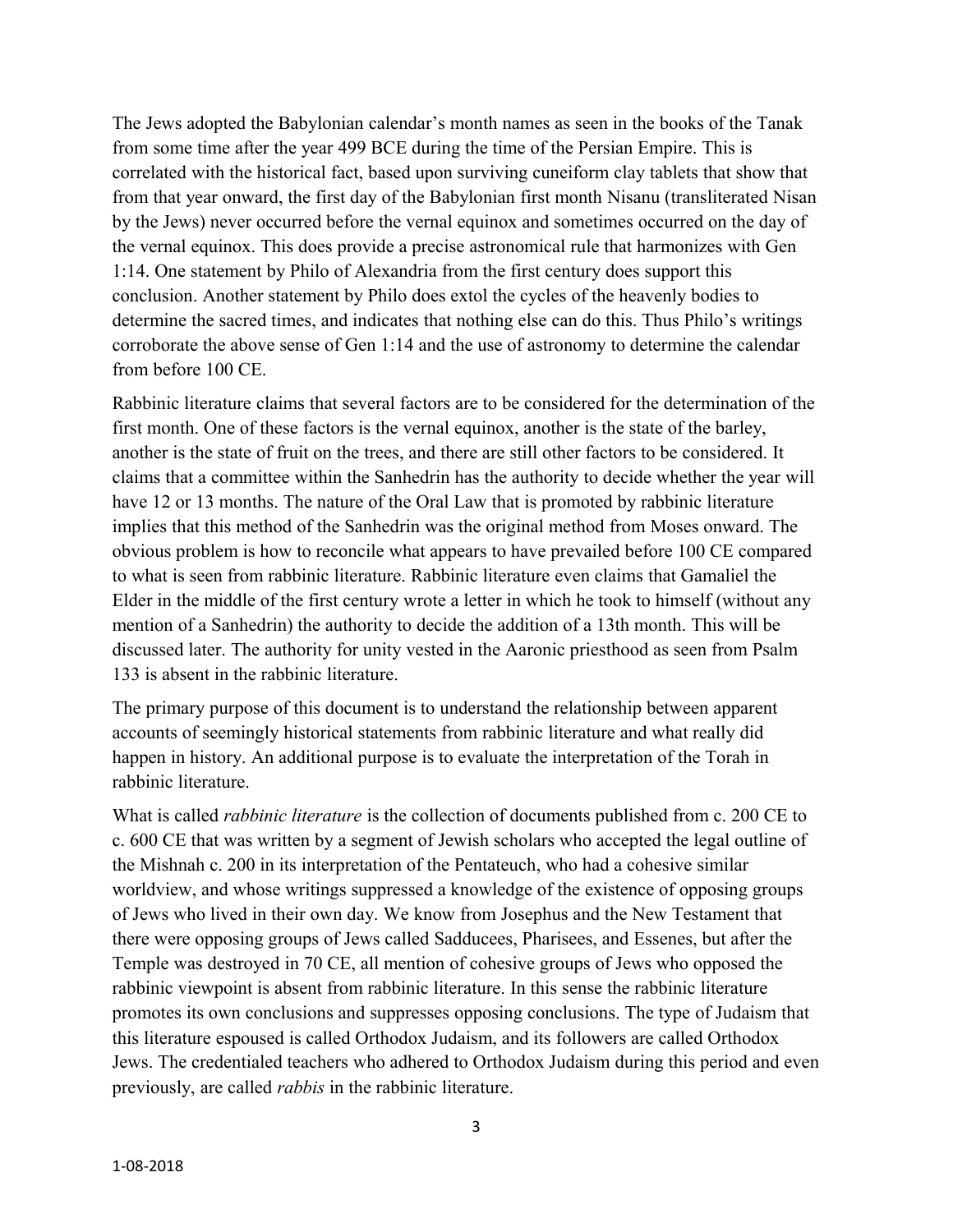The Jews adopted the Babylonian calendar's month names as seen in the books of the Tanak from some time after the year 499 BCE during the time of the Persian Empire. This is correlated with the historical fact, based upon surviving cuneiform clay tablets that show that from that year onward, the first day of the Babylonian first month Nisanu (transliterated Nisan by the Jews) never occurred before the vernal equinox and sometimes occurred on the day of the vernal equinox. This does provide a precise astronomical rule that harmonizes with Gen 1:14. One statement by Philo of Alexandria from the first century does support this conclusion. Another statement by Philo does extol the cycles of the heavenly bodies to determine the sacred times, and indicates that nothing else can do this. Thus Philo's writings corroborate the above sense of Gen 1:14 and the use of astronomy to determine the calendar from before 100 CE.

Rabbinic literature claims that several factors are to be considered for the determination of the first month. One of these factors is the vernal equinox, another is the state of the barley, another is the state of fruit on the trees, and there are still other factors to be considered. It claims that a committee within the Sanhedrin has the authority to decide whether the year will have 12 or 13 months. The nature of the Oral Law that is promoted by rabbinic literature implies that this method of the Sanhedrin was the original method from Moses onward. The obvious problem is how to reconcile what appears to have prevailed before 100 CE compared to what is seen from rabbinic literature. Rabbinic literature even claims that Gamaliel the Elder in the middle of the first century wrote a letter in which he took to himself (without any mention of a Sanhedrin) the authority to decide the addition of a 13th month. This will be discussed later. The authority for unity vested in the Aaronic priesthood as seen from Psalm 133 is absent in the rabbinic literature.

The primary purpose of this document is to understand the relationship between apparent accounts of seemingly historical statements from rabbinic literature and what really did happen in history. An additional purpose is to evaluate the interpretation of the Torah in rabbinic literature.

What is called *rabbinic literature* is the collection of documents published from c. 200 CE to c. 600 CE that was written by a segment of Jewish scholars who accepted the legal outline of the Mishnah c. 200 in its interpretation of the Pentateuch, who had a cohesive similar worldview, and whose writings suppressed a knowledge of the existence of opposing groups of Jews who lived in their own day. We know from Josephus and the New Testament that there were opposing groups of Jews called Sadducees, Pharisees, and Essenes, but after the Temple was destroyed in 70 CE, all mention of cohesive groups of Jews who opposed the rabbinic viewpoint is absent from rabbinic literature. In this sense the rabbinic literature promotes its own conclusions and suppresses opposing conclusions. The type of Judaism that this literature espoused is called Orthodox Judaism, and its followers are called Orthodox Jews. The credentialed teachers who adhered to Orthodox Judaism during this period and even previously, are called *rabbis* in the rabbinic literature.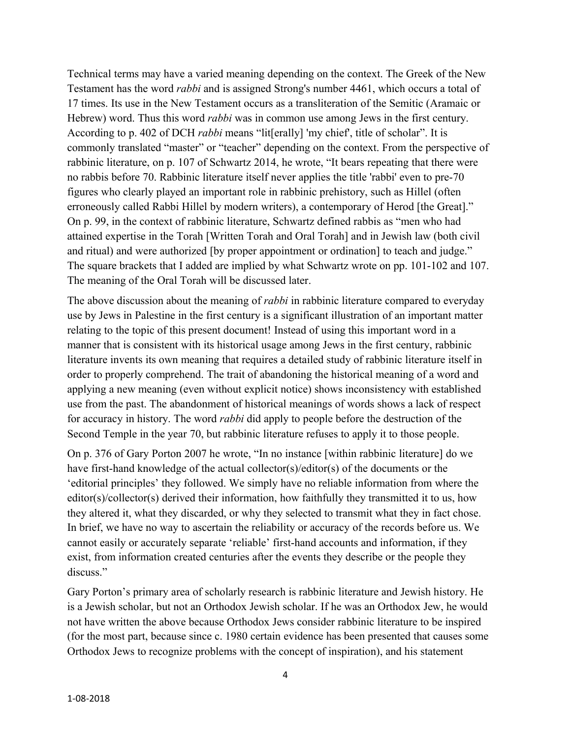Technical terms may have a varied meaning depending on the context. The Greek of the New Testament has the word *rabbi* and is assigned Strong's number 4461, which occurs a total of 17 times. Its use in the New Testament occurs as a transliteration of the Semitic (Aramaic or Hebrew) word. Thus this word *rabbi* was in common use among Jews in the first century. According to p. 402 of DCH *rabbi* means "lit[erally] 'my chief', title of scholar". It is commonly translated "master" or "teacher" depending on the context. From the perspective of rabbinic literature, on p. 107 of Schwartz 2014, he wrote, "It bears repeating that there were no rabbis before 70. Rabbinic literature itself never applies the title 'rabbi' even to pre-70 figures who clearly played an important role in rabbinic prehistory, such as Hillel (often erroneously called Rabbi Hillel by modern writers), a contemporary of Herod [the Great]." On p. 99, in the context of rabbinic literature, Schwartz defined rabbis as "men who had attained expertise in the Torah [Written Torah and Oral Torah] and in Jewish law (both civil and ritual) and were authorized [by proper appointment or ordination] to teach and judge." The square brackets that I added are implied by what Schwartz wrote on pp. 101-102 and 107. The meaning of the Oral Torah will be discussed later.

The above discussion about the meaning of *rabbi* in rabbinic literature compared to everyday use by Jews in Palestine in the first century is a significant illustration of an important matter relating to the topic of this present document! Instead of using this important word in a manner that is consistent with its historical usage among Jews in the first century, rabbinic literature invents its own meaning that requires a detailed study of rabbinic literature itself in order to properly comprehend. The trait of abandoning the historical meaning of a word and applying a new meaning (even without explicit notice) shows inconsistency with established use from the past. The abandonment of historical meanings of words shows a lack of respect for accuracy in history. The word *rabbi* did apply to people before the destruction of the Second Temple in the year 70, but rabbinic literature refuses to apply it to those people.

On p. 376 of Gary Porton 2007 he wrote, "In no instance [within rabbinic literature] do we have first-hand knowledge of the actual collector(s)/editor(s) of the documents or the 'editorial principles' they followed. We simply have no reliable information from where the editor(s)/collector(s) derived their information, how faithfully they transmitted it to us, how they altered it, what they discarded, or why they selected to transmit what they in fact chose. In brief, we have no way to ascertain the reliability or accuracy of the records before us. We cannot easily or accurately separate 'reliable' first-hand accounts and information, if they exist, from information created centuries after the events they describe or the people they discuss."

Gary Porton's primary area of scholarly research is rabbinic literature and Jewish history. He is a Jewish scholar, but not an Orthodox Jewish scholar. If he was an Orthodox Jew, he would not have written the above because Orthodox Jews consider rabbinic literature to be inspired (for the most part, because since c. 1980 certain evidence has been presented that causes some Orthodox Jews to recognize problems with the concept of inspiration), and his statement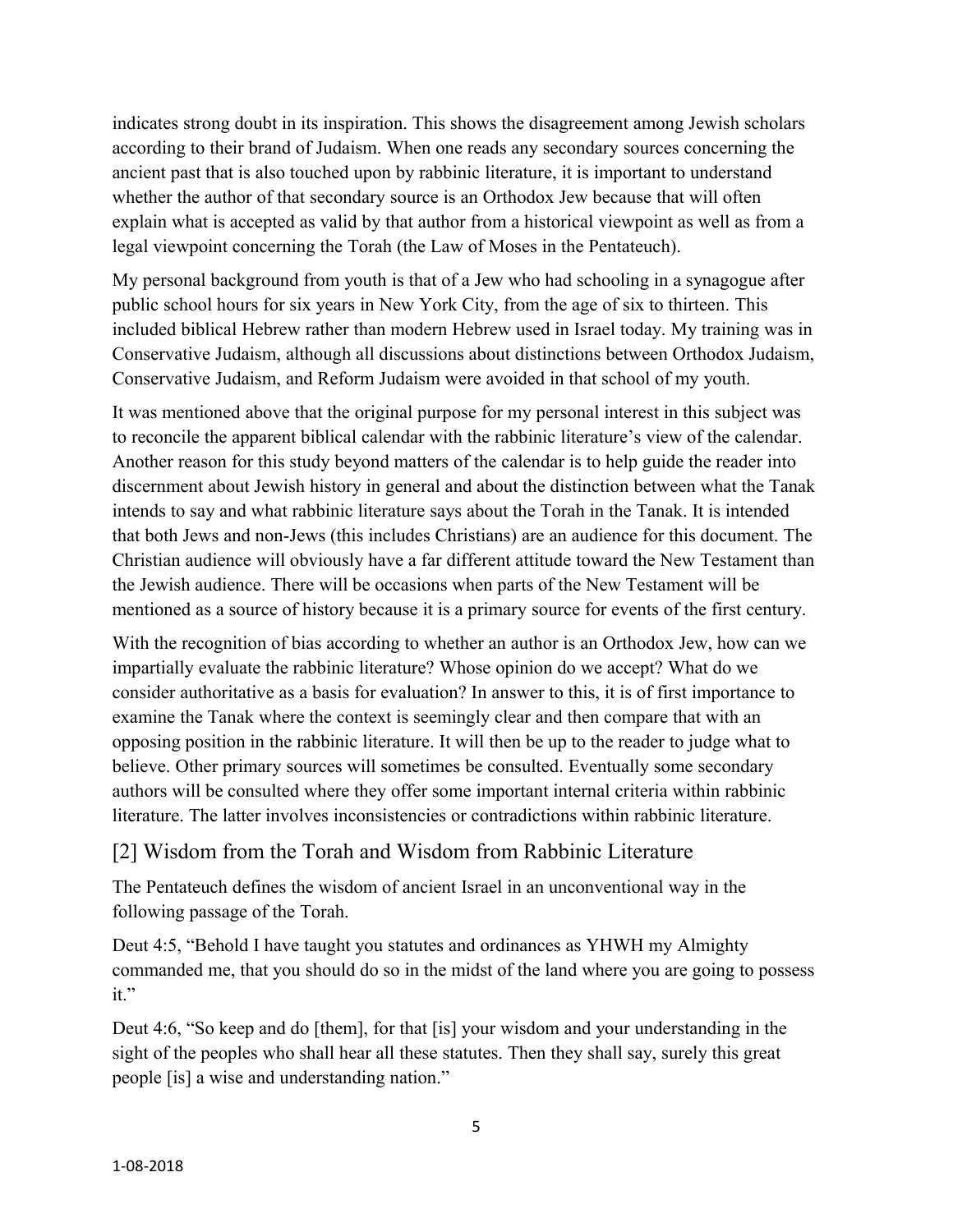indicates strong doubt in its inspiration. This shows the disagreement among Jewish scholars according to their brand of Judaism. When one reads any secondary sources concerning the ancient past that is also touched upon by rabbinic literature, it is important to understand whether the author of that secondary source is an Orthodox Jew because that will often explain what is accepted as valid by that author from a historical viewpoint as well as from a legal viewpoint concerning the Torah (the Law of Moses in the Pentateuch).

My personal background from youth is that of a Jew who had schooling in a synagogue after public school hours for six years in New York City, from the age of six to thirteen. This included biblical Hebrew rather than modern Hebrew used in Israel today. My training was in Conservative Judaism, although all discussions about distinctions between Orthodox Judaism, Conservative Judaism, and Reform Judaism were avoided in that school of my youth.

It was mentioned above that the original purpose for my personal interest in this subject was to reconcile the apparent biblical calendar with the rabbinic literature's view of the calendar. Another reason for this study beyond matters of the calendar is to help guide the reader into discernment about Jewish history in general and about the distinction between what the Tanak intends to say and what rabbinic literature says about the Torah in the Tanak. It is intended that both Jews and non-Jews (this includes Christians) are an audience for this document. The Christian audience will obviously have a far different attitude toward the New Testament than the Jewish audience. There will be occasions when parts of the New Testament will be mentioned as a source of history because it is a primary source for events of the first century.

With the recognition of bias according to whether an author is an Orthodox Jew, how can we impartially evaluate the rabbinic literature? Whose opinion do we accept? What do we consider authoritative as a basis for evaluation? In answer to this, it is of first importance to examine the Tanak where the context is seemingly clear and then compare that with an opposing position in the rabbinic literature. It will then be up to the reader to judge what to believe. Other primary sources will sometimes be consulted. Eventually some secondary authors will be consulted where they offer some important internal criteria within rabbinic literature. The latter involves inconsistencies or contradictions within rabbinic literature.

## [2] Wisdom from the Torah and Wisdom from Rabbinic Literature

The Pentateuch defines the wisdom of ancient Israel in an unconventional way in the following passage of the Torah.

Deut 4:5, "Behold I have taught you statutes and ordinances as YHWH my Almighty commanded me, that you should do so in the midst of the land where you are going to possess it."

Deut 4:6, "So keep and do [them], for that [is] your wisdom and your understanding in the sight of the peoples who shall hear all these statutes. Then they shall say, surely this great people [is] a wise and understanding nation."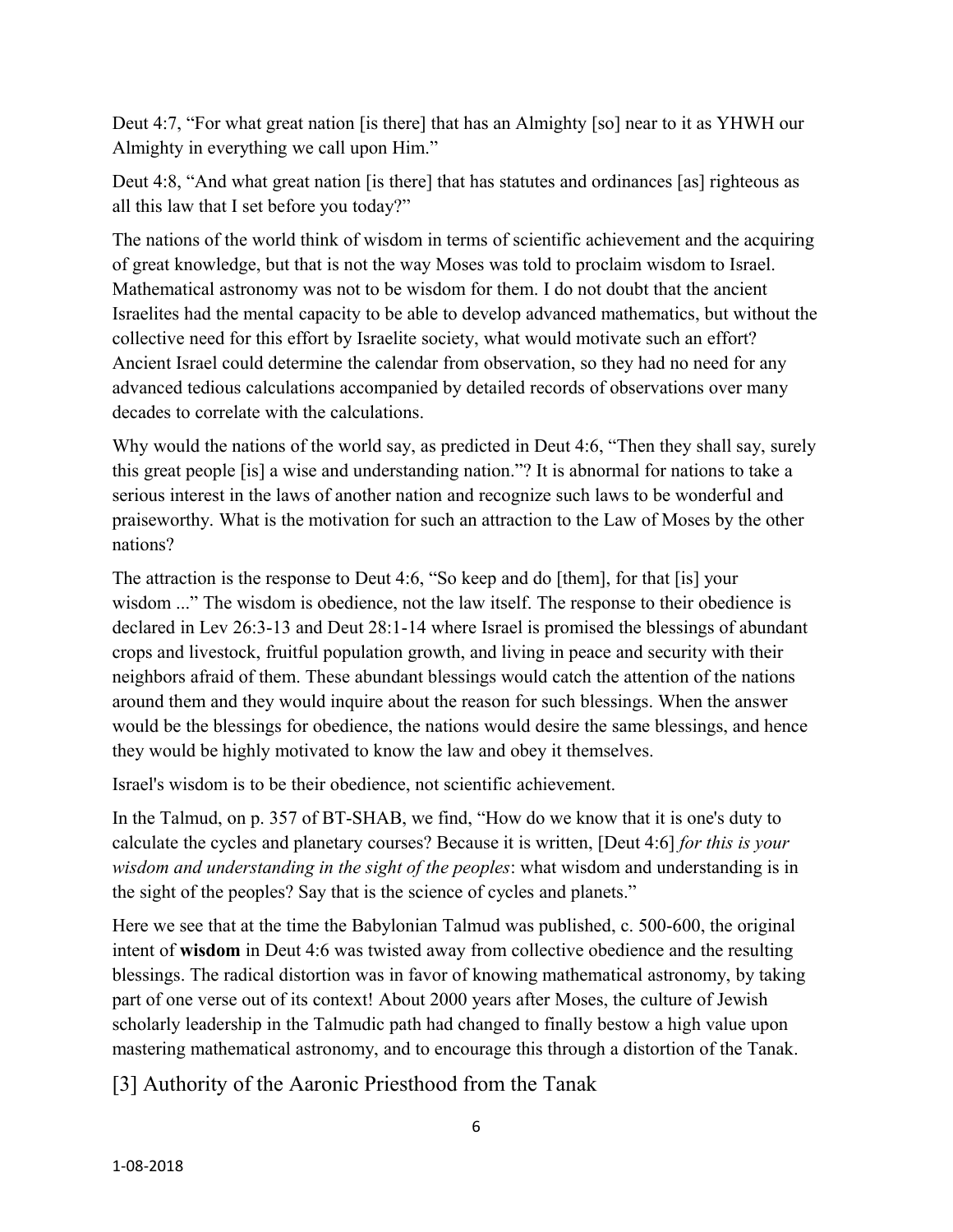Deut 4:7, “For what great nation [is there] that has an Almighty [so] near to it as YHWH our Almighty in everything we call upon Him.”

Deut 4:8, “And what great nation [is there] that has statutes and ordinances [as] righteous as all this law that I set before you today?”

The nations of the world think of wisdom in terms of scientific achievement and the acquiring of great knowledge, but that is not the way Moses was told to proclaim wisdom to Israel. Mathematical astronomy was not to be wisdom for them. I do not doubt that the ancient Israelites had the mental capacity to be able to develop advanced mathematics, but without the collective need for this effort by Israelite society, what would motivate such an effort? Ancient Israel could determine the calendar from observation, so they had no need for any advanced tedious calculations accompanied by detailed records of observations over many decades to correlate with the calculations.

Why would the nations of the world say, as predicted in Deut 4:6, “Then they shall say, surely this great people [is] a wise and understanding nation.”? It is abnormal for nations to take a serious interest in the laws of another nation and recognize such laws to be wonderful and praiseworthy. What is the motivation for such an attraction to the Law of Moses by the other nations?

The attraction is the response to Deut 4:6, “So keep and do [them], for that [is] your wisdom ...” The wisdom is obedience, not the law itself. The response to their obedience is declared in Lev 26:3-13 and Deut 28:1-14 where Israel is promised the blessings of abundant crops and livestock, fruitful population growth, and living in peace and security with their neighbors afraid of them. These abundant blessings would catch the attention of the nations around them and they would inquire about the reason for such blessings. When the answer would be the blessings for obedience, the nations would desire the same blessings, and hence they would be highly motivated to know the law and obey it themselves.

Israel's wisdom is to be their obedience, not scientific achievement.

In the Talmud, on p. 357 of BT-SHAB, we find, “How do we know that it is one's duty to calculate the cycles and planetary courses? Because it is written, [Deut 4:6] *for this is your wisdom and understanding in the sight of the peoples*: what wisdom and understanding is in the sight of the peoples? Say that is the science of cycles and planets.”

Here we see that at the time the Babylonian Talmud was published, c. 500-600, the original intent of **wisdom** in Deut 4:6 was twisted away from collective obedience and the resulting blessings. The radical distortion was in favor of knowing mathematical astronomy, by taking part of one verse out of its context! About 2000 years after Moses, the culture of Jewish scholarly leadership in the Talmudic path had changed to finally bestow a high value upon mastering mathematical astronomy, and to encourage this through a distortion of the Tanak.

## [3] Authority of the Aaronic Priesthood from the Tanak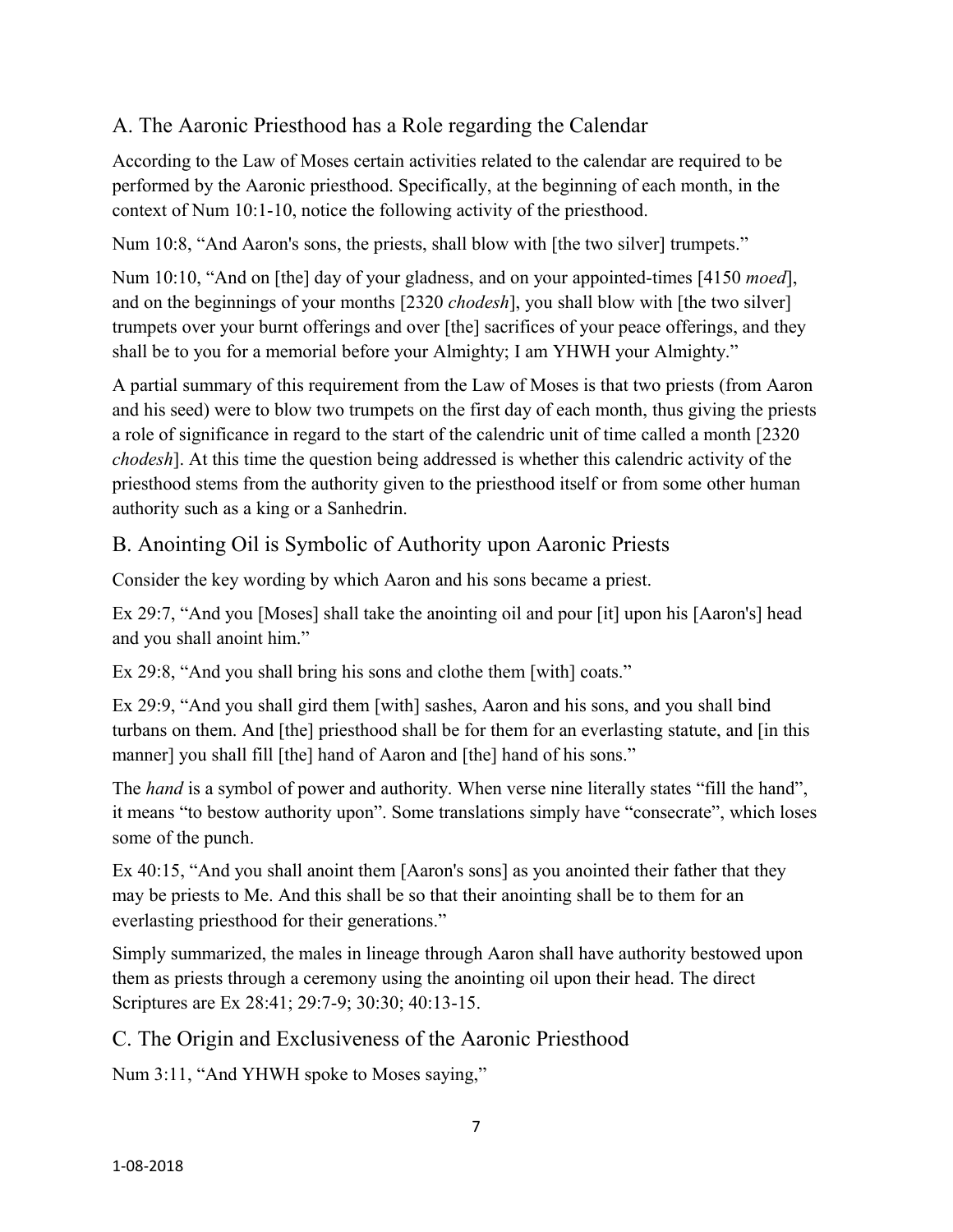## A. The Aaronic Priesthood has a Role regarding the Calendar

According to the Law of Moses certain activities related to the calendar are required to be performed by the Aaronic priesthood. Specifically, at the beginning of each month, in the context of Num 10:1-10, notice the following activity of the priesthood.

Num 10:8, "And Aaron's sons, the priests, shall blow with [the two silver] trumpets."

Num 10:10, "And on [the] day of your gladness, and on your appointed-times [4150 *moed*], and on the beginnings of your months [2320 *chodesh*], you shall blow with [the two silver] trumpets over your burnt offerings and over [the] sacrifices of your peace offerings, and they shall be to you for a memorial before your Almighty; I am YHWH your Almighty."

A partial summary of this requirement from the Law of Moses is that two priests (from Aaron and his seed) were to blow two trumpets on the first day of each month, thus giving the priests a role of significance in regard to the start of the calendric unit of time called a month [2320 *chodesh*]. At this time the question being addressed is whether this calendric activity of the priesthood stems from the authority given to the priesthood itself or from some other human authority such as a king or a Sanhedrin.

## B. Anointing Oil is Symbolic of Authority upon Aaronic Priests

Consider the key wording by which Aaron and his sons became a priest.

Ex 29:7, "And you [Moses] shall take the anointing oil and pour [it] upon his [Aaron's] head and you shall anoint him."

Ex 29:8, "And you shall bring his sons and clothe them [with] coats."

Ex 29:9, "And you shall gird them [with] sashes, Aaron and his sons, and you shall bind turbans on them. And [the] priesthood shall be for them for an everlasting statute, and [in this manner] you shall fill [the] hand of Aaron and [the] hand of his sons."

The *hand* is a symbol of power and authority. When verse nine literally states "fill the hand", it means "to bestow authority upon". Some translations simply have "consecrate", which loses some of the punch.

Ex 40:15, "And you shall anoint them [Aaron's sons] as you anointed their father that they may be priests to Me. And this shall be so that their anointing shall be to them for an everlasting priesthood for their generations."

Simply summarized, the males in lineage through Aaron shall have authority bestowed upon them as priests through a ceremony using the anointing oil upon their head. The direct Scriptures are Ex 28:41; 29:7-9; 30:30; 40:13-15.

## C. The Origin and Exclusiveness of the Aaronic Priesthood

Num 3:11, "And YHWH spoke to Moses saying,"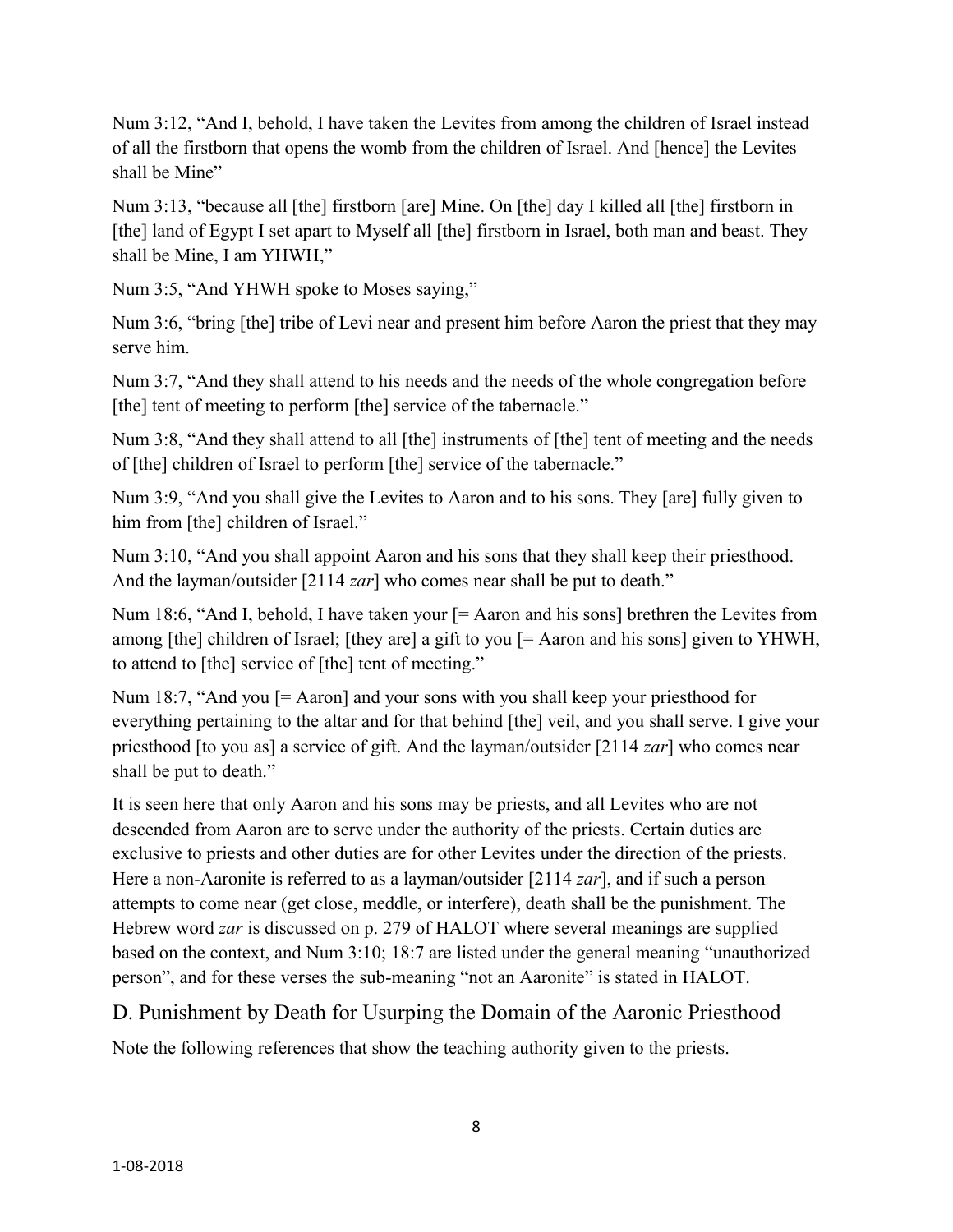Num 3:12, “And I, behold, I have taken the Levites from among the children of Israel instead of all the firstborn that opens the womb from the children of Israel. And [hence] the Levites shall be Mine”

Num 3:13, “because all [the] firstborn [are] Mine. On [the] day I killed all [the] firstborn in [the] land of Egypt I set apart to Myself all [the] firstborn in Israel, both man and beast. They shall be Mine, I am YHWH,”

Num 3:5, “And YHWH spoke to Moses saying,”

Num 3:6, “bring [the] tribe of Levi near and present him before Aaron the priest that they may serve him.

Num 3:7, “And they shall attend to his needs and the needs of the whole congregation before [the] tent of meeting to perform [the] service of the tabernacle.”

Num 3:8, “And they shall attend to all [the] instruments of [the] tent of meeting and the needs of [the] children of Israel to perform [the] service of the tabernacle.”

Num 3:9, “And you shall give the Levites to Aaron and to his sons. They [are] fully given to him from [the] children of Israel.”

Num 3:10, “And you shall appoint Aaron and his sons that they shall keep their priesthood. And the layman/outsider [2114 *zar*] who comes near shall be put to death.”

Num 18:6, “And I, behold, I have taken your [= Aaron and his sons] brethren the Levites from among [the] children of Israel; [they are] a gift to you [= Aaron and his sons] given to YHWH, to attend to [the] service of [the] tent of meeting.”

Num 18:7, “And you [= Aaron] and your sons with you shall keep your priesthood for everything pertaining to the altar and for that behind [the] veil, and you shall serve. I give your priesthood [to you as] a service of gift. And the layman/outsider [2114 *zar*] who comes near shall be put to death.”

It is seen here that only Aaron and his sons may be priests, and all Levites who are not descended from Aaron are to serve under the authority of the priests. Certain duties are exclusive to priests and other duties are for other Levites under the direction of the priests. Here a non-Aaronite is referred to as a layman/outsider [2114 *zar*], and if such a person attempts to come near (get close, meddle, or interfere), death shall be the punishment. The Hebrew word *zar* is discussed on p. 279 of HALOT where several meanings are supplied based on the context, and Num 3:10; 18:7 are listed under the general meaning “unauthorized person”, and for these verses the sub-meaning “not an Aaronite” is stated in HALOT.

## D. Punishment by Death for Usurping the Domain of the Aaronic Priesthood

Note the following references that show the teaching authority given to the priests.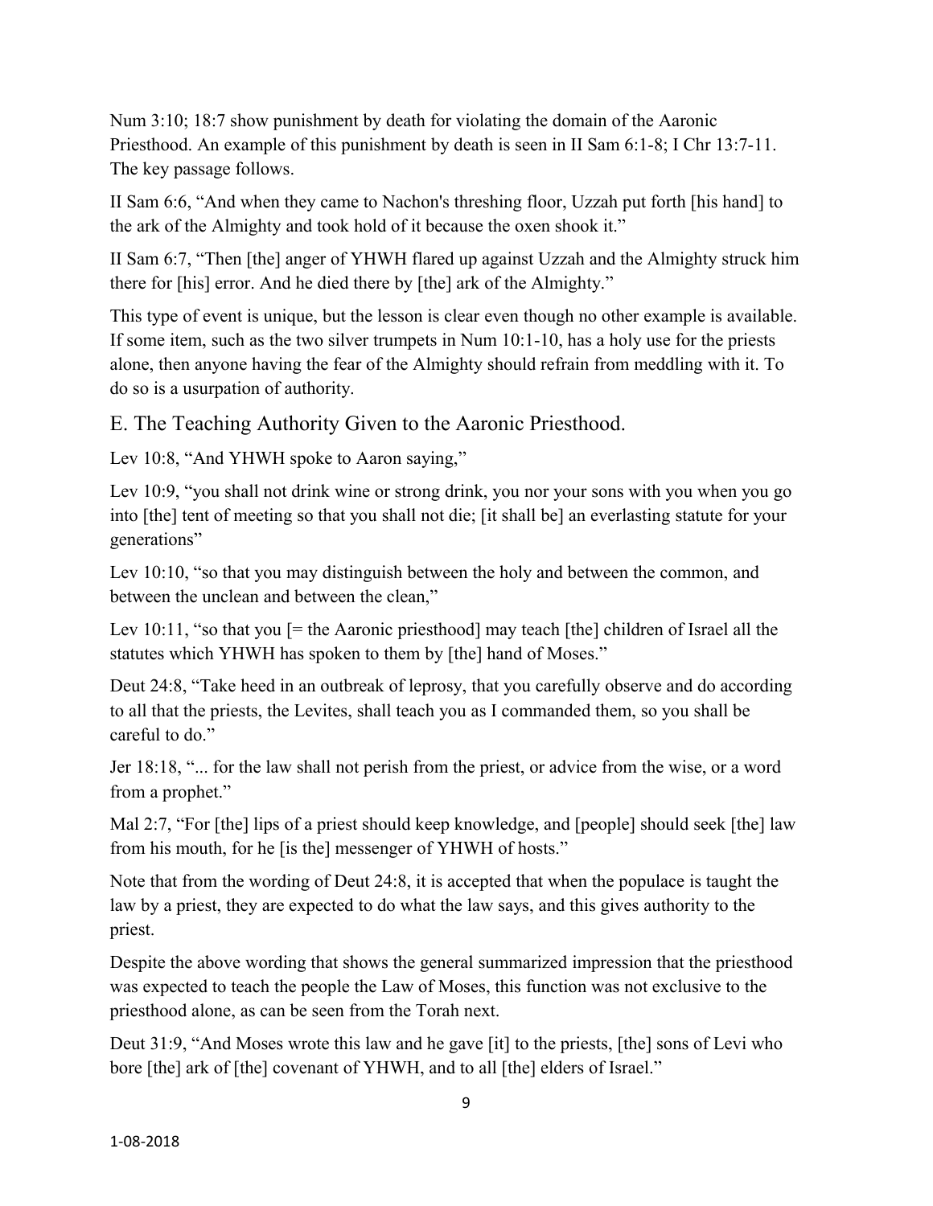Num 3:10; 18:7 show punishment by death for violating the domain of the Aaronic Priesthood. An example of this punishment by death is seen in II Sam 6:1-8; I Chr 13:7-11. The key passage follows.

II Sam 6:6, "And when they came to Nachon's threshing floor, Uzzah put forth [his hand] to the ark of the Almighty and took hold of it because the oxen shook it."

II Sam 6:7, "Then [the] anger of YHWH flared up against Uzzah and the Almighty struck him there for [his] error. And he died there by [the] ark of the Almighty."

This type of event is unique, but the lesson is clear even though no other example is available. If some item, such as the two silver trumpets in Num 10:1-10, has a holy use for the priests alone, then anyone having the fear of the Almighty should refrain from meddling with it. To do so is a usurpation of authority.

## E. The Teaching Authority Given to the Aaronic Priesthood.

Lev 10:8, "And YHWH spoke to Aaron saying,"

Lev 10:9, "you shall not drink wine or strong drink, you nor your sons with you when you go into [the] tent of meeting so that you shall not die; [it shall be] an everlasting statute for your generations"

Lev 10:10, "so that you may distinguish between the holy and between the common, and between the unclean and between the clean,"

Lev 10:11, "so that you [= the Aaronic priesthood] may teach [the] children of Israel all the statutes which YHWH has spoken to them by [the] hand of Moses."

Deut 24:8, "Take heed in an outbreak of leprosy, that you carefully observe and do according to all that the priests, the Levites, shall teach you as I commanded them, so you shall be careful to do."

Jer 18:18, "... for the law shall not perish from the priest, or advice from the wise, or a word from a prophet."

Mal 2:7, "For [the] lips of a priest should keep knowledge, and [people] should seek [the] law from his mouth, for he [is the] messenger of YHWH of hosts."

Note that from the wording of Deut 24:8, it is accepted that when the populace is taught the law by a priest, they are expected to do what the law says, and this gives authority to the priest.

Despite the above wording that shows the general summarized impression that the priesthood was expected to teach the people the Law of Moses, this function was not exclusive to the priesthood alone, as can be seen from the Torah next.

Deut 31:9, "And Moses wrote this law and he gave [it] to the priests, [the] sons of Levi who bore [the] ark of [the] covenant of YHWH, and to all [the] elders of Israel."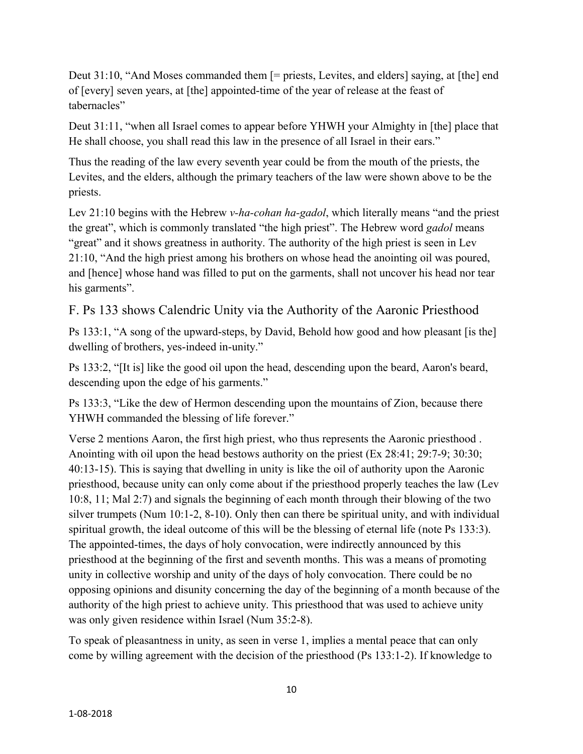Deut 31:10, "And Moses commanded them [= priests, Levites, and elders] saying, at [the] end of [every] seven years, at [the] appointed-time of the year of release at the feast of tabernacles"

Deut 31:11, "when all Israel comes to appear before YHWH your Almighty in [the] place that He shall choose, you shall read this law in the presence of all Israel in their ears."

Thus the reading of the law every seventh year could be from the mouth of the priests, the Levites, and the elders, although the primary teachers of the law were shown above to be the priests.

Lev 21:10 begins with the Hebrew *v-ha-cohan ha-gadol*, which literally means "and the priest the great", which is commonly translated "the high priest". The Hebrew word *gadol* means "great" and it shows greatness in authority. The authority of the high priest is seen in Lev 21:10, "And the high priest among his brothers on whose head the anointing oil was poured, and [hence] whose hand was filled to put on the garments, shall not uncover his head nor tear his garments".

## F. Ps 133 shows Calendric Unity via the Authority of the Aaronic Priesthood

Ps 133:1, "A song of the upward-steps, by David, Behold how good and how pleasant [is the] dwelling of brothers, yes-indeed in-unity."

Ps 133:2, "[It is] like the good oil upon the head, descending upon the beard, Aaron's beard, descending upon the edge of his garments."

Ps 133:3, "Like the dew of Hermon descending upon the mountains of Zion, because there YHWH commanded the blessing of life forever."

Verse 2 mentions Aaron, the first high priest, who thus represents the Aaronic priesthood . Anointing with oil upon the head bestows authority on the priest (Ex 28:41; 29:7-9; 30:30; 40:13-15). This is saying that dwelling in unity is like the oil of authority upon the Aaronic priesthood, because unity can only come about if the priesthood properly teaches the law (Lev 10:8, 11; Mal 2:7) and signals the beginning of each month through their blowing of the two silver trumpets (Num 10:1-2, 8-10). Only then can there be spiritual unity, and with individual spiritual growth, the ideal outcome of this will be the blessing of eternal life (note Ps 133:3). The appointed-times, the days of holy convocation, were indirectly announced by this priesthood at the beginning of the first and seventh months. This was a means of promoting unity in collective worship and unity of the days of holy convocation. There could be no opposing opinions and disunity concerning the day of the beginning of a month because of the authority of the high priest to achieve unity. This priesthood that was used to achieve unity was only given residence within Israel (Num 35:2-8).

To speak of pleasantness in unity, as seen in verse 1, implies a mental peace that can only come by willing agreement with the decision of the priesthood (Ps 133:1-2). If knowledge to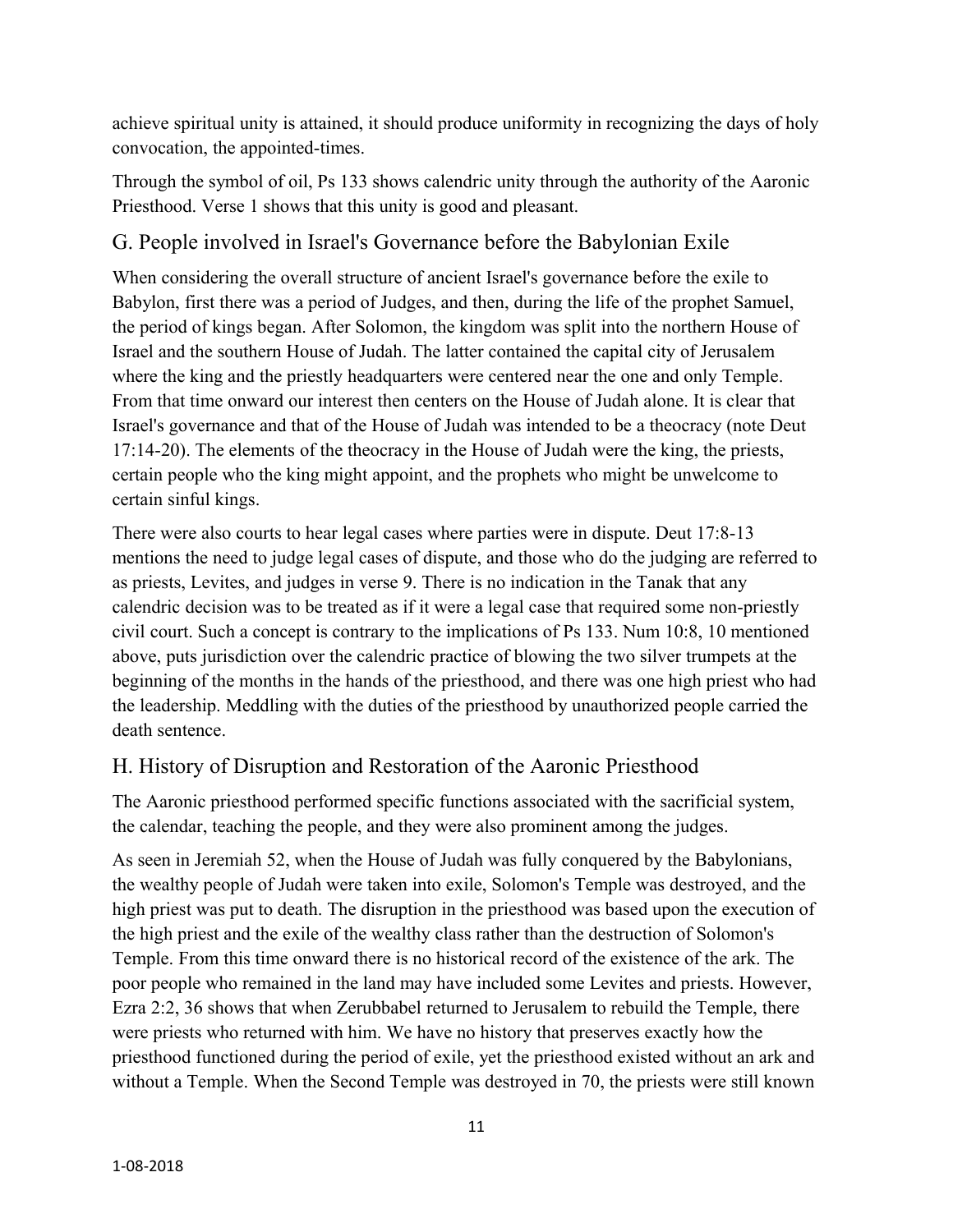achieve spiritual unity is attained, it should produce uniformity in recognizing the days of holy convocation, the appointed-times.

Through the symbol of oil, Ps 133 shows calendric unity through the authority of the Aaronic Priesthood. Verse 1 shows that this unity is good and pleasant.

## G. People involved in Israel's Governance before the Babylonian Exile

When considering the overall structure of ancient Israel's governance before the exile to Babylon, first there was a period of Judges, and then, during the life of the prophet Samuel, the period of kings began. After Solomon, the kingdom was split into the northern House of Israel and the southern House of Judah. The latter contained the capital city of Jerusalem where the king and the priestly headquarters were centered near the one and only Temple. From that time onward our interest then centers on the House of Judah alone. It is clear that Israel's governance and that of the House of Judah was intended to be a theocracy (note Deut 17:14-20). The elements of the theocracy in the House of Judah were the king, the priests, certain people who the king might appoint, and the prophets who might be unwelcome to certain sinful kings.

There were also courts to hear legal cases where parties were in dispute. Deut 17:8-13 mentions the need to judge legal cases of dispute, and those who do the judging are referred to as priests, Levites, and judges in verse 9. There is no indication in the Tanak that any calendric decision was to be treated as if it were a legal case that required some non-priestly civil court. Such a concept is contrary to the implications of Ps 133. Num 10:8, 10 mentioned above, puts jurisdiction over the calendric practice of blowing the two silver trumpets at the beginning of the months in the hands of the priesthood, and there was one high priest who had the leadership. Meddling with the duties of the priesthood by unauthorized people carried the death sentence.

## H. History of Disruption and Restoration of the Aaronic Priesthood

The Aaronic priesthood performed specific functions associated with the sacrificial system, the calendar, teaching the people, and they were also prominent among the judges.

As seen in Jeremiah 52, when the House of Judah was fully conquered by the Babylonians, the wealthy people of Judah were taken into exile, Solomon's Temple was destroyed, and the high priest was put to death. The disruption in the priesthood was based upon the execution of the high priest and the exile of the wealthy class rather than the destruction of Solomon's Temple. From this time onward there is no historical record of the existence of the ark. The poor people who remained in the land may have included some Levites and priests. However, Ezra 2:2, 36 shows that when Zerubbabel returned to Jerusalem to rebuild the Temple, there were priests who returned with him. We have no history that preserves exactly how the priesthood functioned during the period of exile, yet the priesthood existed without an ark and without a Temple. When the Second Temple was destroyed in 70, the priests were still known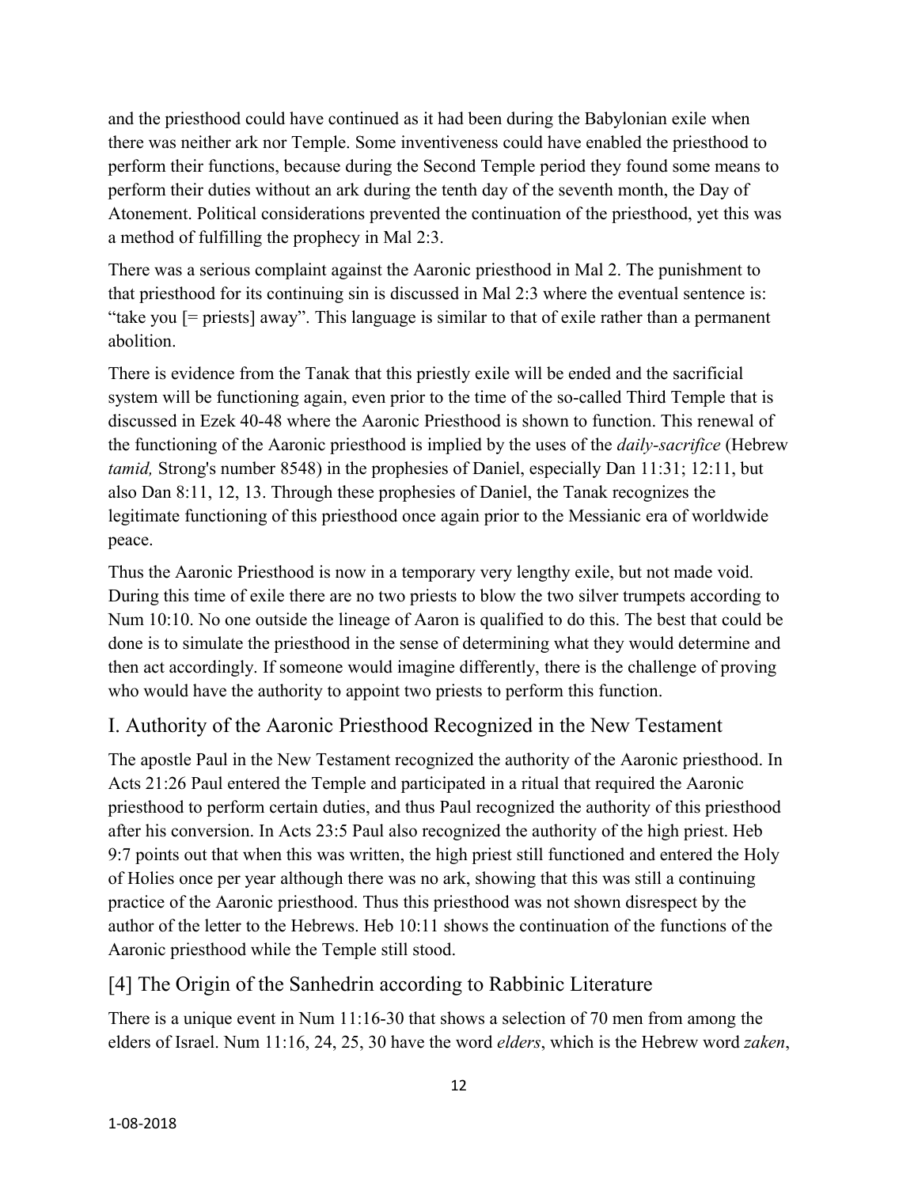and the priesthood could have continued as it had been during the Babylonian exile when there was neither ark nor Temple. Some inventiveness could have enabled the priesthood to perform their functions, because during the Second Temple period they found some means to perform their duties without an ark during the tenth day of the seventh month, the Day of Atonement. Political considerations prevented the continuation of the priesthood, yet this was a method of fulfilling the prophecy in Mal 2:3.

There was a serious complaint against the Aaronic priesthood in Mal 2. The punishment to that priesthood for its continuing sin is discussed in Mal 2:3 where the eventual sentence is: "take you [= priests] away". This language is similar to that of exile rather than a permanent abolition.

There is evidence from the Tanak that this priestly exile will be ended and the sacrificial system will be functioning again, even prior to the time of the so-called Third Temple that is discussed in Ezek 40-48 where the Aaronic Priesthood is shown to function. This renewal of the functioning of the Aaronic priesthood is implied by the uses of the *daily-sacrifice* (Hebrew *tamid,* Strong's number 8548) in the prophesies of Daniel, especially Dan 11:31; 12:11, but also Dan 8:11, 12, 13. Through these prophesies of Daniel, the Tanak recognizes the legitimate functioning of this priesthood once again prior to the Messianic era of worldwide peace.

Thus the Aaronic Priesthood is now in a temporary very lengthy exile, but not made void. During this time of exile there are no two priests to blow the two silver trumpets according to Num 10:10. No one outside the lineage of Aaron is qualified to do this. The best that could be done is to simulate the priesthood in the sense of determining what they would determine and then act accordingly. If someone would imagine differently, there is the challenge of proving who would have the authority to appoint two priests to perform this function.

## I. Authority of the Aaronic Priesthood Recognized in the New Testament

The apostle Paul in the New Testament recognized the authority of the Aaronic priesthood. In Acts 21:26 Paul entered the Temple and participated in a ritual that required the Aaronic priesthood to perform certain duties, and thus Paul recognized the authority of this priesthood after his conversion. In Acts 23:5 Paul also recognized the authority of the high priest. Heb 9:7 points out that when this was written, the high priest still functioned and entered the Holy of Holies once per year although there was no ark, showing that this was still a continuing practice of the Aaronic priesthood. Thus this priesthood was not shown disrespect by the author of the letter to the Hebrews. Heb 10:11 shows the continuation of the functions of the Aaronic priesthood while the Temple still stood.

## [4] The Origin of the Sanhedrin according to Rabbinic Literature

There is a unique event in Num 11:16-30 that shows a selection of 70 men from among the elders of Israel. Num 11:16, 24, 25, 30 have the word *elders*, which is the Hebrew word *zaken*,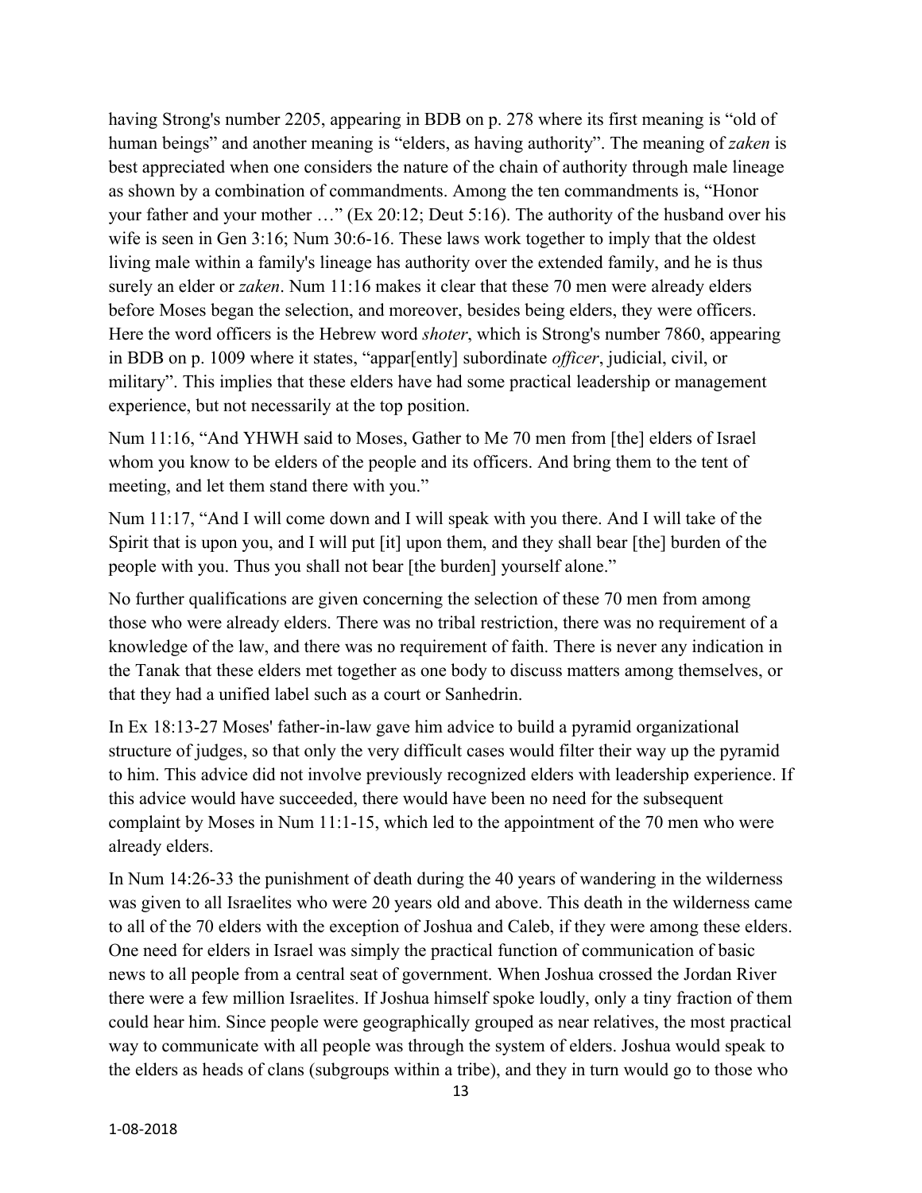having Strong's number 2205, appearing in BDB on p. 278 where its first meaning is "old of human beings" and another meaning is "elders, as having authority". The meaning of *zaken* is best appreciated when one considers the nature of the chain of authority through male lineage as shown by a combination of commandments. Among the ten commandments is, "Honor your father and your mother …" (Ex 20:12; Deut 5:16). The authority of the husband over his wife is seen in Gen 3:16; Num 30:6-16. These laws work together to imply that the oldest living male within a family's lineage has authority over the extended family, and he is thus surely an elder or *zaken*. Num 11:16 makes it clear that these 70 men were already elders before Moses began the selection, and moreover, besides being elders, they were officers. Here the word officers is the Hebrew word *shoter*, which is Strong's number 7860, appearing in BDB on p. 1009 where it states, "appar[ently] subordinate *officer*, judicial, civil, or military". This implies that these elders have had some practical leadership or management experience, but not necessarily at the top position.

Num 11:16, "And YHWH said to Moses, Gather to Me 70 men from [the] elders of Israel whom you know to be elders of the people and its officers. And bring them to the tent of meeting, and let them stand there with you."

Num 11:17, "And I will come down and I will speak with you there. And I will take of the Spirit that is upon you, and I will put [it] upon them, and they shall bear [the] burden of the people with you. Thus you shall not bear [the burden] yourself alone."

No further qualifications are given concerning the selection of these 70 men from among those who were already elders. There was no tribal restriction, there was no requirement of a knowledge of the law, and there was no requirement of faith. There is never any indication in the Tanak that these elders met together as one body to discuss matters among themselves, or that they had a unified label such as a court or Sanhedrin.

In Ex 18:13-27 Moses' father-in-law gave him advice to build a pyramid organizational structure of judges, so that only the very difficult cases would filter their way up the pyramid to him. This advice did not involve previously recognized elders with leadership experience. If this advice would have succeeded, there would have been no need for the subsequent complaint by Moses in Num 11:1-15, which led to the appointment of the 70 men who were already elders.

In Num 14:26-33 the punishment of death during the 40 years of wandering in the wilderness was given to all Israelites who were 20 years old and above. This death in the wilderness came to all of the 70 elders with the exception of Joshua and Caleb, if they were among these elders. One need for elders in Israel was simply the practical function of communication of basic news to all people from a central seat of government. When Joshua crossed the Jordan River there were a few million Israelites. If Joshua himself spoke loudly, only a tiny fraction of them could hear him. Since people were geographically grouped as near relatives, the most practical way to communicate with all people was through the system of elders. Joshua would speak to the elders as heads of clans (subgroups within a tribe), and they in turn would go to those who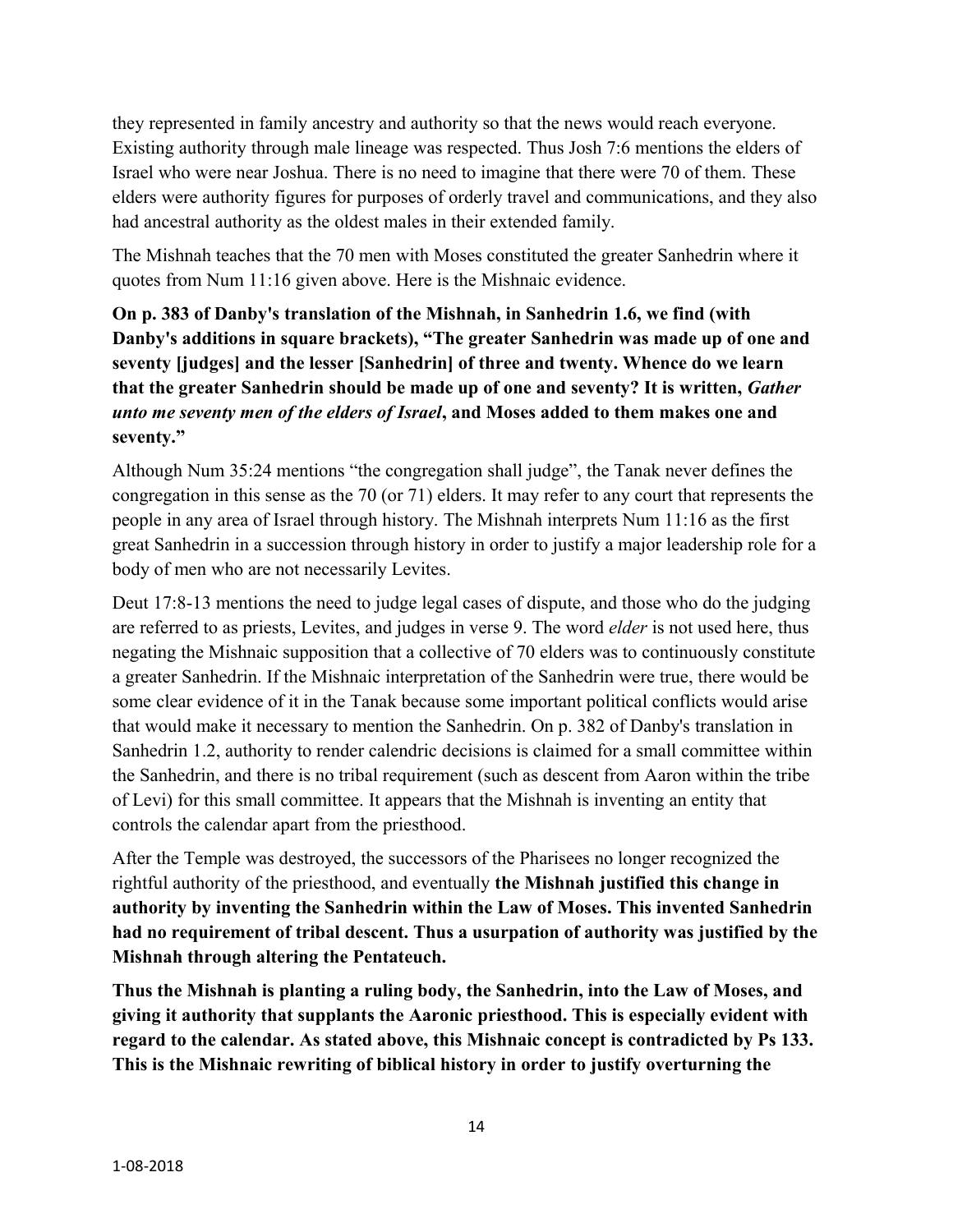they represented in family ancestry and authority so that the news would reach everyone. Existing authority through male lineage was respected. Thus Josh 7:6 mentions the elders of Israel who were near Joshua. There is no need to imagine that there were 70 of them. These elders were authority figures for purposes of orderly travel and communications, and they also had ancestral authority as the oldest males in their extended family.

The Mishnah teaches that the 70 men with Moses constituted the greater Sanhedrin where it quotes from Num 11:16 given above. Here is the Mishnaic evidence.

**On p. 383 of Danby's translation of the Mishnah, in Sanhedrin 1.6, we find (with Danby's additions in square brackets), "The greater Sanhedrin was made up of one and seventy [judges] and the lesser [Sanhedrin] of three and twenty. Whence do we learn that the greater Sanhedrin should be made up of one and seventy? It is written, *Gather unto me seventy men of the elders of Israel*, and Moses added to them makes one and seventy."**

Although Num 35:24 mentions "the congregation shall judge", the Tanak never defines the congregation in this sense as the 70 (or 71) elders. It may refer to any court that represents the people in any area of Israel through history. The Mishnah interprets Num 11:16 as the first great Sanhedrin in a succession through history in order to justify a major leadership role for a body of men who are not necessarily Levites.

Deut 17:8-13 mentions the need to judge legal cases of dispute, and those who do the judging are referred to as priests, Levites, and judges in verse 9. The word *elder* is not used here, thus negating the Mishnaic supposition that a collective of 70 elders was to continuously constitute a greater Sanhedrin. If the Mishnaic interpretation of the Sanhedrin were true, there would be some clear evidence of it in the Tanak because some important political conflicts would arise that would make it necessary to mention the Sanhedrin. On p. 382 of Danby's translation in Sanhedrin 1.2, authority to render calendric decisions is claimed for a small committee within the Sanhedrin, and there is no tribal requirement (such as descent from Aaron within the tribe of Levi) for this small committee. It appears that the Mishnah is inventing an entity that controls the calendar apart from the priesthood.

After the Temple was destroyed, the successors of the Pharisees no longer recognized the rightful authority of the priesthood, and eventually **the Mishnah justified this change in authority by inventing the Sanhedrin within the Law of Moses. This invented Sanhedrin had no requirement of tribal descent. Thus a usurpation of authority was justified by the Mishnah through altering the Pentateuch.**

**Thus the Mishnah is planting a ruling body, the Sanhedrin, into the Law of Moses, and giving it authority that supplants the Aaronic priesthood. This is especially evident with regard to the calendar. As stated above, this Mishnaic concept is contradicted by Ps 133. This is the Mishnaic rewriting of biblical history in order to justify overturning the**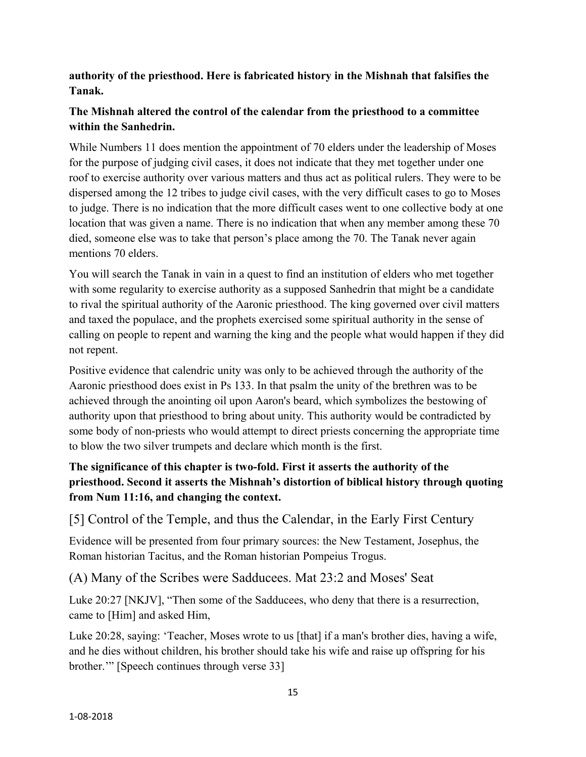**authority of the priesthood. Here is fabricated history in the Mishnah that falsifies the Tanak.**

**The Mishnah altered the control of the calendar from the priesthood to a committee within the Sanhedrin.**

While Numbers 11 does mention the appointment of 70 elders under the leadership of Moses for the purpose of judging civil cases, it does not indicate that they met together under one roof to exercise authority over various matters and thus act as political rulers. They were to be dispersed among the 12 tribes to judge civil cases, with the very difficult cases to go to Moses to judge. There is no indication that the more difficult cases went to one collective body at one location that was given a name. There is no indication that when any member among these 70 died, someone else was to take that person's place among the 70. The Tanak never again mentions 70 elders.

You will search the Tanak in vain in a quest to find an institution of elders who met together with some regularity to exercise authority as a supposed Sanhedrin that might be a candidate to rival the spiritual authority of the Aaronic priesthood. The king governed over civil matters and taxed the populace, and the prophets exercised some spiritual authority in the sense of calling on people to repent and warning the king and the people what would happen if they did not repent.

Positive evidence that calendric unity was only to be achieved through the authority of the Aaronic priesthood does exist in Ps 133. In that psalm the unity of the brethren was to be achieved through the anointing oil upon Aaron's beard, which symbolizes the bestowing of authority upon that priesthood to bring about unity. This authority would be contradicted by some body of non-priests who would attempt to direct priests concerning the appropriate time to blow the two silver trumpets and declare which month is the first.

**The significance of this chapter is two-fold. First it asserts the authority of the priesthood. Second it asserts the Mishnah's distortion of biblical history through quoting from Num 11:16, and changing the context.**

## [5] Control of the Temple, and thus the Calendar, in the Early First Century

Evidence will be presented from four primary sources: the New Testament, Josephus, the Roman historian Tacitus, and the Roman historian Pompeius Trogus.

### (A) Many of the Scribes were Sadducees. Mat 23:2 and Moses' Seat

Luke 20:27 [NKJV], "Then some of the Sadducees, who deny that there is a resurrection, came to [Him] and asked Him,

Luke 20:28, saying: 'Teacher, Moses wrote to us [that] if a man's brother dies, having a wife, and he dies without children, his brother should take his wife and raise up offspring for his brother.'" [Speech continues through verse 33]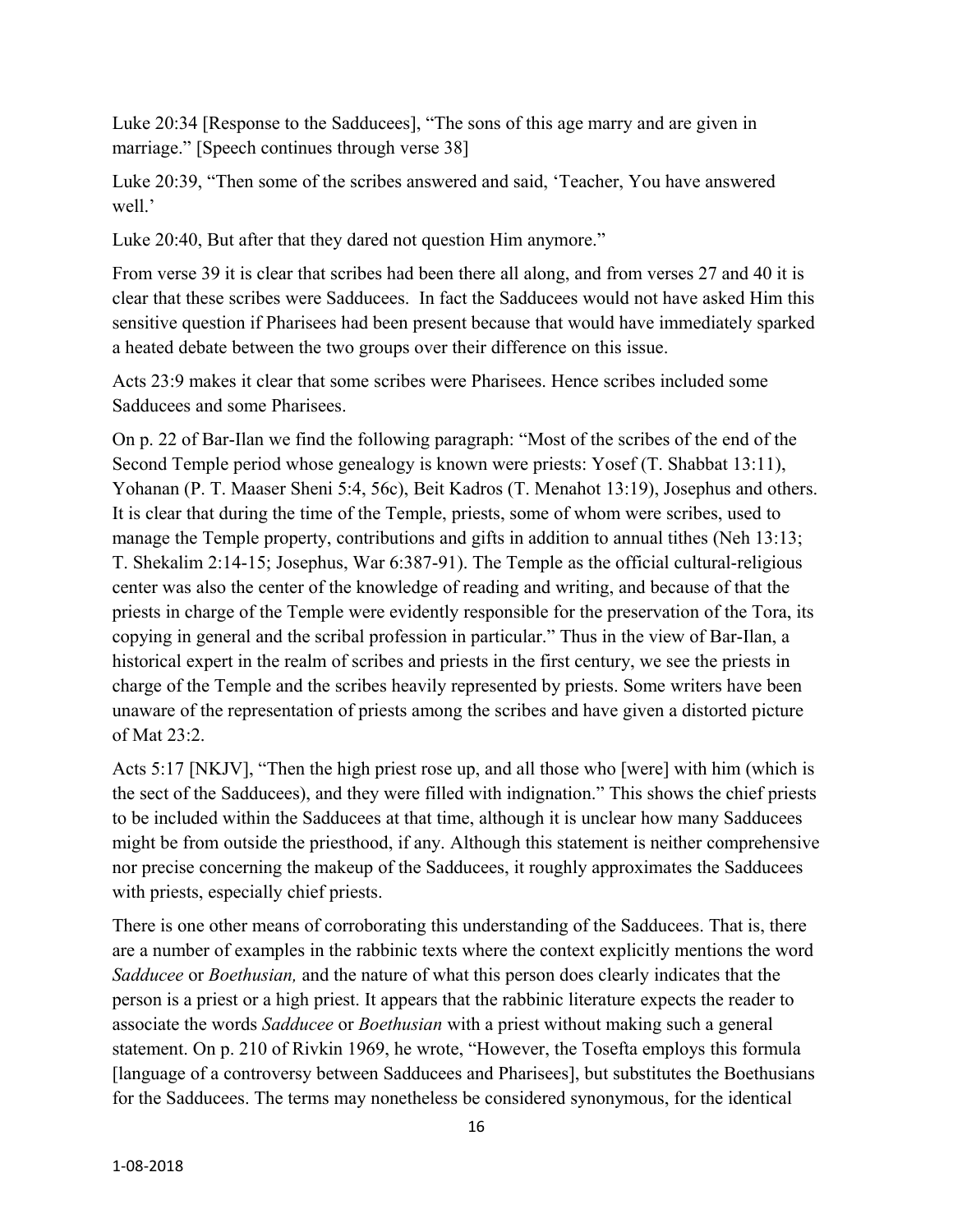Luke 20:34 [Response to the Sadducees], "The sons of this age marry and are given in marriage." [Speech continues through verse 38]

Luke 20:39, "Then some of the scribes answered and said, 'Teacher, You have answered well.'

Luke 20:40, But after that they dared not question Him anymore."

From verse 39 it is clear that scribes had been there all along, and from verses 27 and 40 it is clear that these scribes were Sadducees. In fact the Sadducees would not have asked Him this sensitive question if Pharisees had been present because that would have immediately sparked a heated debate between the two groups over their difference on this issue.

Acts 23:9 makes it clear that some scribes were Pharisees. Hence scribes included some Sadducees and some Pharisees.

On p. 22 of Bar-Ilan we find the following paragraph: "Most of the scribes of the end of the Second Temple period whose genealogy is known were priests: Yosef (T. Shabbat 13:11), Yohanan (P. T. Maaser Sheni 5:4, 56c), Beit Kadros (T. Menahot 13:19), Josephus and others. It is clear that during the time of the Temple, priests, some of whom were scribes, used to manage the Temple property, contributions and gifts in addition to annual tithes (Neh 13:13; T. Shekalim 2:14-15; Josephus, War 6:387-91). The Temple as the official cultural-religious center was also the center of the knowledge of reading and writing, and because of that the priests in charge of the Temple were evidently responsible for the preservation of the Tora, its copying in general and the scribal profession in particular." Thus in the view of Bar-Ilan, a historical expert in the realm of scribes and priests in the first century, we see the priests in charge of the Temple and the scribes heavily represented by priests. Some writers have been unaware of the representation of priests among the scribes and have given a distorted picture of Mat 23:2.

Acts 5:17 [NKJV], "Then the high priest rose up, and all those who [were] with him (which is the sect of the Sadducees), and they were filled with indignation." This shows the chief priests to be included within the Sadducees at that time, although it is unclear how many Sadducees might be from outside the priesthood, if any. Although this statement is neither comprehensive nor precise concerning the makeup of the Sadducees, it roughly approximates the Sadducees with priests, especially chief priests.

There is one other means of corroborating this understanding of the Sadducees. That is, there are a number of examples in the rabbinic texts where the context explicitly mentions the word *Sadducee* or *Boethusian,* and the nature of what this person does clearly indicates that the person is a priest or a high priest. It appears that the rabbinic literature expects the reader to associate the words *Sadducee* or *Boethusian* with a priest without making such a general statement. On p. 210 of Rivkin 1969, he wrote, "However, the Tosefta employs this formula [language of a controversy between Sadducees and Pharisees], but substitutes the Boethusians for the Sadducees. The terms may nonetheless be considered synonymous, for the identical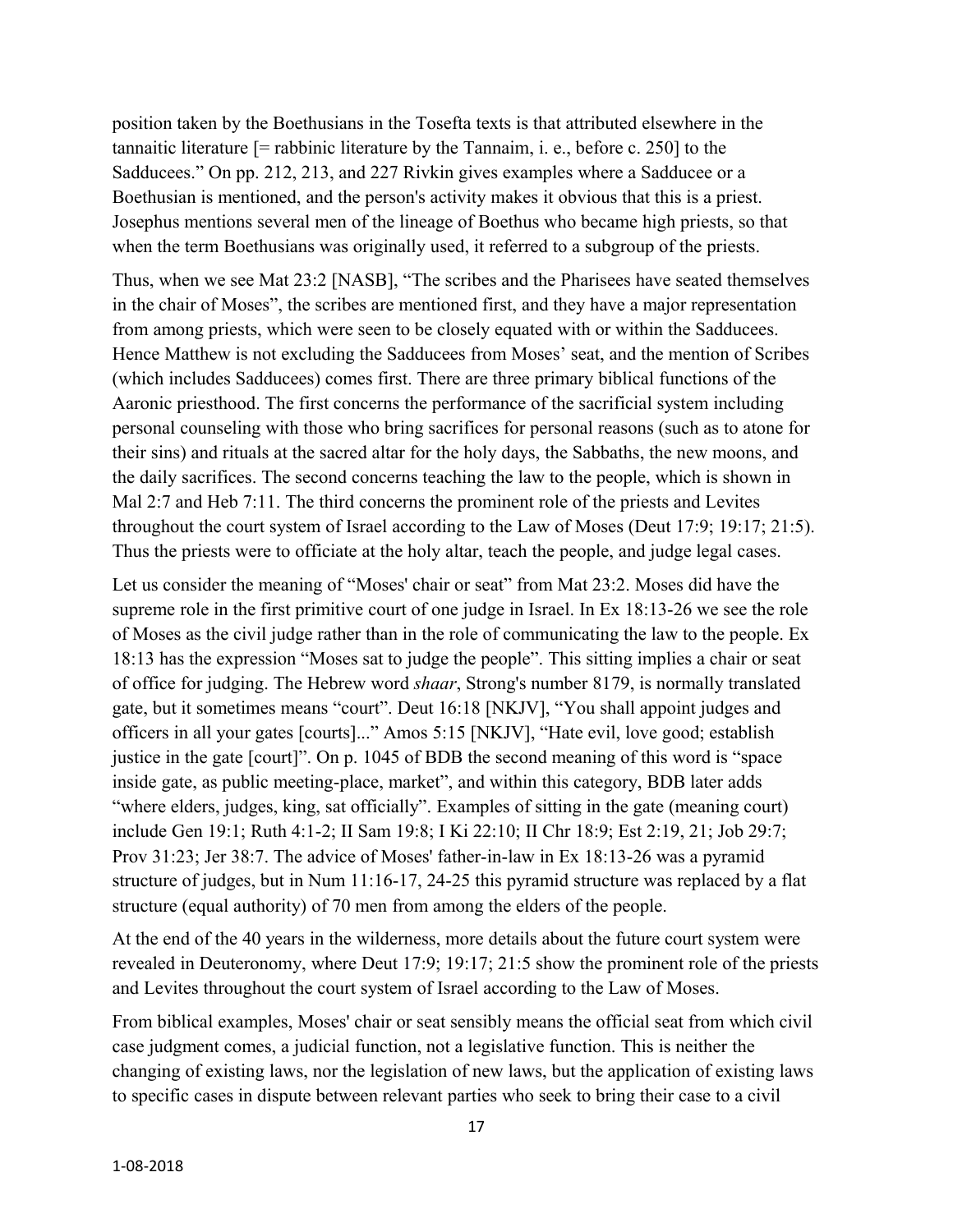position taken by the Boethusians in the Tosefta texts is that attributed elsewhere in the tannaitic literature [= rabbinic literature by the Tannaim, i. e., before c. 250] to the Sadducees." On pp. 212, 213, and 227 Rivkin gives examples where a Sadducee or a Boethusian is mentioned, and the person's activity makes it obvious that this is a priest. Josephus mentions several men of the lineage of Boethus who became high priests, so that when the term Boethusians was originally used, it referred to a subgroup of the priests.

Thus, when we see Mat 23:2 [NASB], "The scribes and the Pharisees have seated themselves in the chair of Moses", the scribes are mentioned first, and they have a major representation from among priests, which were seen to be closely equated with or within the Sadducees. Hence Matthew is not excluding the Sadducees from Moses' seat, and the mention of Scribes (which includes Sadducees) comes first. There are three primary biblical functions of the Aaronic priesthood. The first concerns the performance of the sacrificial system including personal counseling with those who bring sacrifices for personal reasons (such as to atone for their sins) and rituals at the sacred altar for the holy days, the Sabbaths, the new moons, and the daily sacrifices. The second concerns teaching the law to the people, which is shown in Mal 2:7 and Heb 7:11. The third concerns the prominent role of the priests and Levites throughout the court system of Israel according to the Law of Moses (Deut 17:9; 19:17; 21:5). Thus the priests were to officiate at the holy altar, teach the people, and judge legal cases.

Let us consider the meaning of "Moses' chair or seat" from Mat 23:2. Moses did have the supreme role in the first primitive court of one judge in Israel. In Ex 18:13-26 we see the role of Moses as the civil judge rather than in the role of communicating the law to the people. Ex 18:13 has the expression "Moses sat to judge the people". This sitting implies a chair or seat of office for judging. The Hebrew word *shaar*, Strong's number 8179, is normally translated gate, but it sometimes means "court". Deut 16:18 [NKJV], "You shall appoint judges and officers in all your gates [courts]..." Amos 5:15 [NKJV], "Hate evil, love good; establish justice in the gate [court]". On p. 1045 of BDB the second meaning of this word is "space inside gate, as public meeting-place, market", and within this category, BDB later adds "where elders, judges, king, sat officially". Examples of sitting in the gate (meaning court) include Gen 19:1; Ruth 4:1-2; II Sam 19:8; I Ki 22:10; II Chr 18:9; Est 2:19, 21; Job 29:7; Prov 31:23; Jer 38:7. The advice of Moses' father-in-law in Ex 18:13-26 was a pyramid structure of judges, but in Num 11:16-17, 24-25 this pyramid structure was replaced by a flat structure (equal authority) of 70 men from among the elders of the people.

At the end of the 40 years in the wilderness, more details about the future court system were revealed in Deuteronomy, where Deut 17:9; 19:17; 21:5 show the prominent role of the priests and Levites throughout the court system of Israel according to the Law of Moses.

From biblical examples, Moses' chair or seat sensibly means the official seat from which civil case judgment comes, a judicial function, not a legislative function. This is neither the changing of existing laws, nor the legislation of new laws, but the application of existing laws to specific cases in dispute between relevant parties who seek to bring their case to a civil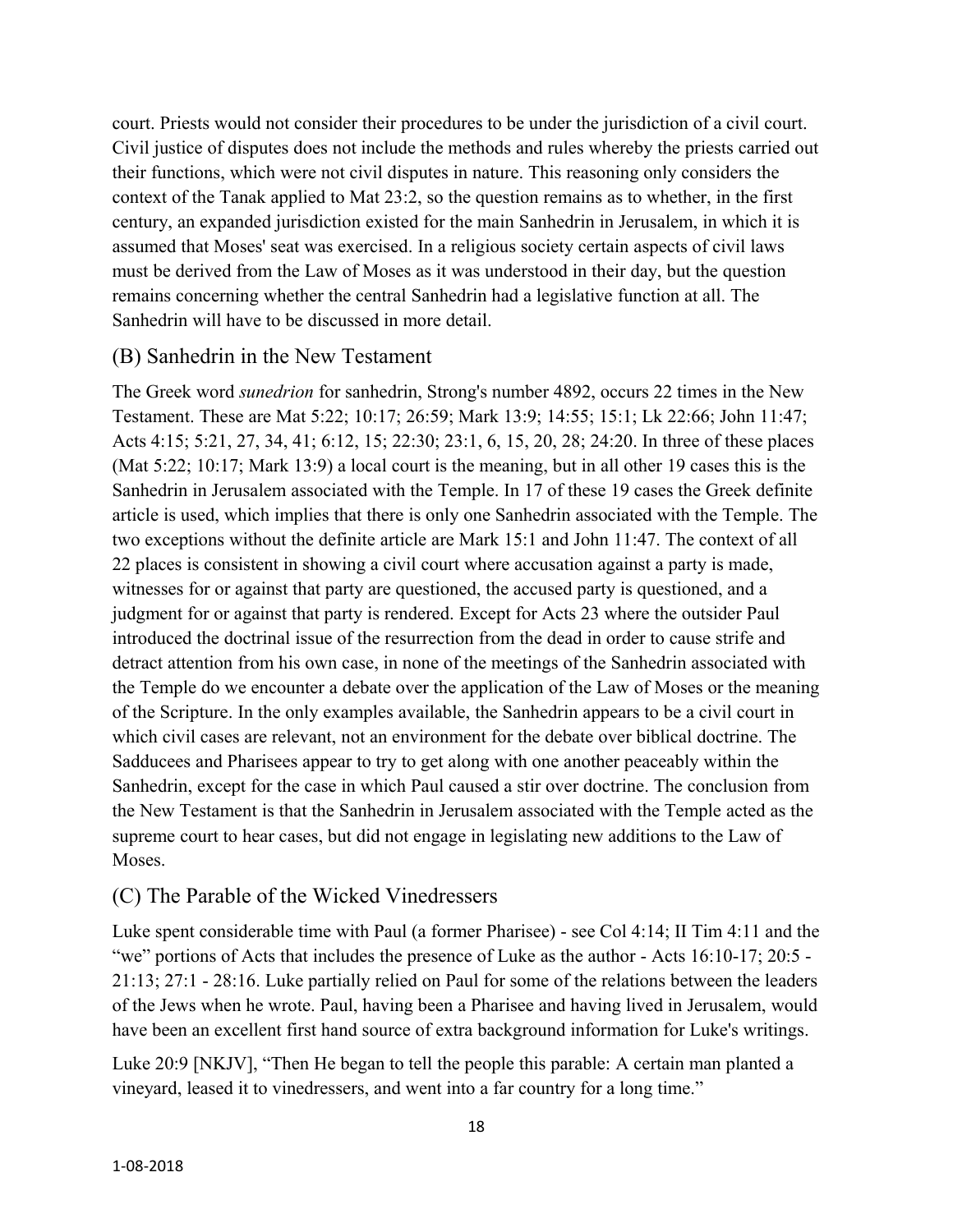court. Priests would not consider their procedures to be under the jurisdiction of a civil court. Civil justice of disputes does not include the methods and rules whereby the priests carried out their functions, which were not civil disputes in nature. This reasoning only considers the context of the Tanak applied to Mat 23:2, so the question remains as to whether, in the first century, an expanded jurisdiction existed for the main Sanhedrin in Jerusalem, in which it is assumed that Moses' seat was exercised. In a religious society certain aspects of civil laws must be derived from the Law of Moses as it was understood in their day, but the question remains concerning whether the central Sanhedrin had a legislative function at all. The Sanhedrin will have to be discussed in more detail.

## (B) Sanhedrin in the New Testament

The Greek word *sunedrion* for sanhedrin, Strong's number 4892, occurs 22 times in the New Testament. These are Mat 5:22; 10:17; 26:59; Mark 13:9; 14:55; 15:1; Lk 22:66; John 11:47; Acts 4:15; 5:21, 27, 34, 41; 6:12, 15; 22:30; 23:1, 6, 15, 20, 28; 24:20. In three of these places (Mat 5:22; 10:17; Mark 13:9) a local court is the meaning, but in all other 19 cases this is the Sanhedrin in Jerusalem associated with the Temple. In 17 of these 19 cases the Greek definite article is used, which implies that there is only one Sanhedrin associated with the Temple. The two exceptions without the definite article are Mark 15:1 and John 11:47. The context of all 22 places is consistent in showing a civil court where accusation against a party is made, witnesses for or against that party are questioned, the accused party is questioned, and a judgment for or against that party is rendered. Except for Acts 23 where the outsider Paul introduced the doctrinal issue of the resurrection from the dead in order to cause strife and detract attention from his own case, in none of the meetings of the Sanhedrin associated with the Temple do we encounter a debate over the application of the Law of Moses or the meaning of the Scripture. In the only examples available, the Sanhedrin appears to be a civil court in which civil cases are relevant, not an environment for the debate over biblical doctrine. The Sadducees and Pharisees appear to try to get along with one another peaceably within the Sanhedrin, except for the case in which Paul caused a stir over doctrine. The conclusion from the New Testament is that the Sanhedrin in Jerusalem associated with the Temple acted as the supreme court to hear cases, but did not engage in legislating new additions to the Law of Moses.

## (C) The Parable of the Wicked Vinedressers

Luke spent considerable time with Paul (a former Pharisee) - see Col 4:14; II Tim 4:11 and the "we" portions of Acts that includes the presence of Luke as the author - Acts 16:10-17; 20:5 - 21:13; 27:1 - 28:16. Luke partially relied on Paul for some of the relations between the leaders of the Jews when he wrote. Paul, having been a Pharisee and having lived in Jerusalem, would have been an excellent first hand source of extra background information for Luke's writings.

Luke 20:9 [NKJV], "Then He began to tell the people this parable: A certain man planted a vineyard, leased it to vinedressers, and went into a far country for a long time."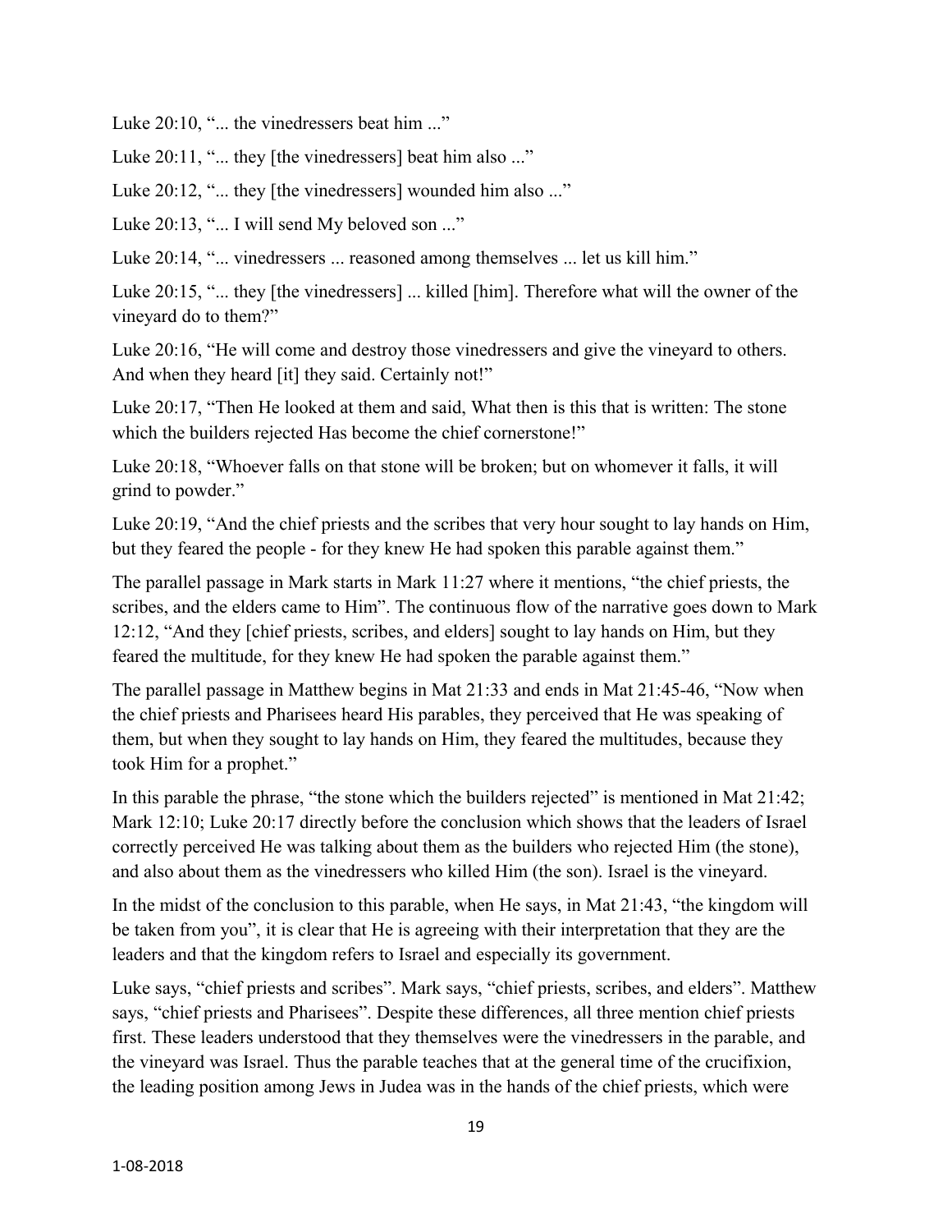Luke 20:10, "... the vinedressers beat him ..."

Luke 20:11, "... they [the vinedressers] beat him also ..."

Luke 20:12, "... they [the vinedressers] wounded him also ..."

Luke 20:13, "... I will send My beloved son ..."

Luke 20:14, "... vinedressers ... reasoned among themselves ... let us kill him."

Luke 20:15, "... they [the vinedressers] ... killed [him]. Therefore what will the owner of the vineyard do to them?"

Luke 20:16, "He will come and destroy those vinedressers and give the vineyard to others. And when they heard [it] they said. Certainly not!"

Luke 20:17, "Then He looked at them and said, What then is this that is written: The stone which the builders rejected Has become the chief cornerstone!"

Luke 20:18, "Whoever falls on that stone will be broken; but on whomever it falls, it will grind to powder."

Luke 20:19, "And the chief priests and the scribes that very hour sought to lay hands on Him, but they feared the people - for they knew He had spoken this parable against them."

The parallel passage in Mark starts in Mark 11:27 where it mentions, "the chief priests, the scribes, and the elders came to Him". The continuous flow of the narrative goes down to Mark 12:12, "And they [chief priests, scribes, and elders] sought to lay hands on Him, but they feared the multitude, for they knew He had spoken the parable against them."

The parallel passage in Matthew begins in Mat 21:33 and ends in Mat 21:45-46, "Now when the chief priests and Pharisees heard His parables, they perceived that He was speaking of them, but when they sought to lay hands on Him, they feared the multitudes, because they took Him for a prophet."

In this parable the phrase, "the stone which the builders rejected" is mentioned in Mat 21:42; Mark 12:10; Luke 20:17 directly before the conclusion which shows that the leaders of Israel correctly perceived He was talking about them as the builders who rejected Him (the stone), and also about them as the vinedressers who killed Him (the son). Israel is the vineyard.

In the midst of the conclusion to this parable, when He says, in Mat 21:43, "the kingdom will be taken from you", it is clear that He is agreeing with their interpretation that they are the leaders and that the kingdom refers to Israel and especially its government.

Luke says, "chief priests and scribes". Mark says, "chief priests, scribes, and elders". Matthew says, "chief priests and Pharisees". Despite these differences, all three mention chief priests first. These leaders understood that they themselves were the vinedressers in the parable, and the vineyard was Israel. Thus the parable teaches that at the general time of the crucifixion, the leading position among Jews in Judea was in the hands of the chief priests, which were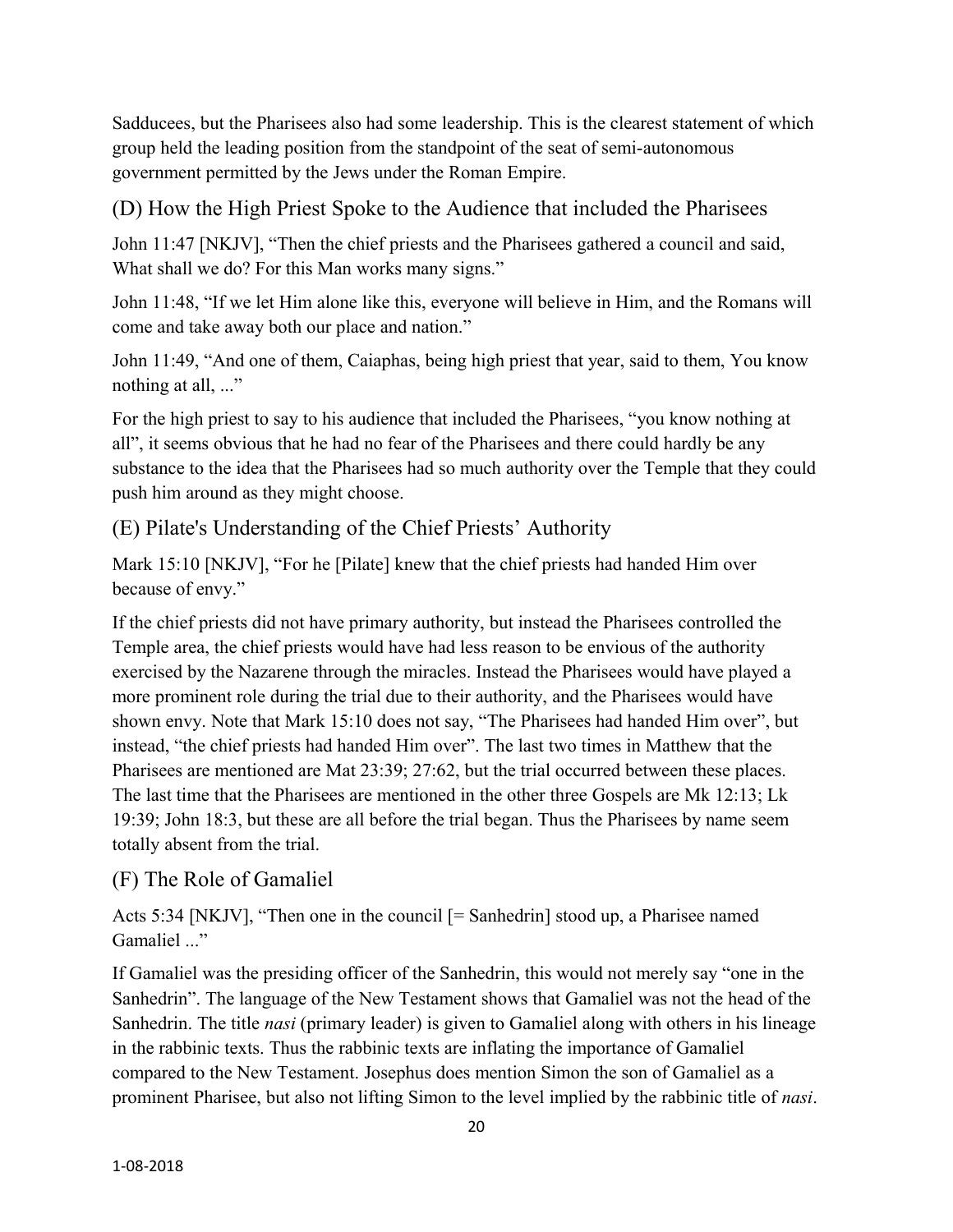Sadducees, but the Pharisees also had some leadership. This is the clearest statement of which group held the leading position from the standpoint of the seat of semi-autonomous government permitted by the Jews under the Roman Empire.

## (D) How the High Priest Spoke to the Audience that included the Pharisees

John 11:47 [NKJV], "Then the chief priests and the Pharisees gathered a council and said, What shall we do? For this Man works many signs."

John 11:48, "If we let Him alone like this, everyone will believe in Him, and the Romans will come and take away both our place and nation."

John 11:49, "And one of them, Caiaphas, being high priest that year, said to them, You know nothing at all, ..."

For the high priest to say to his audience that included the Pharisees, "you know nothing at all", it seems obvious that he had no fear of the Pharisees and there could hardly be any substance to the idea that the Pharisees had so much authority over the Temple that they could push him around as they might choose.

## (E) Pilate's Understanding of the Chief Priests' Authority

Mark 15:10 [NKJV], "For he [Pilate] knew that the chief priests had handed Him over because of envy."

If the chief priests did not have primary authority, but instead the Pharisees controlled the Temple area, the chief priests would have had less reason to be envious of the authority exercised by the Nazarene through the miracles. Instead the Pharisees would have played a more prominent role during the trial due to their authority, and the Pharisees would have shown envy. Note that Mark 15:10 does not say, "The Pharisees had handed Him over", but instead, "the chief priests had handed Him over". The last two times in Matthew that the Pharisees are mentioned are Mat 23:39; 27:62, but the trial occurred between these places. The last time that the Pharisees are mentioned in the other three Gospels are Mk 12:13; Lk 19:39; John 18:3, but these are all before the trial began. Thus the Pharisees by name seem totally absent from the trial.

## (F) The Role of Gamaliel

Acts 5:34 [NKJV], "Then one in the council [= Sanhedrin] stood up, a Pharisee named Gamaliel ..."

If Gamaliel was the presiding officer of the Sanhedrin, this would not merely say "one in the Sanhedrin". The language of the New Testament shows that Gamaliel was not the head of the Sanhedrin. The title *nasi* (primary leader) is given to Gamaliel along with others in his lineage in the rabbinic texts. Thus the rabbinic texts are inflating the importance of Gamaliel compared to the New Testament. Josephus does mention Simon the son of Gamaliel as a prominent Pharisee, but also not lifting Simon to the level implied by the rabbinic title of *nasi*.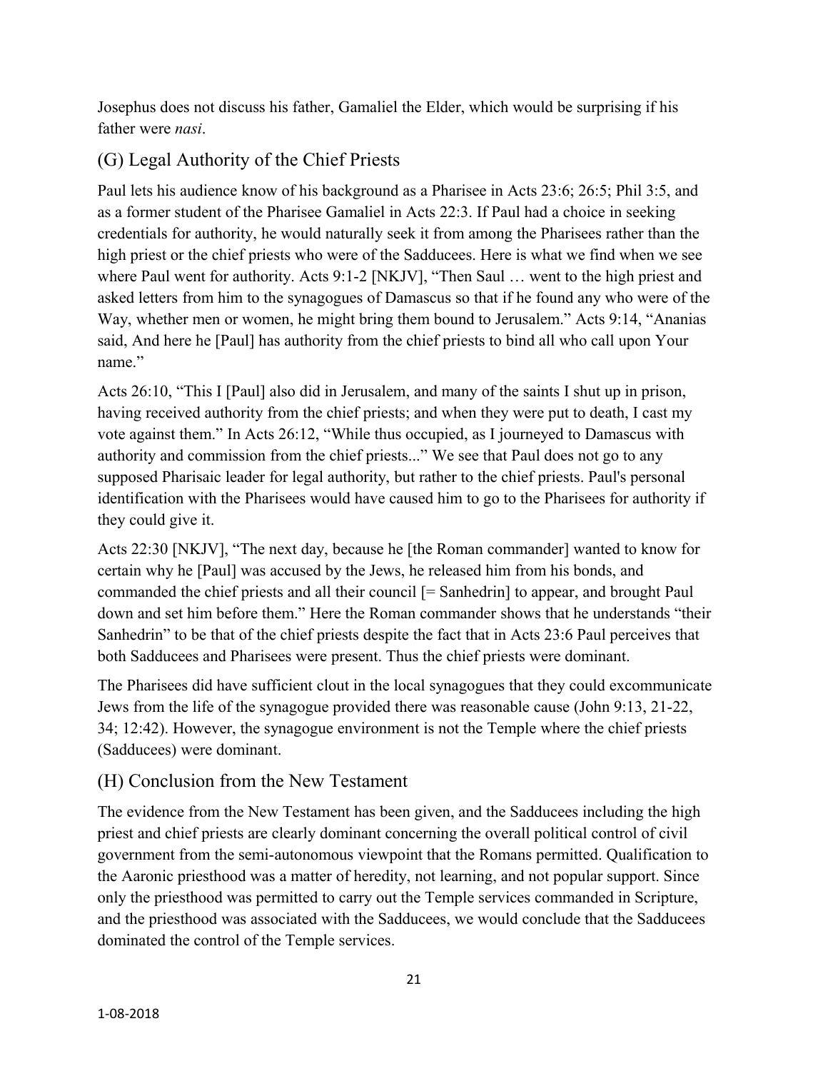Josephus does not discuss his father, Gamaliel the Elder, which would be surprising if his father were *nasi*.

## (G) Legal Authority of the Chief Priests

Paul lets his audience know of his background as a Pharisee in Acts 23:6; 26:5; Phil 3:5, and as a former student of the Pharisee Gamaliel in Acts 22:3. If Paul had a choice in seeking credentials for authority, he would naturally seek it from among the Pharisees rather than the high priest or the chief priests who were of the Sadducees. Here is what we find when we see where Paul went for authority. Acts 9:1-2 [NKJV], "Then Saul … went to the high priest and asked letters from him to the synagogues of Damascus so that if he found any who were of the Way, whether men or women, he might bring them bound to Jerusalem." Acts 9:14, "Ananias said, And here he [Paul] has authority from the chief priests to bind all who call upon Your name."

Acts 26:10, "This I [Paul] also did in Jerusalem, and many of the saints I shut up in prison, having received authority from the chief priests; and when they were put to death, I cast my vote against them." In Acts 26:12, "While thus occupied, as I journeyed to Damascus with authority and commission from the chief priests..." We see that Paul does not go to any supposed Pharisaic leader for legal authority, but rather to the chief priests. Paul's personal identification with the Pharisees would have caused him to go to the Pharisees for authority if they could give it.

Acts 22:30 [NKJV], "The next day, because he [the Roman commander] wanted to know for certain why he [Paul] was accused by the Jews, he released him from his bonds, and commanded the chief priests and all their council [= Sanhedrin] to appear, and brought Paul down and set him before them." Here the Roman commander shows that he understands "their Sanhedrin" to be that of the chief priests despite the fact that in Acts 23:6 Paul perceives that both Sadducees and Pharisees were present. Thus the chief priests were dominant.

The Pharisees did have sufficient clout in the local synagogues that they could excommunicate Jews from the life of the synagogue provided there was reasonable cause (John 9:13, 21-22, 34; 12:42). However, the synagogue environment is not the Temple where the chief priests (Sadducees) were dominant.

## (H) Conclusion from the New Testament

The evidence from the New Testament has been given, and the Sadducees including the high priest and chief priests are clearly dominant concerning the overall political control of civil government from the semi-autonomous viewpoint that the Romans permitted. Qualification to the Aaronic priesthood was a matter of heredity, not learning, and not popular support. Since only the priesthood was permitted to carry out the Temple services commanded in Scripture, and the priesthood was associated with the Sadducees, we would conclude that the Sadducees dominated the control of the Temple services.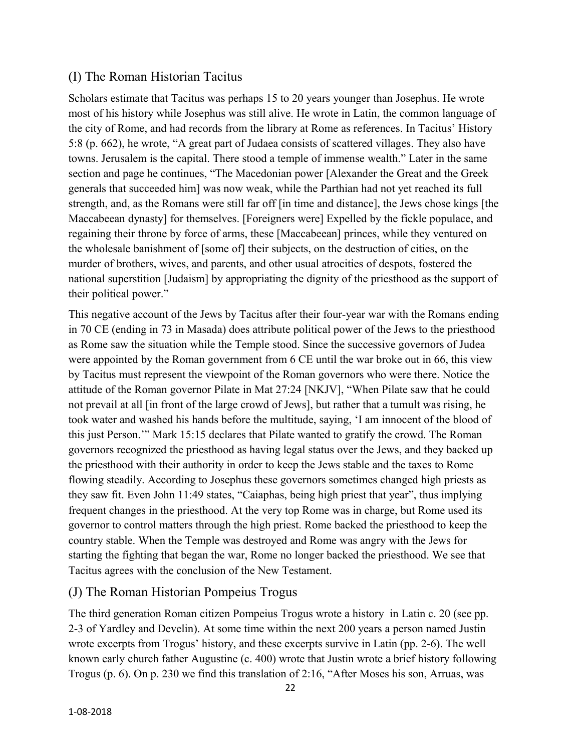## (I) The Roman Historian Tacitus

Scholars estimate that Tacitus was perhaps 15 to 20 years younger than Josephus. He wrote most of his history while Josephus was still alive. He wrote in Latin, the common language of the city of Rome, and had records from the library at Rome as references. In Tacitus' History 5:8 (p. 662), he wrote, "A great part of Judaea consists of scattered villages. They also have towns. Jerusalem is the capital. There stood a temple of immense wealth." Later in the same section and page he continues, "The Macedonian power [Alexander the Great and the Greek generals that succeeded him] was now weak, while the Parthian had not yet reached its full strength, and, as the Romans were still far off [in time and distance], the Jews chose kings [the Maccabeean dynasty] for themselves. [Foreigners were] Expelled by the fickle populace, and regaining their throne by force of arms, these [Maccabeean] princes, while they ventured on the wholesale banishment of [some of] their subjects, on the destruction of cities, on the murder of brothers, wives, and parents, and other usual atrocities of despots, fostered the national superstition [Judaism] by appropriating the dignity of the priesthood as the support of their political power."

This negative account of the Jews by Tacitus after their four-year war with the Romans ending in 70 CE (ending in 73 in Masada) does attribute political power of the Jews to the priesthood as Rome saw the situation while the Temple stood. Since the successive governors of Judea were appointed by the Roman government from 6 CE until the war broke out in 66, this view by Tacitus must represent the viewpoint of the Roman governors who were there. Notice the attitude of the Roman governor Pilate in Mat 27:24 [NKJV], "When Pilate saw that he could not prevail at all [in front of the large crowd of Jews], but rather that a tumult was rising, he took water and washed his hands before the multitude, saying, 'I am innocent of the blood of this just Person.'" Mark 15:15 declares that Pilate wanted to gratify the crowd. The Roman governors recognized the priesthood as having legal status over the Jews, and they backed up the priesthood with their authority in order to keep the Jews stable and the taxes to Rome flowing steadily. According to Josephus these governors sometimes changed high priests as they saw fit. Even John 11:49 states, "Caiaphas, being high priest that year", thus implying frequent changes in the priesthood. At the very top Rome was in charge, but Rome used its governor to control matters through the high priest. Rome backed the priesthood to keep the country stable. When the Temple was destroyed and Rome was angry with the Jews for starting the fighting that began the war, Rome no longer backed the priesthood. We see that Tacitus agrees with the conclusion of the New Testament.

## (J) The Roman Historian Pompeius Trogus

The third generation Roman citizen Pompeius Trogus wrote a history in Latin c. 20 (see pp. 2-3 of Yardley and Develin). At some time within the next 200 years a person named Justin wrote excerpts from Trogus' history, and these excerpts survive in Latin (pp. 2-6). The well known early church father Augustine (c. 400) wrote that Justin wrote a brief history following Trogus (p. 6). On p. 230 we find this translation of 2:16, "After Moses his son, Arruas, was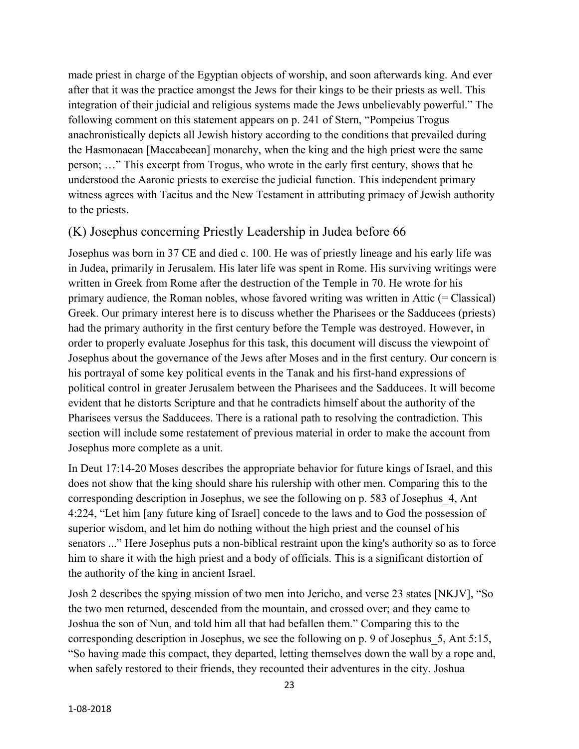made priest in charge of the Egyptian objects of worship, and soon afterwards king. And ever after that it was the practice amongst the Jews for their kings to be their priests as well. This integration of their judicial and religious systems made the Jews unbelievably powerful." The following comment on this statement appears on p. 241 of Stern, "Pompeius Trogus anachronistically depicts all Jewish history according to the conditions that prevailed during the Hasmonaean [Maccabeean] monarchy, when the king and the high priest were the same person; …" This excerpt from Trogus, who wrote in the early first century, shows that he understood the Aaronic priests to exercise the judicial function. This independent primary witness agrees with Tacitus and the New Testament in attributing primacy of Jewish authority to the priests.

## (K) Josephus concerning Priestly Leadership in Judea before 66

Josephus was born in 37 CE and died c. 100. He was of priestly lineage and his early life was in Judea, primarily in Jerusalem. His later life was spent in Rome. His surviving writings were written in Greek from Rome after the destruction of the Temple in 70. He wrote for his primary audience, the Roman nobles, whose favored writing was written in Attic (= Classical) Greek. Our primary interest here is to discuss whether the Pharisees or the Sadducees (priests) had the primary authority in the first century before the Temple was destroyed. However, in order to properly evaluate Josephus for this task, this document will discuss the viewpoint of Josephus about the governance of the Jews after Moses and in the first century. Our concern is his portrayal of some key political events in the Tanak and his first-hand expressions of political control in greater Jerusalem between the Pharisees and the Sadducees. It will become evident that he distorts Scripture and that he contradicts himself about the authority of the Pharisees versus the Sadducees. There is a rational path to resolving the contradiction. This section will include some restatement of previous material in order to make the account from Josephus more complete as a unit.

In Deut 17:14-20 Moses describes the appropriate behavior for future kings of Israel, and this does not show that the king should share his rulership with other men. Comparing this to the corresponding description in Josephus, we see the following on p. 583 of Josephus_4, Ant 4:224, "Let him [any future king of Israel] concede to the laws and to God the possession of superior wisdom, and let him do nothing without the high priest and the counsel of his senators ..." Here Josephus puts a non-biblical restraint upon the king's authority so as to force him to share it with the high priest and a body of officials. This is a significant distortion of the authority of the king in ancient Israel.

Josh 2 describes the spying mission of two men into Jericho, and verse 23 states [NKJV], "So the two men returned, descended from the mountain, and crossed over; and they came to Joshua the son of Nun, and told him all that had befallen them." Comparing this to the corresponding description in Josephus, we see the following on p. 9 of Josephus_5, Ant 5:15, "So having made this compact, they departed, letting themselves down the wall by a rope and, when safely restored to their friends, they recounted their adventures in the city. Joshua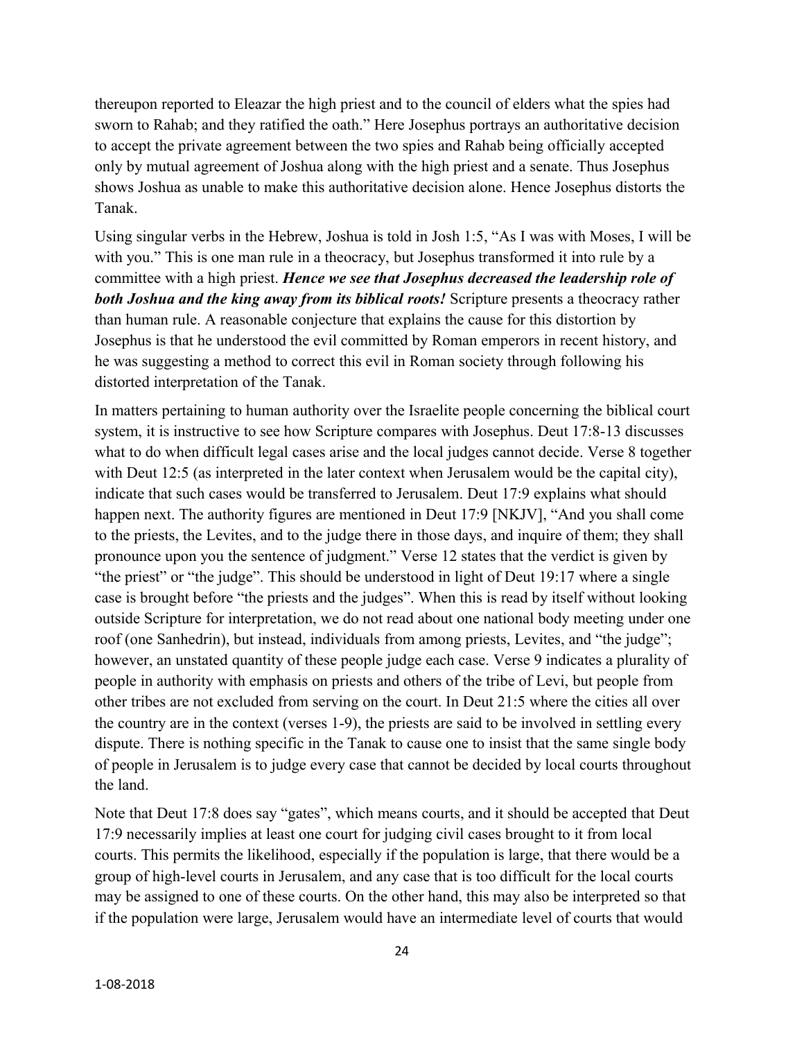thereupon reported to Eleazar the high priest and to the council of elders what the spies had sworn to Rahab; and they ratified the oath." Here Josephus portrays an authoritative decision to accept the private agreement between the two spies and Rahab being officially accepted only by mutual agreement of Joshua along with the high priest and a senate. Thus Josephus shows Joshua as unable to make this authoritative decision alone. Hence Josephus distorts the Tanak.

Using singular verbs in the Hebrew, Joshua is told in Josh 1:5, "As I was with Moses, I will be with you." This is one man rule in a theocracy, but Josephus transformed it into rule by a committee with a high priest. ***Hence we see that Josephus decreased the leadership role of both Joshua and the king away from its biblical roots!*** Scripture presents a theocracy rather than human rule. A reasonable conjecture that explains the cause for this distortion by Josephus is that he understood the evil committed by Roman emperors in recent history, and he was suggesting a method to correct this evil in Roman society through following his distorted interpretation of the Tanak.

In matters pertaining to human authority over the Israelite people concerning the biblical court system, it is instructive to see how Scripture compares with Josephus. Deut 17:8-13 discusses what to do when difficult legal cases arise and the local judges cannot decide. Verse 8 together with Deut 12:5 (as interpreted in the later context when Jerusalem would be the capital city), indicate that such cases would be transferred to Jerusalem. Deut 17:9 explains what should happen next. The authority figures are mentioned in Deut 17:9 [NKJV], "And you shall come to the priests, the Levites, and to the judge there in those days, and inquire of them; they shall pronounce upon you the sentence of judgment." Verse 12 states that the verdict is given by "the priest" or "the judge". This should be understood in light of Deut 19:17 where a single case is brought before "the priests and the judges". When this is read by itself without looking outside Scripture for interpretation, we do not read about one national body meeting under one roof (one Sanhedrin), but instead, individuals from among priests, Levites, and "the judge"; however, an unstated quantity of these people judge each case. Verse 9 indicates a plurality of people in authority with emphasis on priests and others of the tribe of Levi, but people from other tribes are not excluded from serving on the court. In Deut 21:5 where the cities all over the country are in the context (verses 1-9), the priests are said to be involved in settling every dispute. There is nothing specific in the Tanak to cause one to insist that the same single body of people in Jerusalem is to judge every case that cannot be decided by local courts throughout the land.

Note that Deut 17:8 does say "gates", which means courts, and it should be accepted that Deut 17:9 necessarily implies at least one court for judging civil cases brought to it from local courts. This permits the likelihood, especially if the population is large, that there would be a group of high-level courts in Jerusalem, and any case that is too difficult for the local courts may be assigned to one of these courts. On the other hand, this may also be interpreted so that if the population were large, Jerusalem would have an intermediate level of courts that would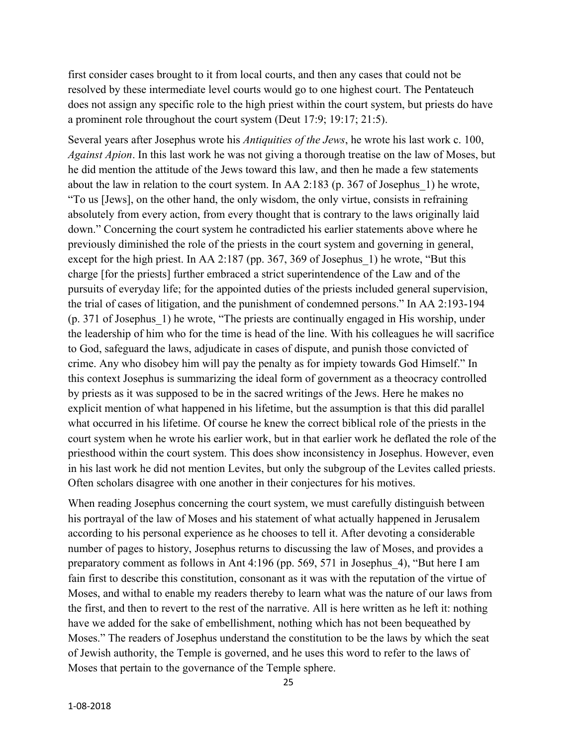first consider cases brought to it from local courts, and then any cases that could not be resolved by these intermediate level courts would go to one highest court. The Pentateuch does not assign any specific role to the high priest within the court system, but priests do have a prominent role throughout the court system (Deut 17:9; 19:17; 21:5).

Several years after Josephus wrote his *Antiquities of the Jews*, he wrote his last work c. 100, *Against Apion*. In this last work he was not giving a thorough treatise on the law of Moses, but he did mention the attitude of the Jews toward this law, and then he made a few statements about the law in relation to the court system. In AA 2:183 (p. 367 of Josephus_1) he wrote, "To us [Jews], on the other hand, the only wisdom, the only virtue, consists in refraining absolutely from every action, from every thought that is contrary to the laws originally laid down." Concerning the court system he contradicted his earlier statements above where he previously diminished the role of the priests in the court system and governing in general, except for the high priest. In AA 2:187 (pp. 367, 369 of Josephus_1) he wrote, "But this charge [for the priests] further embraced a strict superintendence of the Law and of the pursuits of everyday life; for the appointed duties of the priests included general supervision, the trial of cases of litigation, and the punishment of condemned persons." In AA 2:193-194 (p. 371 of Josephus_1) he wrote, "The priests are continually engaged in His worship, under the leadership of him who for the time is head of the line. With his colleagues he will sacrifice to God, safeguard the laws, adjudicate in cases of dispute, and punish those convicted of crime. Any who disobey him will pay the penalty as for impiety towards God Himself." In this context Josephus is summarizing the ideal form of government as a theocracy controlled by priests as it was supposed to be in the sacred writings of the Jews. Here he makes no explicit mention of what happened in his lifetime, but the assumption is that this did parallel what occurred in his lifetime. Of course he knew the correct biblical role of the priests in the court system when he wrote his earlier work, but in that earlier work he deflated the role of the priesthood within the court system. This does show inconsistency in Josephus. However, even in his last work he did not mention Levites, but only the subgroup of the Levites called priests. Often scholars disagree with one another in their conjectures for his motives.

When reading Josephus concerning the court system, we must carefully distinguish between his portrayal of the law of Moses and his statement of what actually happened in Jerusalem according to his personal experience as he chooses to tell it. After devoting a considerable number of pages to history, Josephus returns to discussing the law of Moses, and provides a preparatory comment as follows in Ant 4:196 (pp. 569, 571 in Josephus_4), "But here I am fain first to describe this constitution, consonant as it was with the reputation of the virtue of Moses, and withal to enable my readers thereby to learn what was the nature of our laws from the first, and then to revert to the rest of the narrative. All is here written as he left it: nothing have we added for the sake of embellishment, nothing which has not been bequeathed by Moses." The readers of Josephus understand the constitution to be the laws by which the seat of Jewish authority, the Temple is governed, and he uses this word to refer to the laws of Moses that pertain to the governance of the Temple sphere.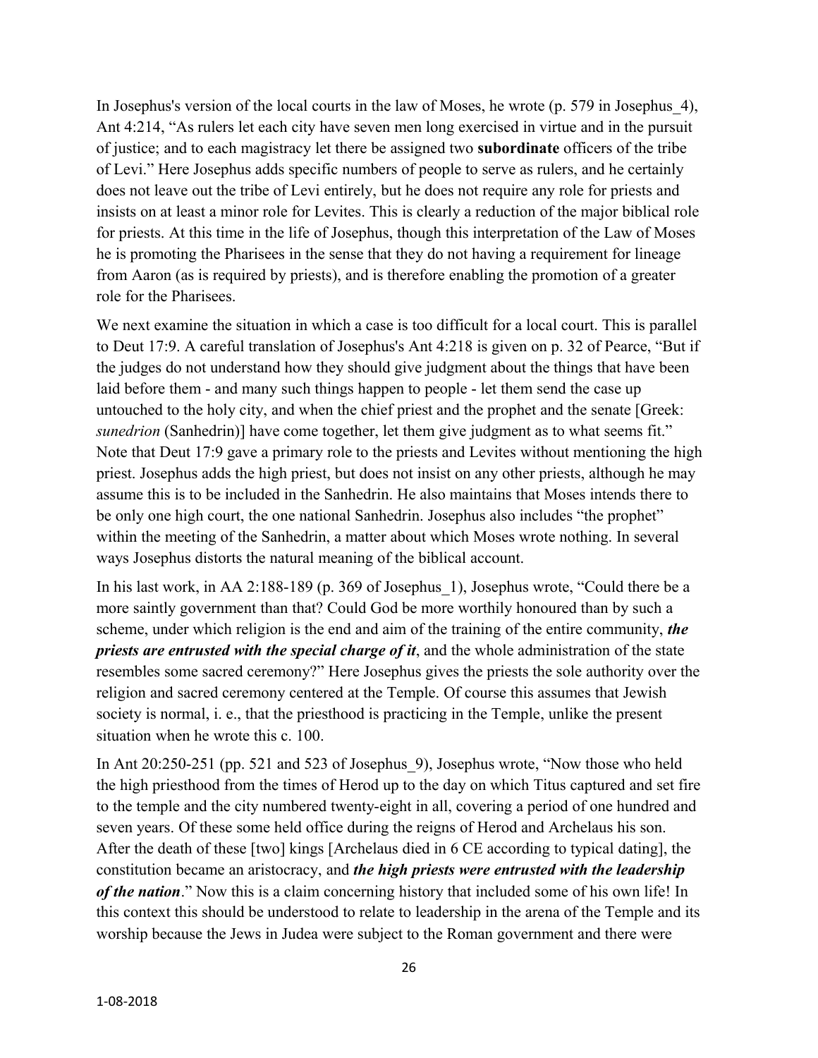In Josephus's version of the local courts in the law of Moses, he wrote (p. 579 in Josephus_4), Ant 4:214, "As rulers let each city have seven men long exercised in virtue and in the pursuit of justice; and to each magistracy let there be assigned two **subordinate** officers of the tribe of Levi." Here Josephus adds specific numbers of people to serve as rulers, and he certainly does not leave out the tribe of Levi entirely, but he does not require any role for priests and insists on at least a minor role for Levites. This is clearly a reduction of the major biblical role for priests. At this time in the life of Josephus, though this interpretation of the Law of Moses he is promoting the Pharisees in the sense that they do not having a requirement for lineage from Aaron (as is required by priests), and is therefore enabling the promotion of a greater role for the Pharisees.

We next examine the situation in which a case is too difficult for a local court. This is parallel to Deut 17:9. A careful translation of Josephus's Ant 4:218 is given on p. 32 of Pearce, "But if the judges do not understand how they should give judgment about the things that have been laid before them - and many such things happen to people - let them send the case up untouched to the holy city, and when the chief priest and the prophet and the senate [Greek: *sunedrion* (Sanhedrin)] have come together, let them give judgment as to what seems fit." Note that Deut 17:9 gave a primary role to the priests and Levites without mentioning the high priest. Josephus adds the high priest, but does not insist on any other priests, although he may assume this is to be included in the Sanhedrin. He also maintains that Moses intends there to be only one high court, the one national Sanhedrin. Josephus also includes "the prophet" within the meeting of the Sanhedrin, a matter about which Moses wrote nothing. In several ways Josephus distorts the natural meaning of the biblical account.

In his last work, in AA 2:188-189 (p. 369 of Josephus_1), Josephus wrote, "Could there be a more saintly government than that? Could God be more worthily honoured than by such a scheme, under which religion is the end and aim of the training of the entire community, ***the priests are entrusted with the special charge of it***, and the whole administration of the state resembles some sacred ceremony?" Here Josephus gives the priests the sole authority over the religion and sacred ceremony centered at the Temple. Of course this assumes that Jewish society is normal, i. e., that the priesthood is practicing in the Temple, unlike the present situation when he wrote this c. 100.

In Ant 20:250-251 (pp. 521 and 523 of Josephus_9), Josephus wrote, "Now those who held the high priesthood from the times of Herod up to the day on which Titus captured and set fire to the temple and the city numbered twenty-eight in all, covering a period of one hundred and seven years. Of these some held office during the reigns of Herod and Archelaus his son. After the death of these [two] kings [Archelaus died in 6 CE according to typical dating], the constitution became an aristocracy, and ***the high priests were entrusted with the leadership of the nation***." Now this is a claim concerning history that included some of his own life! In this context this should be understood to relate to leadership in the arena of the Temple and its worship because the Jews in Judea were subject to the Roman government and there were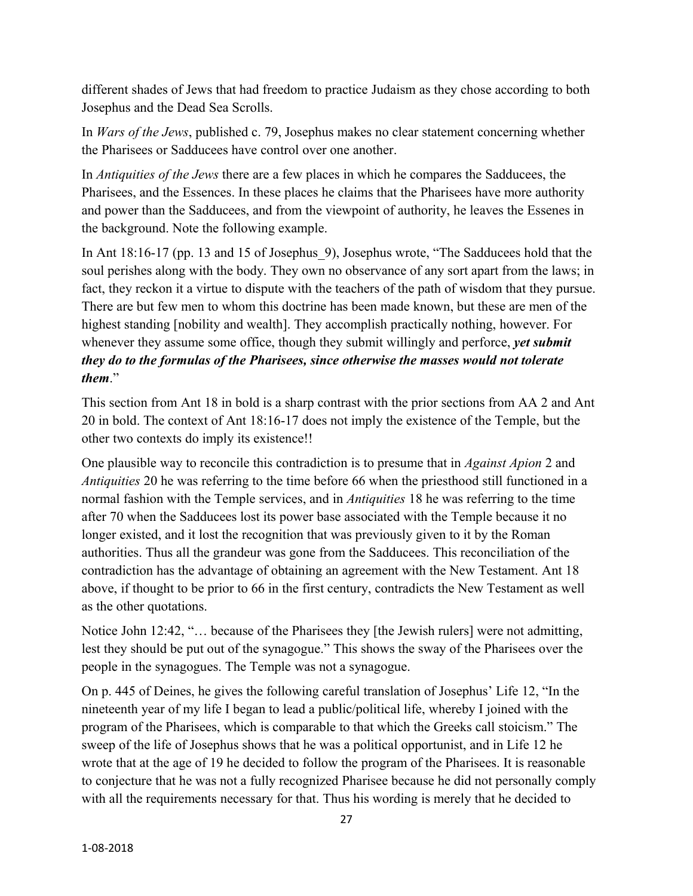different shades of Jews that had freedom to practice Judaism as they chose according to both Josephus and the Dead Sea Scrolls.

In *Wars of the Jews*, published c. 79, Josephus makes no clear statement concerning whether the Pharisees or Sadducees have control over one another.

In *Antiquities of the Jews* there are a few places in which he compares the Sadducees, the Pharisees, and the Essences. In these places he claims that the Pharisees have more authority and power than the Sadducees, and from the viewpoint of authority, he leaves the Essenes in the background. Note the following example.

In Ant 18:16-17 (pp. 13 and 15 of Josephus_9), Josephus wrote, "The Sadducees hold that the soul perishes along with the body. They own no observance of any sort apart from the laws; in fact, they reckon it a virtue to dispute with the teachers of the path of wisdom that they pursue. There are but few men to whom this doctrine has been made known, but these are men of the highest standing [nobility and wealth]. They accomplish practically nothing, however. For whenever they assume some office, though they submit willingly and perforce, ***yet submit they do to the formulas of the Pharisees, since otherwise the masses would not tolerate them***."

This section from Ant 18 in bold is a sharp contrast with the prior sections from AA 2 and Ant 20 in bold. The context of Ant 18:16-17 does not imply the existence of the Temple, but the other two contexts do imply its existence!!

One plausible way to reconcile this contradiction is to presume that in *Against Apion* 2 and *Antiquities* 20 he was referring to the time before 66 when the priesthood still functioned in a normal fashion with the Temple services, and in *Antiquities* 18 he was referring to the time after 70 when the Sadducees lost its power base associated with the Temple because it no longer existed, and it lost the recognition that was previously given to it by the Roman authorities. Thus all the grandeur was gone from the Sadducees. This reconciliation of the contradiction has the advantage of obtaining an agreement with the New Testament. Ant 18 above, if thought to be prior to 66 in the first century, contradicts the New Testament as well as the other quotations.

Notice John 12:42, "… because of the Pharisees they [the Jewish rulers] were not admitting, lest they should be put out of the synagogue." This shows the sway of the Pharisees over the people in the synagogues. The Temple was not a synagogue.

On p. 445 of Deines, he gives the following careful translation of Josephus' Life 12, "In the nineteenth year of my life I began to lead a public/political life, whereby I joined with the program of the Pharisees, which is comparable to that which the Greeks call stoicism." The sweep of the life of Josephus shows that he was a political opportunist, and in Life 12 he wrote that at the age of 19 he decided to follow the program of the Pharisees. It is reasonable to conjecture that he was not a fully recognized Pharisee because he did not personally comply with all the requirements necessary for that. Thus his wording is merely that he decided to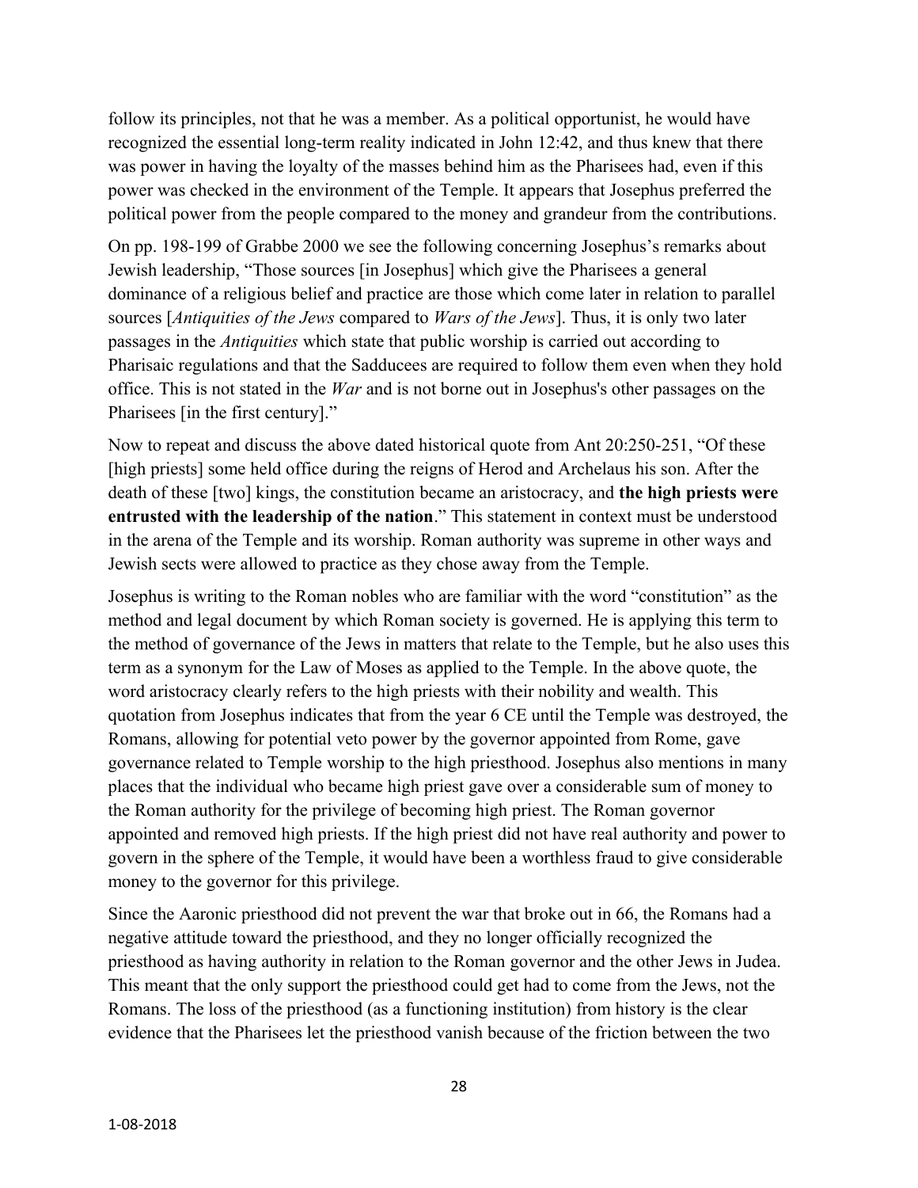follow its principles, not that he was a member. As a political opportunist, he would have recognized the essential long-term reality indicated in John 12:42, and thus knew that there was power in having the loyalty of the masses behind him as the Pharisees had, even if this power was checked in the environment of the Temple. It appears that Josephus preferred the political power from the people compared to the money and grandeur from the contributions.

On pp. 198-199 of Grabbe 2000 we see the following concerning Josephus's remarks about Jewish leadership, "Those sources [in Josephus] which give the Pharisees a general dominance of a religious belief and practice are those which come later in relation to parallel sources [*Antiquities of the Jews* compared to *Wars of the Jews*]. Thus, it is only two later passages in the *Antiquities* which state that public worship is carried out according to Pharisaic regulations and that the Sadducees are required to follow them even when they hold office. This is not stated in the *War* and is not borne out in Josephus's other passages on the Pharisees [in the first century]."

Now to repeat and discuss the above dated historical quote from Ant 20:250-251, "Of these [high priests] some held office during the reigns of Herod and Archelaus his son. After the death of these [two] kings, the constitution became an aristocracy, and **the high priests were entrusted with the leadership of the nation**." This statement in context must be understood in the arena of the Temple and its worship. Roman authority was supreme in other ways and Jewish sects were allowed to practice as they chose away from the Temple.

Josephus is writing to the Roman nobles who are familiar with the word "constitution" as the method and legal document by which Roman society is governed. He is applying this term to the method of governance of the Jews in matters that relate to the Temple, but he also uses this term as a synonym for the Law of Moses as applied to the Temple. In the above quote, the word aristocracy clearly refers to the high priests with their nobility and wealth. This quotation from Josephus indicates that from the year 6 CE until the Temple was destroyed, the Romans, allowing for potential veto power by the governor appointed from Rome, gave governance related to Temple worship to the high priesthood. Josephus also mentions in many places that the individual who became high priest gave over a considerable sum of money to the Roman authority for the privilege of becoming high priest. The Roman governor appointed and removed high priests. If the high priest did not have real authority and power to govern in the sphere of the Temple, it would have been a worthless fraud to give considerable money to the governor for this privilege.

Since the Aaronic priesthood did not prevent the war that broke out in 66, the Romans had a negative attitude toward the priesthood, and they no longer officially recognized the priesthood as having authority in relation to the Roman governor and the other Jews in Judea. This meant that the only support the priesthood could get had to come from the Jews, not the Romans. The loss of the priesthood (as a functioning institution) from history is the clear evidence that the Pharisees let the priesthood vanish because of the friction between the two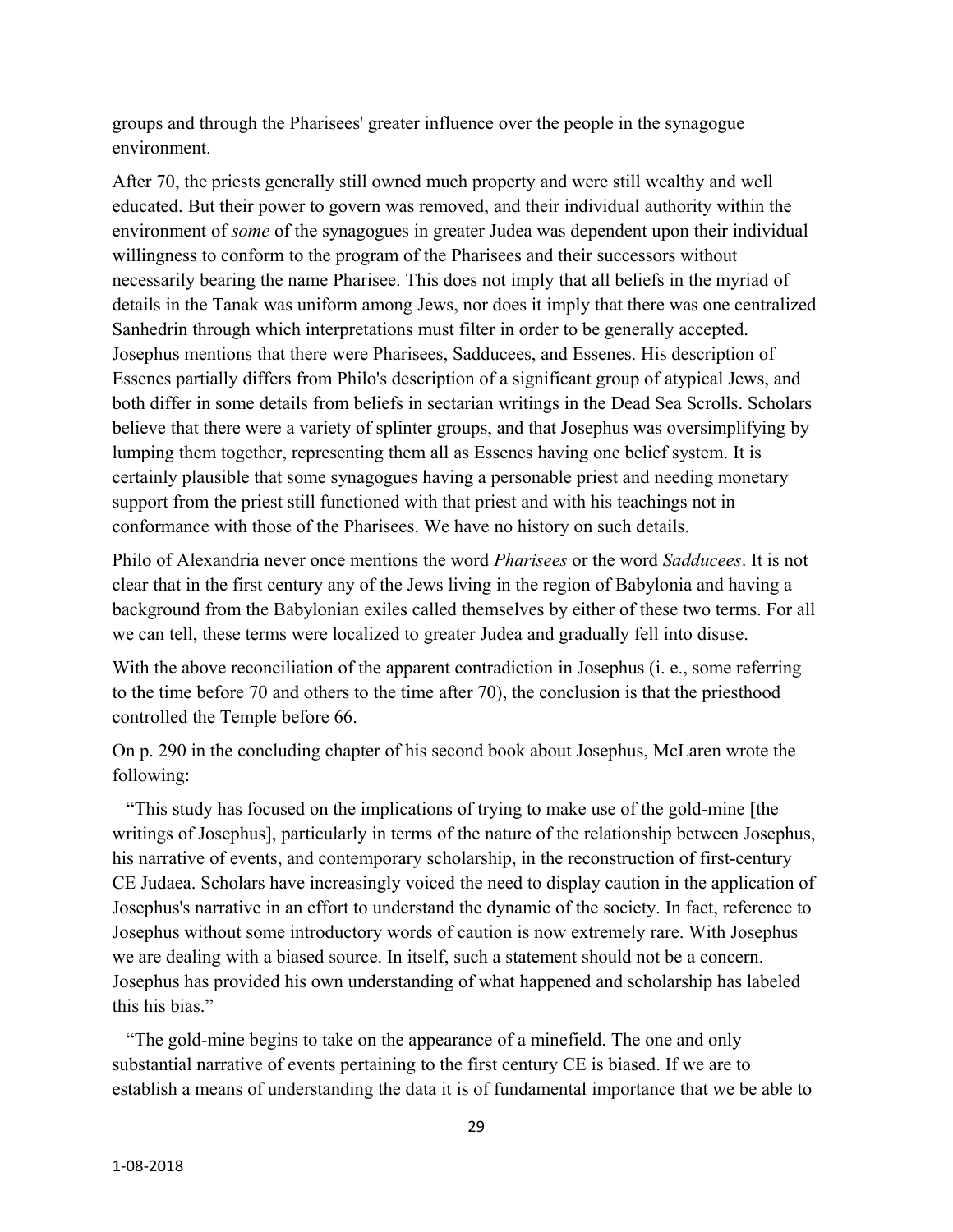groups and through the Pharisees' greater influence over the people in the synagogue environment.

After 70, the priests generally still owned much property and were still wealthy and well educated. But their power to govern was removed, and their individual authority within the environment of *some* of the synagogues in greater Judea was dependent upon their individual willingness to conform to the program of the Pharisees and their successors without necessarily bearing the name Pharisee. This does not imply that all beliefs in the myriad of details in the Tanak was uniform among Jews, nor does it imply that there was one centralized Sanhedrin through which interpretations must filter in order to be generally accepted. Josephus mentions that there were Pharisees, Sadducees, and Essenes. His description of Essenes partially differs from Philo's description of a significant group of atypical Jews, and both differ in some details from beliefs in sectarian writings in the Dead Sea Scrolls. Scholars believe that there were a variety of splinter groups, and that Josephus was oversimplifying by lumping them together, representing them all as Essenes having one belief system. It is certainly plausible that some synagogues having a personable priest and needing monetary support from the priest still functioned with that priest and with his teachings not in conformance with those of the Pharisees. We have no history on such details.

Philo of Alexandria never once mentions the word *Pharisees* or the word *Sadducees*. It is not clear that in the first century any of the Jews living in the region of Babylonia and having a background from the Babylonian exiles called themselves by either of these two terms. For all we can tell, these terms were localized to greater Judea and gradually fell into disuse.

With the above reconciliation of the apparent contradiction in Josephus (i. e., some referring to the time before 70 and others to the time after 70), the conclusion is that the priesthood controlled the Temple before 66.

On p. 290 in the concluding chapter of his second book about Josephus, McLaren wrote the following:

"This study has focused on the implications of trying to make use of the gold-mine [the writings of Josephus], particularly in terms of the nature of the relationship between Josephus, his narrative of events, and contemporary scholarship, in the reconstruction of first-century CE Judaea. Scholars have increasingly voiced the need to display caution in the application of Josephus's narrative in an effort to understand the dynamic of the society. In fact, reference to Josephus without some introductory words of caution is now extremely rare. With Josephus we are dealing with a biased source. In itself, such a statement should not be a concern. Josephus has provided his own understanding of what happened and scholarship has labeled this his bias."

"The gold-mine begins to take on the appearance of a minefield. The one and only substantial narrative of events pertaining to the first century CE is biased. If we are to establish a means of understanding the data it is of fundamental importance that we be able to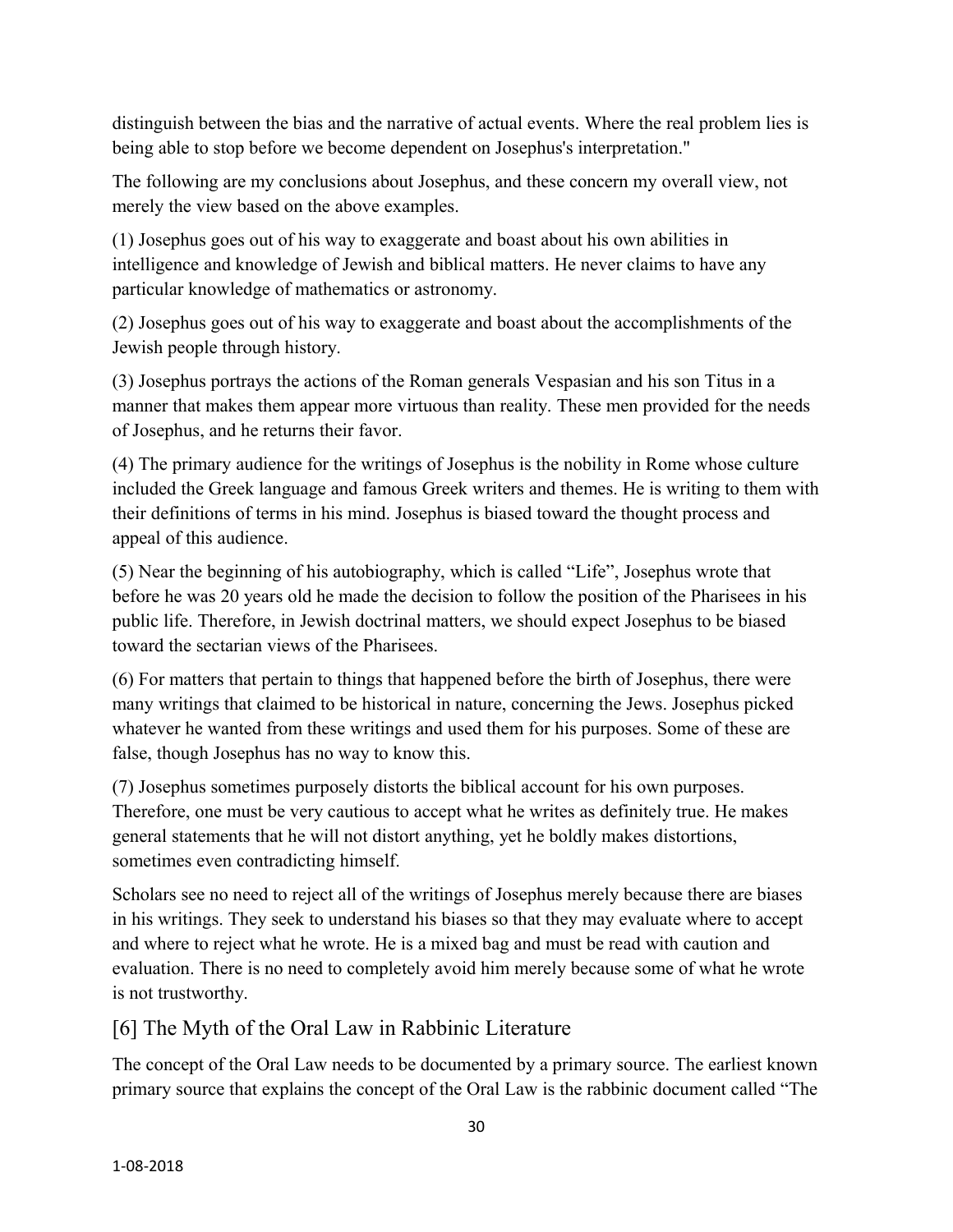distinguish between the bias and the narrative of actual events. Where the real problem lies is being able to stop before we become dependent on Josephus's interpretation."

The following are my conclusions about Josephus, and these concern my overall view, not merely the view based on the above examples.

(1) Josephus goes out of his way to exaggerate and boast about his own abilities in intelligence and knowledge of Jewish and biblical matters. He never claims to have any particular knowledge of mathematics or astronomy.

(2) Josephus goes out of his way to exaggerate and boast about the accomplishments of the Jewish people through history.

(3) Josephus portrays the actions of the Roman generals Vespasian and his son Titus in a manner that makes them appear more virtuous than reality. These men provided for the needs of Josephus, and he returns their favor.

(4) The primary audience for the writings of Josephus is the nobility in Rome whose culture included the Greek language and famous Greek writers and themes. He is writing to them with their definitions of terms in his mind. Josephus is biased toward the thought process and appeal of this audience.

(5) Near the beginning of his autobiography, which is called "Life", Josephus wrote that before he was 20 years old he made the decision to follow the position of the Pharisees in his public life. Therefore, in Jewish doctrinal matters, we should expect Josephus to be biased toward the sectarian views of the Pharisees.

(6) For matters that pertain to things that happened before the birth of Josephus, there were many writings that claimed to be historical in nature, concerning the Jews. Josephus picked whatever he wanted from these writings and used them for his purposes. Some of these are false, though Josephus has no way to know this.

(7) Josephus sometimes purposely distorts the biblical account for his own purposes. Therefore, one must be very cautious to accept what he writes as definitely true. He makes general statements that he will not distort anything, yet he boldly makes distortions, sometimes even contradicting himself.

Scholars see no need to reject all of the writings of Josephus merely because there are biases in his writings. They seek to understand his biases so that they may evaluate where to accept and where to reject what he wrote. He is a mixed bag and must be read with caution and evaluation. There is no need to completely avoid him merely because some of what he wrote is not trustworthy.

## [6] The Myth of the Oral Law in Rabbinic Literature

The concept of the Oral Law needs to be documented by a primary source. The earliest known primary source that explains the concept of the Oral Law is the rabbinic document called "The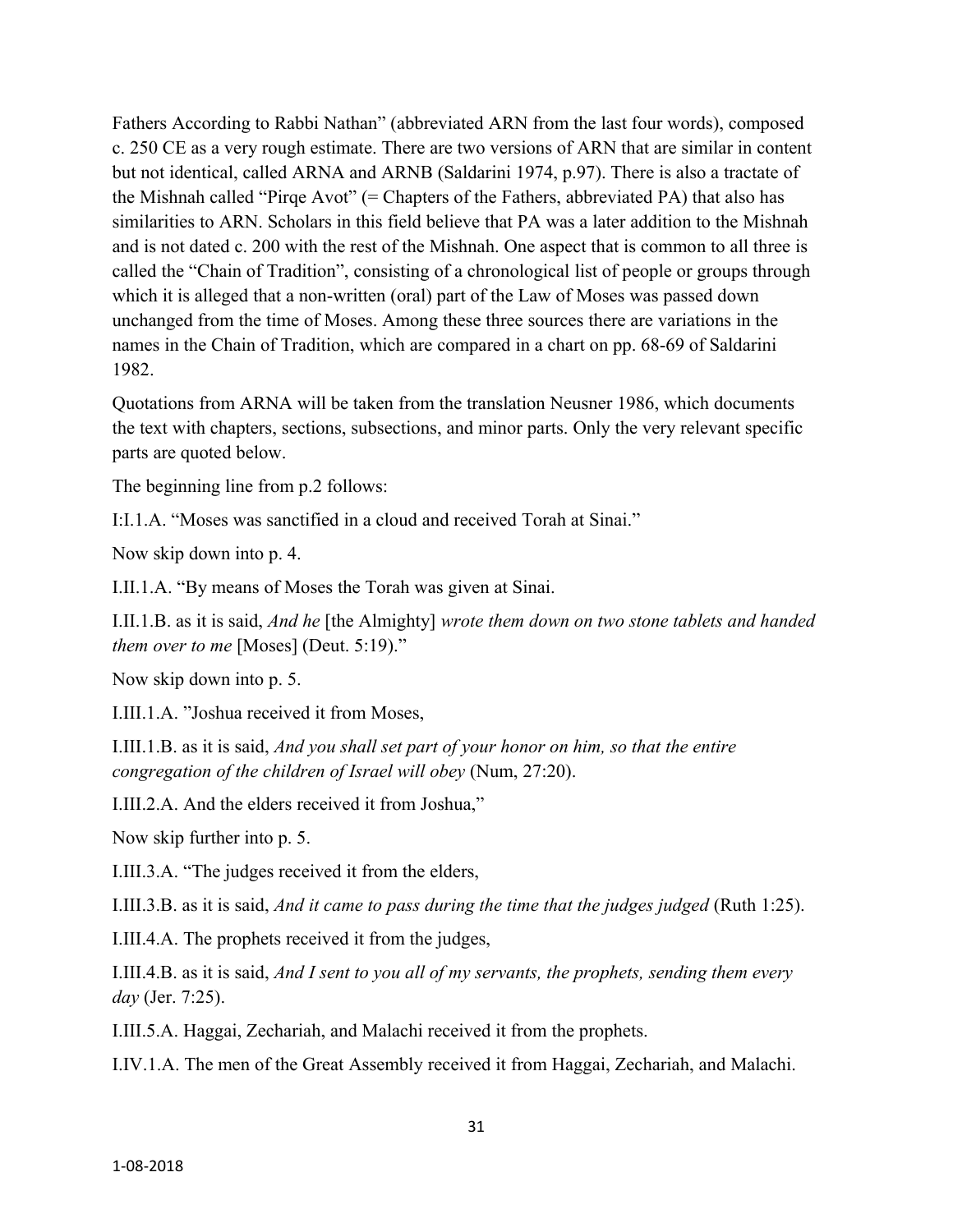Fathers According to Rabbi Nathan" (abbreviated ARN from the last four words), composed c. 250 CE as a very rough estimate. There are two versions of ARN that are similar in content but not identical, called ARNA and ARNB (Saldarini 1974, p.97). There is also a tractate of the Mishnah called "Pirqe Avot" (= Chapters of the Fathers, abbreviated PA) that also has similarities to ARN. Scholars in this field believe that PA was a later addition to the Mishnah and is not dated c. 200 with the rest of the Mishnah. One aspect that is common to all three is called the "Chain of Tradition", consisting of a chronological list of people or groups through which it is alleged that a non-written (oral) part of the Law of Moses was passed down unchanged from the time of Moses. Among these three sources there are variations in the names in the Chain of Tradition, which are compared in a chart on pp. 68-69 of Saldarini 1982.

Quotations from ARNA will be taken from the translation Neusner 1986, which documents the text with chapters, sections, subsections, and minor parts. Only the very relevant specific parts are quoted below.

The beginning line from p.2 follows:

I:I.1.A. "Moses was sanctified in a cloud and received Torah at Sinai."

Now skip down into p. 4.

I.II.1.A. "By means of Moses the Torah was given at Sinai.

I.II.1.B. as it is said, *And he* [the Almighty] *wrote them down on two stone tablets and handed them over to me* [Moses] (Deut. 5:19)."

Now skip down into p. 5.

I.III.1.A. "Joshua received it from Moses,

I.III.1.B. as it is said, *And you shall set part of your honor on him, so that the entire congregation of the children of Israel will obey* (Num, 27:20).

I.III.2.A. And the elders received it from Joshua,"

Now skip further into p. 5.

I.III.3.A. "The judges received it from the elders,

I.III.3.B. as it is said, *And it came to pass during the time that the judges judged* (Ruth 1:25).

I.III.4.A. The prophets received it from the judges,

I.III.4.B. as it is said, *And I sent to you all of my servants, the prophets, sending them every day* (Jer. 7:25).

I.III.5.A. Haggai, Zechariah, and Malachi received it from the prophets.

I.IV.1.A. The men of the Great Assembly received it from Haggai, Zechariah, and Malachi.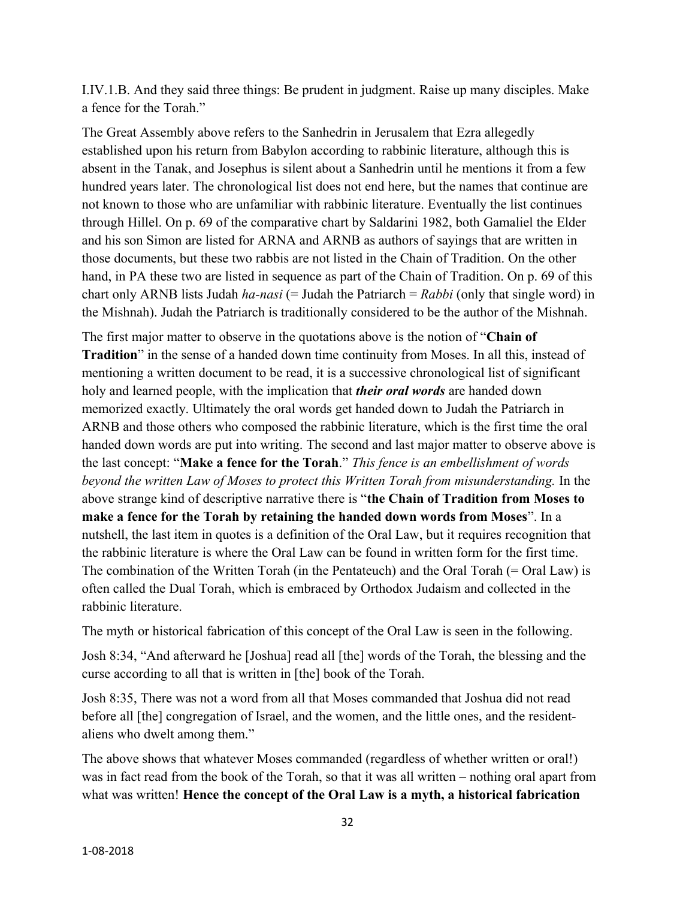I.IV.1.B. And they said three things: Be prudent in judgment. Raise up many disciples. Make a fence for the Torah."

The Great Assembly above refers to the Sanhedrin in Jerusalem that Ezra allegedly established upon his return from Babylon according to rabbinic literature, although this is absent in the Tanak, and Josephus is silent about a Sanhedrin until he mentions it from a few hundred years later. The chronological list does not end here, but the names that continue are not known to those who are unfamiliar with rabbinic literature. Eventually the list continues through Hillel. On p. 69 of the comparative chart by Saldarini 1982, both Gamaliel the Elder and his son Simon are listed for ARNA and ARNB as authors of sayings that are written in those documents, but these two rabbis are not listed in the Chain of Tradition. On the other hand, in PA these two are listed in sequence as part of the Chain of Tradition. On p. 69 of this chart only ARNB lists Judah *ha-nasi* (= Judah the Patriarch = *Rabbi* (only that single word) in the Mishnah). Judah the Patriarch is traditionally considered to be the author of the Mishnah.

The first major matter to observe in the quotations above is the notion of "**Chain of Tradition**" in the sense of a handed down time continuity from Moses. In all this, instead of mentioning a written document to be read, it is a successive chronological list of significant holy and learned people, with the implication that ***their oral words*** are handed down memorized exactly. Ultimately the oral words get handed down to Judah the Patriarch in ARNB and those others who composed the rabbinic literature, which is the first time the oral handed down words are put into writing. The second and last major matter to observe above is the last concept: "**Make a fence for the Torah**." *This fence is an embellishment of words beyond the written Law of Moses to protect this Written Torah from misunderstanding.* In the above strange kind of descriptive narrative there is "**the Chain of Tradition from Moses to make a fence for the Torah by retaining the handed down words from Moses**". In a nutshell, the last item in quotes is a definition of the Oral Law, but it requires recognition that the rabbinic literature is where the Oral Law can be found in written form for the first time. The combination of the Written Torah (in the Pentateuch) and the Oral Torah (= Oral Law) is often called the Dual Torah, which is embraced by Orthodox Judaism and collected in the rabbinic literature.

The myth or historical fabrication of this concept of the Oral Law is seen in the following.

Josh 8:34, "And afterward he [Joshua] read all [the] words of the Torah, the blessing and the curse according to all that is written in [the] book of the Torah.

Josh 8:35, There was not a word from all that Moses commanded that Joshua did not read before all [the] congregation of Israel, and the women, and the little ones, and the resident-aliens who dwelt among them."

The above shows that whatever Moses commanded (regardless of whether written or oral!) was in fact read from the book of the Torah, so that it was all written – nothing oral apart from what was written! **Hence the concept of the Oral Law is a myth, a historical fabrication**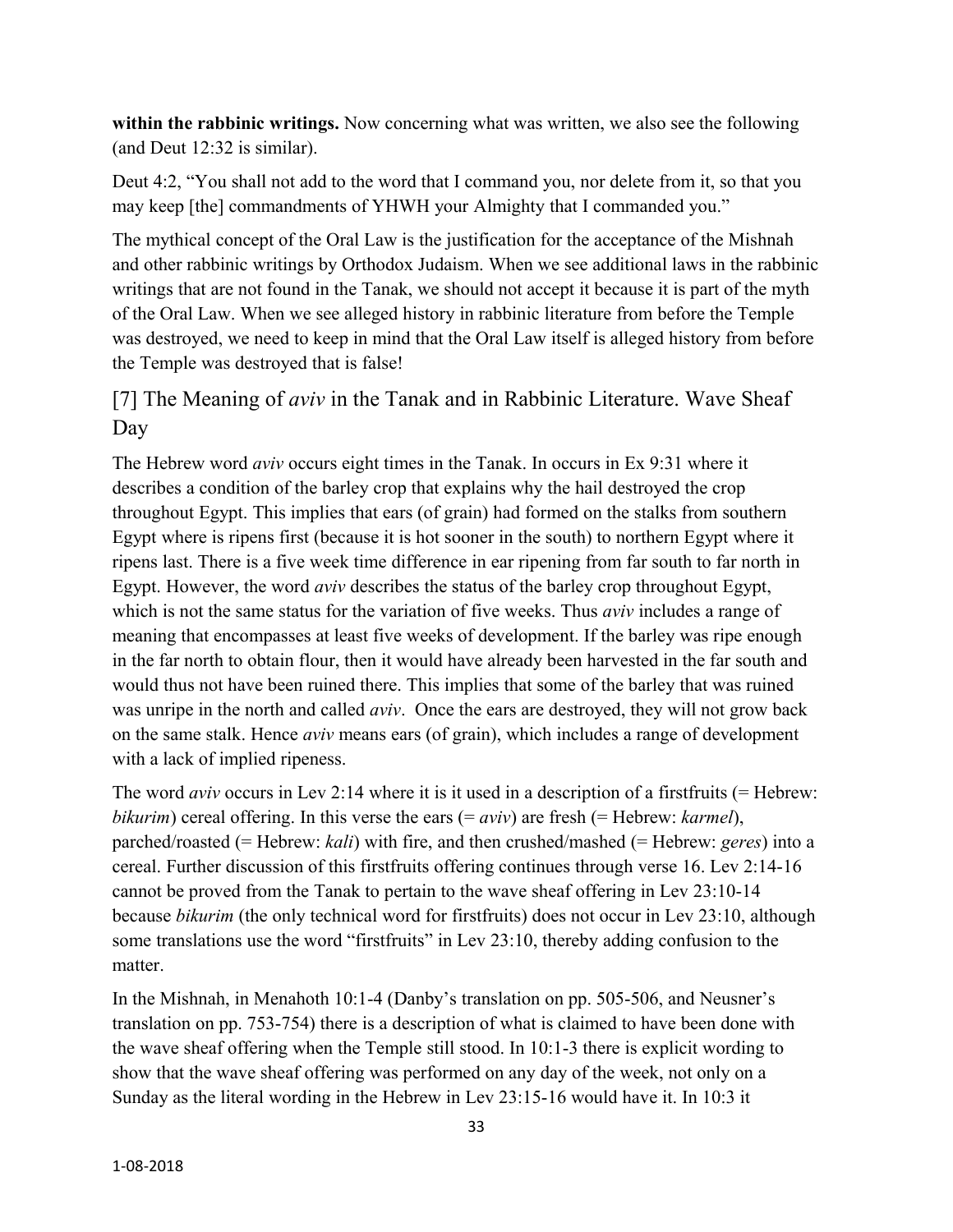**within the rabbinic writings.** Now concerning what was written, we also see the following (and Deut 12:32 is similar).

Deut 4:2, "You shall not add to the word that I command you, nor delete from it, so that you may keep [the] commandments of YHWH your Almighty that I commanded you."

The mythical concept of the Oral Law is the justification for the acceptance of the Mishnah and other rabbinic writings by Orthodox Judaism. When we see additional laws in the rabbinic writings that are not found in the Tanak, we should not accept it because it is part of the myth of the Oral Law. When we see alleged history in rabbinic literature from before the Temple was destroyed, we need to keep in mind that the Oral Law itself is alleged history from before the Temple was destroyed that is false!

## [7] The Meaning of *aviv* in the Tanak and in Rabbinic Literature. Wave Sheaf Day

The Hebrew word *aviv* occurs eight times in the Tanak. In occurs in Ex 9:31 where it describes a condition of the barley crop that explains why the hail destroyed the crop throughout Egypt. This implies that ears (of grain) had formed on the stalks from southern Egypt where is ripens first (because it is hot sooner in the south) to northern Egypt where it ripens last. There is a five week time difference in ear ripening from far south to far north in Egypt. However, the word *aviv* describes the status of the barley crop throughout Egypt, which is not the same status for the variation of five weeks. Thus *aviv* includes a range of meaning that encompasses at least five weeks of development. If the barley was ripe enough in the far north to obtain flour, then it would have already been harvested in the far south and would thus not have been ruined there. This implies that some of the barley that was ruined was unripe in the north and called *aviv*. Once the ears are destroyed, they will not grow back on the same stalk. Hence *aviv* means ears (of grain), which includes a range of development with a lack of implied ripeness.

The word *aviv* occurs in Lev 2:14 where it is it used in a description of a firstfruits (= Hebrew: *bikurim*) cereal offering. In this verse the ears (= *aviv*) are fresh (= Hebrew: *karmel*), parched/roasted (= Hebrew: *kali*) with fire, and then crushed/mashed (= Hebrew: *geres*) into a cereal. Further discussion of this firstfruits offering continues through verse 16. Lev 2:14-16 cannot be proved from the Tanak to pertain to the wave sheaf offering in Lev 23:10-14 because *bikurim* (the only technical word for firstfruits) does not occur in Lev 23:10, although some translations use the word "firstfruits" in Lev 23:10, thereby adding confusion to the matter.

In the Mishnah, in Menahoth 10:1-4 (Danby's translation on pp. 505-506, and Neusner's translation on pp. 753-754) there is a description of what is claimed to have been done with the wave sheaf offering when the Temple still stood. In 10:1-3 there is explicit wording to show that the wave sheaf offering was performed on any day of the week, not only on a Sunday as the literal wording in the Hebrew in Lev 23:15-16 would have it. In 10:3 it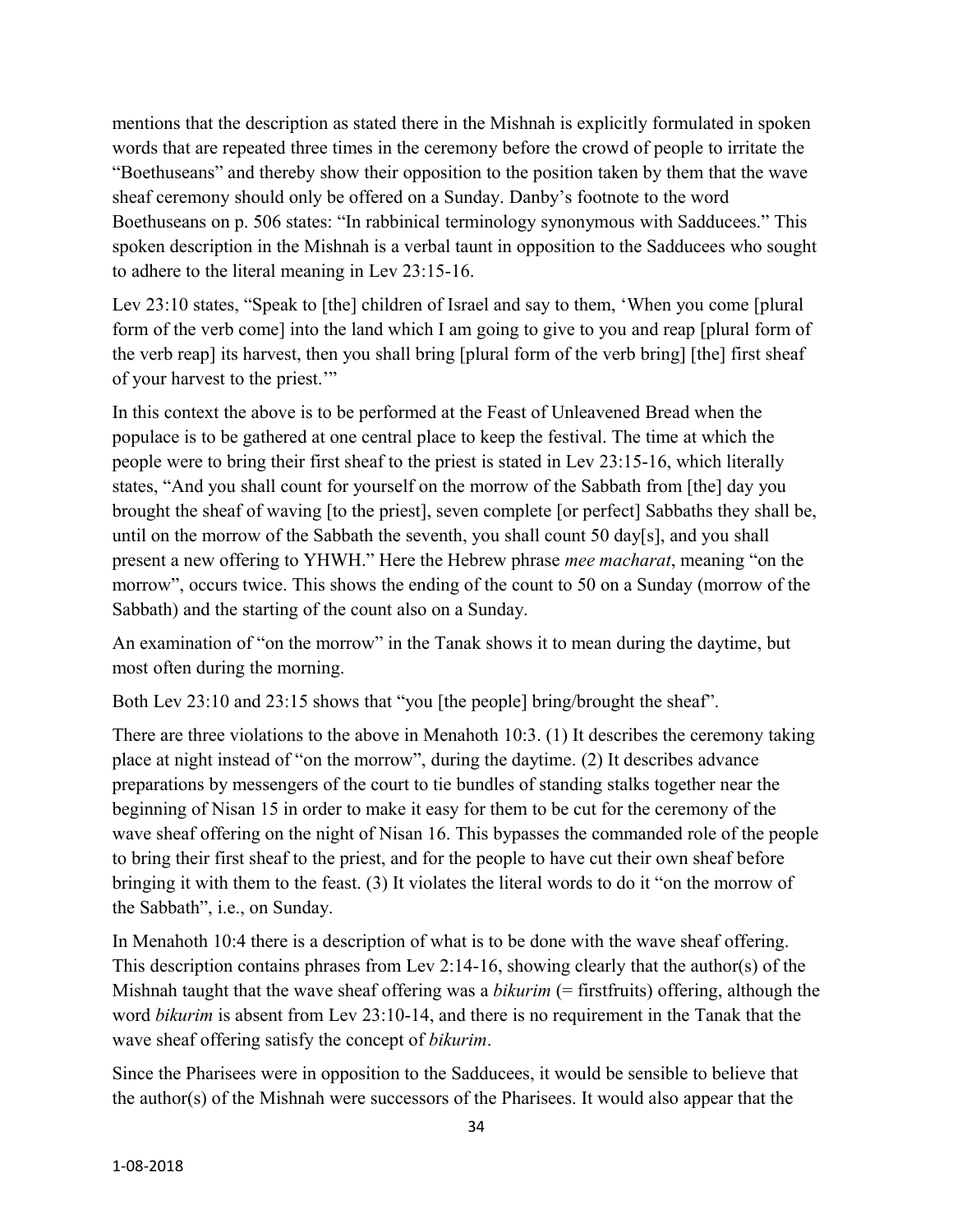mentions that the description as stated there in the Mishnah is explicitly formulated in spoken words that are repeated three times in the ceremony before the crowd of people to irritate the "Boethuseans" and thereby show their opposition to the position taken by them that the wave sheaf ceremony should only be offered on a Sunday. Danby's footnote to the word Boethuseans on p. 506 states: "In rabbinical terminology synonymous with Sadducees." This spoken description in the Mishnah is a verbal taunt in opposition to the Sadducees who sought to adhere to the literal meaning in Lev 23:15-16.

Lev 23:10 states, "Speak to [the] children of Israel and say to them, 'When you come [plural form of the verb come] into the land which I am going to give to you and reap [plural form of the verb reap] its harvest, then you shall bring [plural form of the verb bring] [the] first sheaf of your harvest to the priest.'"

In this context the above is to be performed at the Feast of Unleavened Bread when the populace is to be gathered at one central place to keep the festival. The time at which the people were to bring their first sheaf to the priest is stated in Lev 23:15-16, which literally states, "And you shall count for yourself on the morrow of the Sabbath from [the] day you brought the sheaf of waving [to the priest], seven complete [or perfect] Sabbaths they shall be, until on the morrow of the Sabbath the seventh, you shall count 50 day[s], and you shall present a new offering to YHWH." Here the Hebrew phrase *mee macharat*, meaning "on the morrow", occurs twice. This shows the ending of the count to 50 on a Sunday (morrow of the Sabbath) and the starting of the count also on a Sunday.

An examination of "on the morrow" in the Tanak shows it to mean during the daytime, but most often during the morning.

Both Lev 23:10 and 23:15 shows that "you [the people] bring/brought the sheaf".

There are three violations to the above in Menahoth 10:3. (1) It describes the ceremony taking place at night instead of "on the morrow", during the daytime. (2) It describes advance preparations by messengers of the court to tie bundles of standing stalks together near the beginning of Nisan 15 in order to make it easy for them to be cut for the ceremony of the wave sheaf offering on the night of Nisan 16. This bypasses the commanded role of the people to bring their first sheaf to the priest, and for the people to have cut their own sheaf before bringing it with them to the feast. (3) It violates the literal words to do it "on the morrow of the Sabbath", i.e., on Sunday.

In Menahoth 10:4 there is a description of what is to be done with the wave sheaf offering. This description contains phrases from Lev 2:14-16, showing clearly that the author(s) of the Mishnah taught that the wave sheaf offering was a *bikurim* (= firstfruits) offering, although the word *bikurim* is absent from Lev 23:10-14, and there is no requirement in the Tanak that the wave sheaf offering satisfy the concept of *bikurim*.

Since the Pharisees were in opposition to the Sadducees, it would be sensible to believe that the author(s) of the Mishnah were successors of the Pharisees. It would also appear that the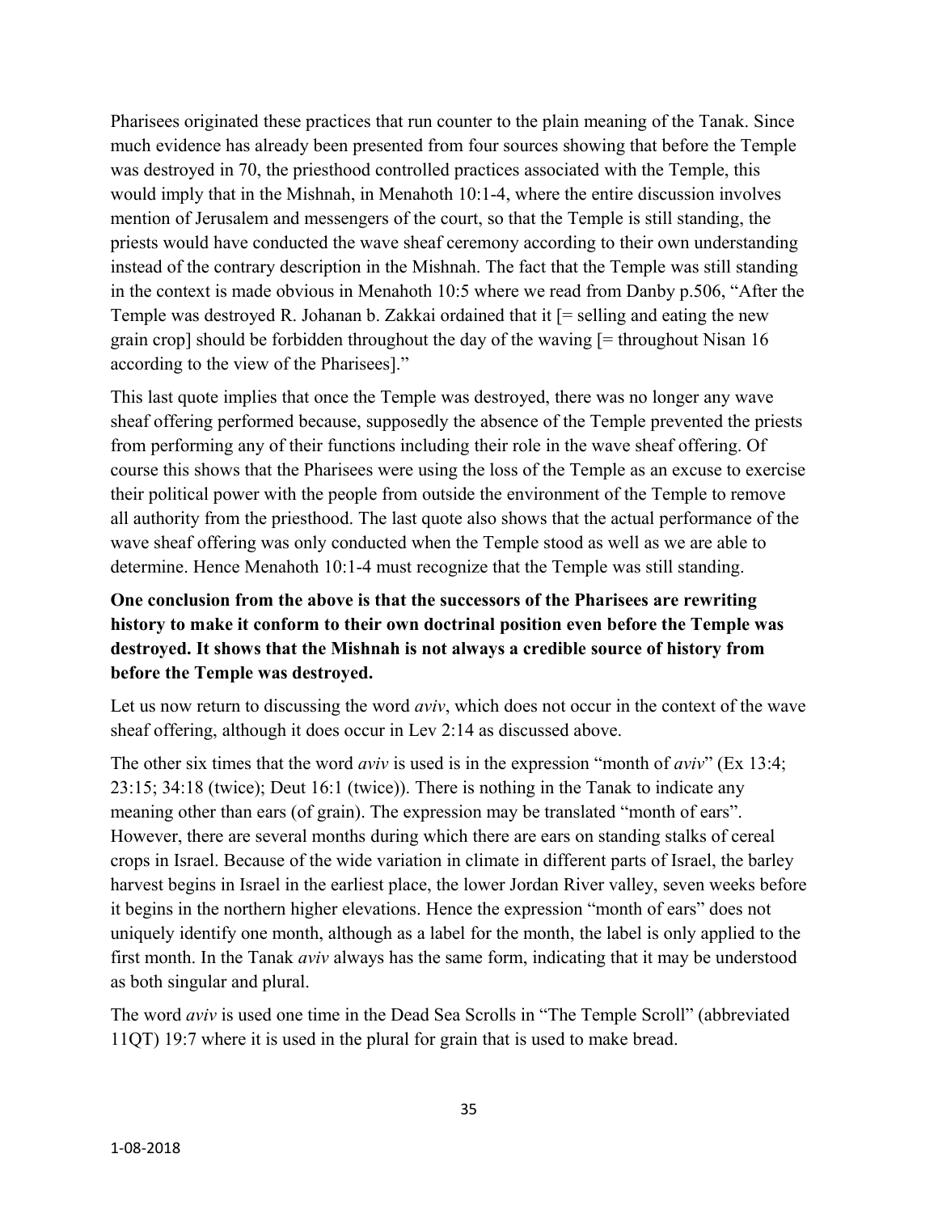Pharisees originated these practices that run counter to the plain meaning of the Tanak. Since much evidence has already been presented from four sources showing that before the Temple was destroyed in 70, the priesthood controlled practices associated with the Temple, this would imply that in the Mishnah, in Menahoth 10:1-4, where the entire discussion involves mention of Jerusalem and messengers of the court, so that the Temple is still standing, the priests would have conducted the wave sheaf ceremony according to their own understanding instead of the contrary description in the Mishnah. The fact that the Temple was still standing in the context is made obvious in Menahoth 10:5 where we read from Danby p.506, "After the Temple was destroyed R. Johanan b. Zakkai ordained that it [= selling and eating the new grain crop] should be forbidden throughout the day of the waving [= throughout Nisan 16 according to the view of the Pharisees]."

This last quote implies that once the Temple was destroyed, there was no longer any wave sheaf offering performed because, supposedly the absence of the Temple prevented the priests from performing any of their functions including their role in the wave sheaf offering. Of course this shows that the Pharisees were using the loss of the Temple as an excuse to exercise their political power with the people from outside the environment of the Temple to remove all authority from the priesthood. The last quote also shows that the actual performance of the wave sheaf offering was only conducted when the Temple stood as well as we are able to determine. Hence Menahoth 10:1-4 must recognize that the Temple was still standing.

**One conclusion from the above is that the successors of the Pharisees are rewriting history to make it conform to their own doctrinal position even before the Temple was destroyed. It shows that the Mishnah is not always a credible source of history from before the Temple was destroyed.**

Let us now return to discussing the word *aviv*, which does not occur in the context of the wave sheaf offering, although it does occur in Lev 2:14 as discussed above.

The other six times that the word *aviv* is used is in the expression "month of *aviv*" (Ex 13:4; 23:15; 34:18 (twice); Deut 16:1 (twice)). There is nothing in the Tanak to indicate any meaning other than ears (of grain). The expression may be translated "month of ears". However, there are several months during which there are ears on standing stalks of cereal crops in Israel. Because of the wide variation in climate in different parts of Israel, the barley harvest begins in Israel in the earliest place, the lower Jordan River valley, seven weeks before it begins in the northern higher elevations. Hence the expression "month of ears" does not uniquely identify one month, although as a label for the month, the label is only applied to the first month. In the Tanak *aviv* always has the same form, indicating that it may be understood as both singular and plural.

The word *aviv* is used one time in the Dead Sea Scrolls in "The Temple Scroll" (abbreviated 11QT) 19:7 where it is used in the plural for grain that is used to make bread.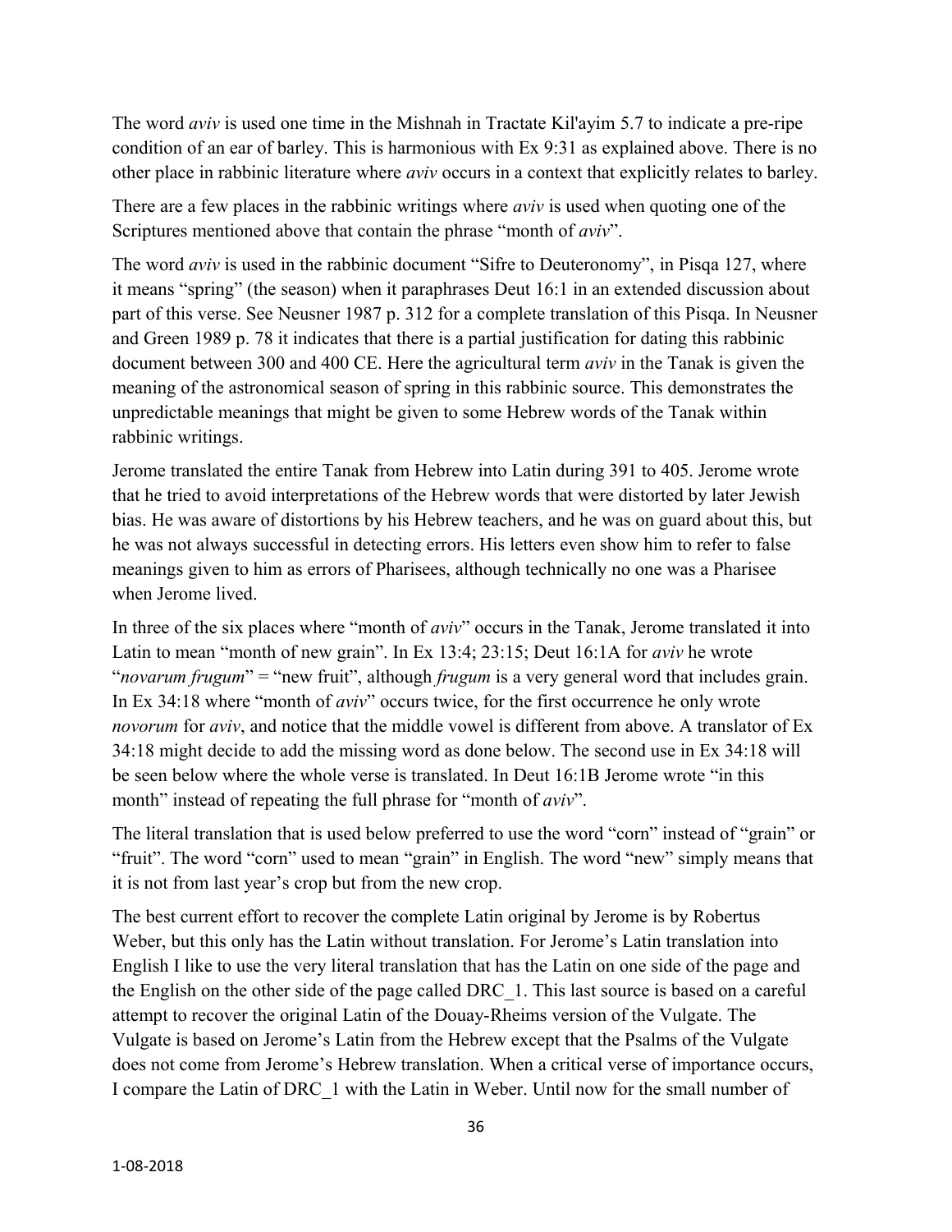The word *aviv* is used one time in the Mishnah in Tractate Kil'ayim 5.7 to indicate a pre-ripe condition of an ear of barley. This is harmonious with Ex 9:31 as explained above. There is no other place in rabbinic literature where *aviv* occurs in a context that explicitly relates to barley.

There are a few places in the rabbinic writings where *aviv* is used when quoting one of the Scriptures mentioned above that contain the phrase "month of *aviv*".

The word *aviv* is used in the rabbinic document "Sifre to Deuteronomy", in Pisqa 127, where it means "spring" (the season) when it paraphrases Deut 16:1 in an extended discussion about part of this verse. See Neusner 1987 p. 312 for a complete translation of this Pisqa. In Neusner and Green 1989 p. 78 it indicates that there is a partial justification for dating this rabbinic document between 300 and 400 CE. Here the agricultural term *aviv* in the Tanak is given the meaning of the astronomical season of spring in this rabbinic source. This demonstrates the unpredictable meanings that might be given to some Hebrew words of the Tanak within rabbinic writings.

Jerome translated the entire Tanak from Hebrew into Latin during 391 to 405. Jerome wrote that he tried to avoid interpretations of the Hebrew words that were distorted by later Jewish bias. He was aware of distortions by his Hebrew teachers, and he was on guard about this, but he was not always successful in detecting errors. His letters even show him to refer to false meanings given to him as errors of Pharisees, although technically no one was a Pharisee when Jerome lived.

In three of the six places where "month of *aviv*" occurs in the Tanak, Jerome translated it into Latin to mean "month of new grain". In Ex 13:4; 23:15; Deut 16:1A for *aviv* he wrote "*novarum frugum*" = "new fruit", although *frugum* is a very general word that includes grain. In Ex 34:18 where "month of *aviv*" occurs twice, for the first occurrence he only wrote *novorum* for *aviv*, and notice that the middle vowel is different from above. A translator of Ex 34:18 might decide to add the missing word as done below. The second use in Ex 34:18 will be seen below where the whole verse is translated. In Deut 16:1B Jerome wrote "in this month" instead of repeating the full phrase for "month of *aviv*".

The literal translation that is used below preferred to use the word "corn" instead of "grain" or "fruit". The word "corn" used to mean "grain" in English. The word "new" simply means that it is not from last year's crop but from the new crop.

The best current effort to recover the complete Latin original by Jerome is by Robertus Weber, but this only has the Latin without translation. For Jerome's Latin translation into English I like to use the very literal translation that has the Latin on one side of the page and the English on the other side of the page called DRC_1. This last source is based on a careful attempt to recover the original Latin of the Douay-Rheims version of the Vulgate. The Vulgate is based on Jerome's Latin from the Hebrew except that the Psalms of the Vulgate does not come from Jerome's Hebrew translation. When a critical verse of importance occurs, I compare the Latin of DRC_1 with the Latin in Weber. Until now for the small number of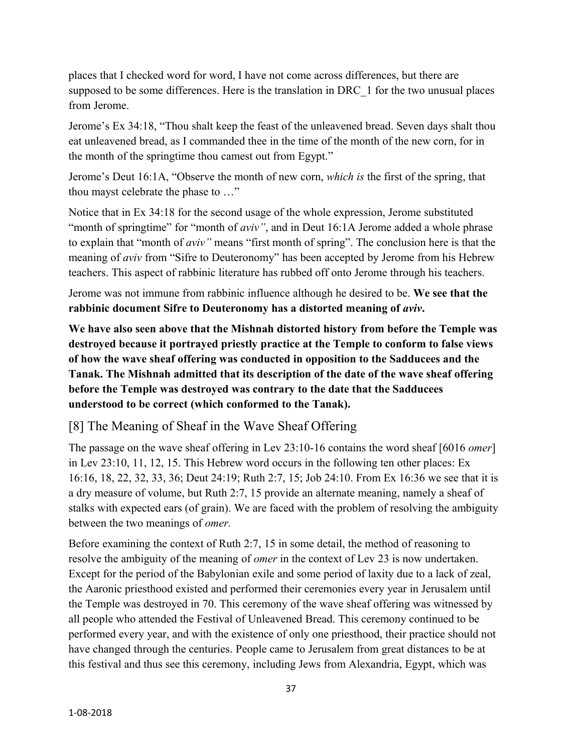places that I checked word for word, I have not come across differences, but there are supposed to be some differences. Here is the translation in DRC_1 for the two unusual places from Jerome.

Jerome's Ex 34:18, "Thou shalt keep the feast of the unleavened bread. Seven days shalt thou eat unleavened bread, as I commanded thee in the time of the month of the new corn, for in the month of the springtime thou camest out from Egypt."

Jerome's Deut 16:1A, "Observe the month of new corn, *which is* the first of the spring, that thou mayst celebrate the phase to …"

Notice that in Ex 34:18 for the second usage of the whole expression, Jerome substituted "month of springtime" for "month of *aviv"*, and in Deut 16:1A Jerome added a whole phrase to explain that "month of *aviv"* means "first month of spring". The conclusion here is that the meaning of *aviv* from "Sifre to Deuteronomy" has been accepted by Jerome from his Hebrew teachers. This aspect of rabbinic literature has rubbed off onto Jerome through his teachers.

Jerome was not immune from rabbinic influence although he desired to be. **We see that the rabbinic document Sifre to Deuteronomy has a distorted meaning of *aviv*.**

**We have also seen above that the Mishnah distorted history from before the Temple was destroyed because it portrayed priestly practice at the Temple to conform to false views of how the wave sheaf offering was conducted in opposition to the Sadducees and the Tanak. The Mishnah admitted that its description of the date of the wave sheaf offering before the Temple was destroyed was contrary to the date that the Sadducees understood to be correct (which conformed to the Tanak).**

## [8] The Meaning of Sheaf in the Wave Sheaf Offering

The passage on the wave sheaf offering in Lev 23:10-16 contains the word sheaf [6016 *omer*] in Lev 23:10, 11, 12, 15. This Hebrew word occurs in the following ten other places: Ex 16:16, 18, 22, 32, 33, 36; Deut 24:19; Ruth 2:7, 15; Job 24:10. From Ex 16:36 we see that it is a dry measure of volume, but Ruth 2:7, 15 provide an alternate meaning, namely a sheaf of stalks with expected ears (of grain). We are faced with the problem of resolving the ambiguity between the two meanings of *omer.*

Before examining the context of Ruth 2:7, 15 in some detail, the method of reasoning to resolve the ambiguity of the meaning of *omer* in the context of Lev 23 is now undertaken. Except for the period of the Babylonian exile and some period of laxity due to a lack of zeal, the Aaronic priesthood existed and performed their ceremonies every year in Jerusalem until the Temple was destroyed in 70. This ceremony of the wave sheaf offering was witnessed by all people who attended the Festival of Unleavened Bread. This ceremony continued to be performed every year, and with the existence of only one priesthood, their practice should not have changed through the centuries. People came to Jerusalem from great distances to be at this festival and thus see this ceremony, including Jews from Alexandria, Egypt, which was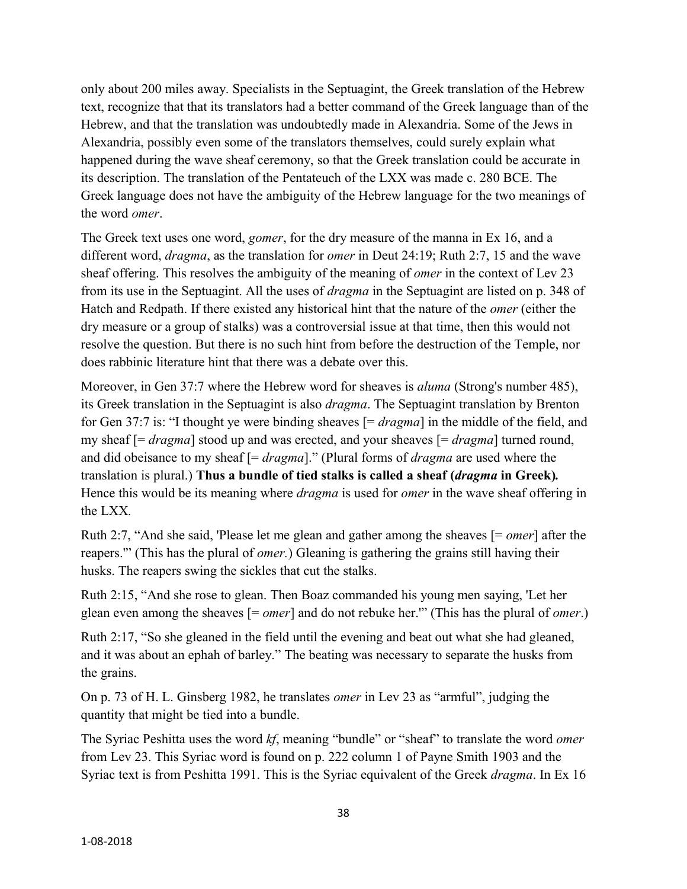only about 200 miles away. Specialists in the Septuagint, the Greek translation of the Hebrew text, recognize that that its translators had a better command of the Greek language than of the Hebrew, and that the translation was undoubtedly made in Alexandria. Some of the Jews in Alexandria, possibly even some of the translators themselves, could surely explain what happened during the wave sheaf ceremony, so that the Greek translation could be accurate in its description. The translation of the Pentateuch of the LXX was made c. 280 BCE. The Greek language does not have the ambiguity of the Hebrew language for the two meanings of the word *omer*.

The Greek text uses one word, *gomer*, for the dry measure of the manna in Ex 16, and a different word, *dragma*, as the translation for *omer* in Deut 24:19; Ruth 2:7, 15 and the wave sheaf offering. This resolves the ambiguity of the meaning of *omer* in the context of Lev 23 from its use in the Septuagint. All the uses of *dragma* in the Septuagint are listed on p. 348 of Hatch and Redpath. If there existed any historical hint that the nature of the *omer* (either the dry measure or a group of stalks) was a controversial issue at that time, then this would not resolve the question. But there is no such hint from before the destruction of the Temple, nor does rabbinic literature hint that there was a debate over this.

Moreover, in Gen 37:7 where the Hebrew word for sheaves is *aluma* (Strong's number 485), its Greek translation in the Septuagint is also *dragma*. The Septuagint translation by Brenton for Gen 37:7 is: "I thought ye were binding sheaves [= *dragma*] in the middle of the field, and my sheaf [= *dragma*] stood up and was erected, and your sheaves [= *dragma*] turned round, and did obeisance to my sheaf [= *dragma*]." (Plural forms of *dragma* are used where the translation is plural.) **Thus a bundle of tied stalks is called a sheaf (*dragma* in Greek).** Hence this would be its meaning where *dragma* is used for *omer* in the wave sheaf offering in the LXX.

Ruth 2:7, "And she said, 'Please let me glean and gather among the sheaves [= *omer*] after the reapers.'" (This has the plural of *omer.*) Gleaning is gathering the grains still having their husks. The reapers swing the sickles that cut the stalks.

Ruth 2:15, "And she rose to glean. Then Boaz commanded his young men saying, 'Let her glean even among the sheaves [= *omer*] and do not rebuke her.'" (This has the plural of *omer*.)

Ruth 2:17, "So she gleaned in the field until the evening and beat out what she had gleaned, and it was about an ephah of barley." The beating was necessary to separate the husks from the grains.

On p. 73 of H. L. Ginsberg 1982, he translates *omer* in Lev 23 as "armful", judging the quantity that might be tied into a bundle.

The Syriac Peshitta uses the word *kf*, meaning "bundle" or "sheaf" to translate the word *omer* from Lev 23. This Syriac word is found on p. 222 column 1 of Payne Smith 1903 and the Syriac text is from Peshitta 1991. This is the Syriac equivalent of the Greek *dragma*. In Ex 16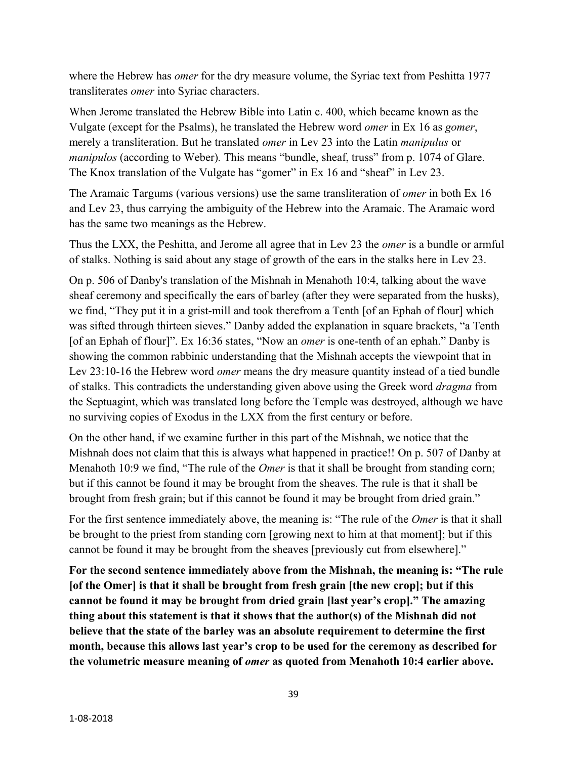where the Hebrew has *omer* for the dry measure volume, the Syriac text from Peshitta 1977 transliterates *omer* into Syriac characters.

When Jerome translated the Hebrew Bible into Latin c. 400, which became known as the Vulgate (except for the Psalms), he translated the Hebrew word *omer* in Ex 16 as *gomer*, merely a transliteration. But he translated *omer* in Lev 23 into the Latin *manipulus* or *manipulos* (according to Weber). This means "bundle, sheaf, truss" from p. 1074 of Glare. The Knox translation of the Vulgate has "gomer" in Ex 16 and "sheaf" in Lev 23.

The Aramaic Targums (various versions) use the same transliteration of *omer* in both Ex 16 and Lev 23, thus carrying the ambiguity of the Hebrew into the Aramaic. The Aramaic word has the same two meanings as the Hebrew.

Thus the LXX, the Peshitta, and Jerome all agree that in Lev 23 the *omer* is a bundle or armful of stalks. Nothing is said about any stage of growth of the ears in the stalks here in Lev 23.

On p. 506 of Danby's translation of the Mishnah in Menahoth 10:4, talking about the wave sheaf ceremony and specifically the ears of barley (after they were separated from the husks), we find, "They put it in a grist-mill and took therefrom a Tenth [of an Ephah of flour] which was sifted through thirteen sieves." Danby added the explanation in square brackets, "a Tenth [of an Ephah of flour]". Ex 16:36 states, "Now an *omer* is one-tenth of an ephah." Danby is showing the common rabbinic understanding that the Mishnah accepts the viewpoint that in Lev 23:10-16 the Hebrew word *omer* means the dry measure quantity instead of a tied bundle of stalks. This contradicts the understanding given above using the Greek word *dragma* from the Septuagint, which was translated long before the Temple was destroyed, although we have no surviving copies of Exodus in the LXX from the first century or before.

On the other hand, if we examine further in this part of the Mishnah, we notice that the Mishnah does not claim that this is always what happened in practice!! On p. 507 of Danby at Menahoth 10:9 we find, "The rule of the *Omer* is that it shall be brought from standing corn; but if this cannot be found it may be brought from the sheaves. The rule is that it shall be brought from fresh grain; but if this cannot be found it may be brought from dried grain."

For the first sentence immediately above, the meaning is: "The rule of the *Omer* is that it shall be brought to the priest from standing corn [growing next to him at that moment]; but if this cannot be found it may be brought from the sheaves [previously cut from elsewhere]."

**For the second sentence immediately above from the Mishnah, the meaning is: "The rule [of the Omer] is that it shall be brought from fresh grain [the new crop]; but if this cannot be found it may be brought from dried grain [last year's crop]." The amazing thing about this statement is that it shows that the author(s) of the Mishnah did not believe that the state of the barley was an absolute requirement to determine the first month, because this allows last year's crop to be used for the ceremony as described for the volumetric measure meaning of *omer* as quoted from Menahoth 10:4 earlier above.**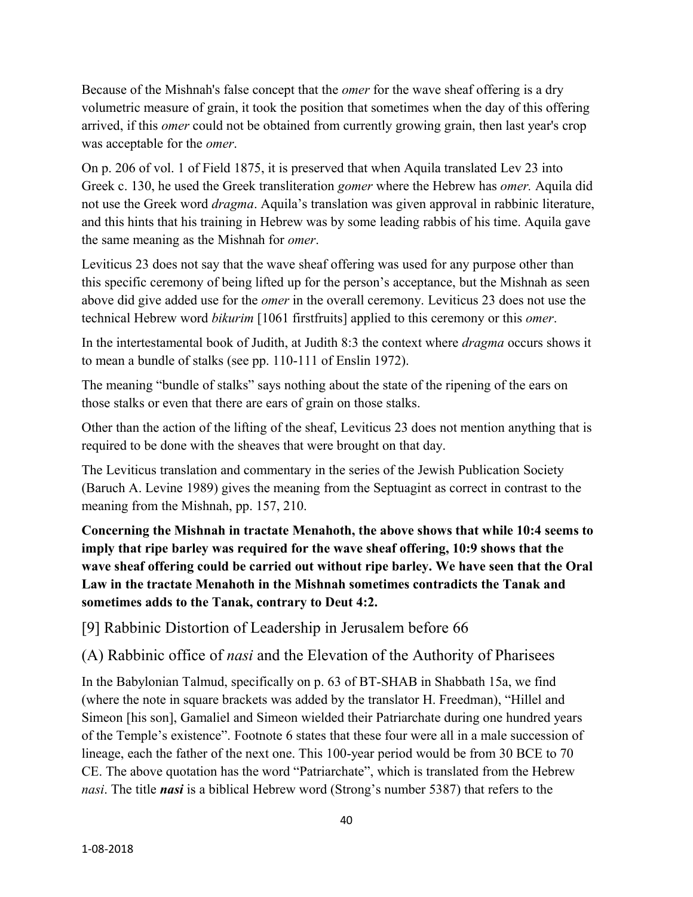Because of the Mishnah's false concept that the *omer* for the wave sheaf offering is a dry volumetric measure of grain, it took the position that sometimes when the day of this offering arrived, if this *omer* could not be obtained from currently growing grain, then last year's crop was acceptable for the *omer*.

On p. 206 of vol. 1 of Field 1875, it is preserved that when Aquila translated Lev 23 into Greek c. 130, he used the Greek transliteration *gomer* where the Hebrew has *omer.* Aquila did not use the Greek word *dragma*. Aquila's translation was given approval in rabbinic literature, and this hints that his training in Hebrew was by some leading rabbis of his time. Aquila gave the same meaning as the Mishnah for *omer*.

Leviticus 23 does not say that the wave sheaf offering was used for any purpose other than this specific ceremony of being lifted up for the person's acceptance, but the Mishnah as seen above did give added use for the *omer* in the overall ceremony. Leviticus 23 does not use the technical Hebrew word *bikurim* [1061 firstfruits] applied to this ceremony or this *omer*.

In the intertestamental book of Judith, at Judith 8:3 the context where *dragma* occurs shows it to mean a bundle of stalks (see pp. 110-111 of Enslin 1972).

The meaning "bundle of stalks" says nothing about the state of the ripening of the ears on those stalks or even that there are ears of grain on those stalks.

Other than the action of the lifting of the sheaf, Leviticus 23 does not mention anything that is required to be done with the sheaves that were brought on that day.

The Leviticus translation and commentary in the series of the Jewish Publication Society (Baruch A. Levine 1989) gives the meaning from the Septuagint as correct in contrast to the meaning from the Mishnah, pp. 157, 210.

**Concerning the Mishnah in tractate Menahoth, the above shows that while 10:4 seems to imply that ripe barley was required for the wave sheaf offering, 10:9 shows that the wave sheaf offering could be carried out without ripe barley. We have seen that the Oral Law in the tractate Menahoth in the Mishnah sometimes contradicts the Tanak and sometimes adds to the Tanak, contrary to Deut 4:2.**

## [9] Rabbinic Distortion of Leadership in Jerusalem before 66

### (A) Rabbinic office of *nasi* and the Elevation of the Authority of Pharisees

In the Babylonian Talmud, specifically on p. 63 of BT-SHAB in Shabbath 15a, we find (where the note in square brackets was added by the translator H. Freedman), "Hillel and Simeon [his son], Gamaliel and Simeon wielded their Patriarchate during one hundred years of the Temple's existence". Footnote 6 states that these four were all in a male succession of lineage, each the father of the next one. This 100-year period would be from 30 BCE to 70 CE. The above quotation has the word "Patriarchate", which is translated from the Hebrew *nasi*. The title ***nasi*** is a biblical Hebrew word (Strong's number 5387) that refers to the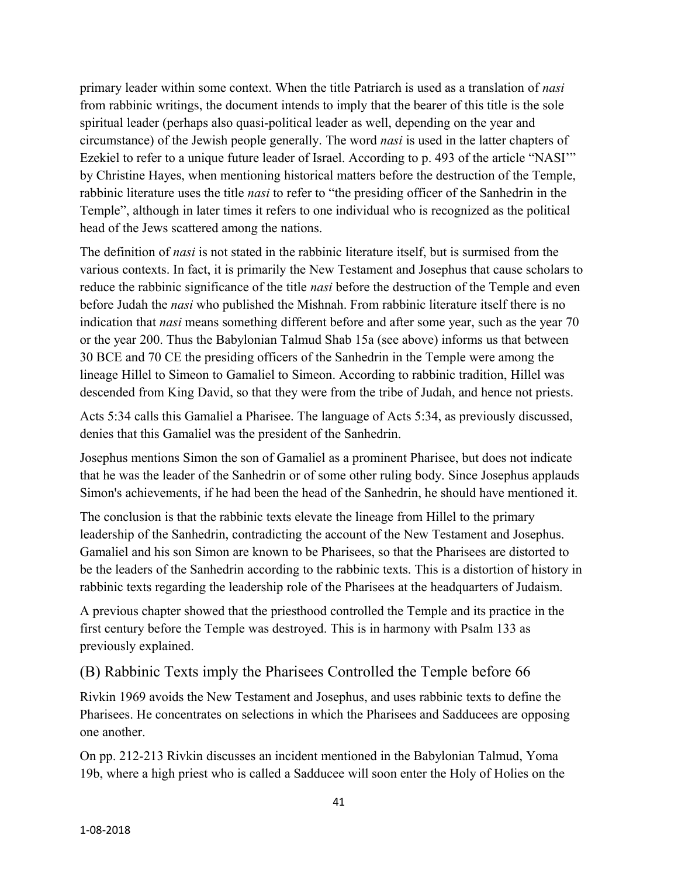primary leader within some context. When the title Patriarch is used as a translation of *nasi* from rabbinic writings, the document intends to imply that the bearer of this title is the sole spiritual leader (perhaps also quasi-political leader as well, depending on the year and circumstance) of the Jewish people generally. The word *nasi* is used in the latter chapters of Ezekiel to refer to a unique future leader of Israel. According to p. 493 of the article "NASI'" by Christine Hayes, when mentioning historical matters before the destruction of the Temple, rabbinic literature uses the title *nasi* to refer to "the presiding officer of the Sanhedrin in the Temple", although in later times it refers to one individual who is recognized as the political head of the Jews scattered among the nations.

The definition of *nasi* is not stated in the rabbinic literature itself, but is surmised from the various contexts. In fact, it is primarily the New Testament and Josephus that cause scholars to reduce the rabbinic significance of the title *nasi* before the destruction of the Temple and even before Judah the *nasi* who published the Mishnah. From rabbinic literature itself there is no indication that *nasi* means something different before and after some year, such as the year 70 or the year 200. Thus the Babylonian Talmud Shab 15a (see above) informs us that between 30 BCE and 70 CE the presiding officers of the Sanhedrin in the Temple were among the lineage Hillel to Simeon to Gamaliel to Simeon. According to rabbinic tradition, Hillel was descended from King David, so that they were from the tribe of Judah, and hence not priests.

Acts 5:34 calls this Gamaliel a Pharisee. The language of Acts 5:34, as previously discussed, denies that this Gamaliel was the president of the Sanhedrin.

Josephus mentions Simon the son of Gamaliel as a prominent Pharisee, but does not indicate that he was the leader of the Sanhedrin or of some other ruling body. Since Josephus applauds Simon's achievements, if he had been the head of the Sanhedrin, he should have mentioned it.

The conclusion is that the rabbinic texts elevate the lineage from Hillel to the primary leadership of the Sanhedrin, contradicting the account of the New Testament and Josephus. Gamaliel and his son Simon are known to be Pharisees, so that the Pharisees are distorted to be the leaders of the Sanhedrin according to the rabbinic texts. This is a distortion of history in rabbinic texts regarding the leadership role of the Pharisees at the headquarters of Judaism.

A previous chapter showed that the priesthood controlled the Temple and its practice in the first century before the Temple was destroyed. This is in harmony with Psalm 133 as previously explained.

## (B) Rabbinic Texts imply the Pharisees Controlled the Temple before 66

Rivkin 1969 avoids the New Testament and Josephus, and uses rabbinic texts to define the Pharisees. He concentrates on selections in which the Pharisees and Sadducees are opposing one another.

On pp. 212-213 Rivkin discusses an incident mentioned in the Babylonian Talmud, Yoma 19b, where a high priest who is called a Sadducee will soon enter the Holy of Holies on the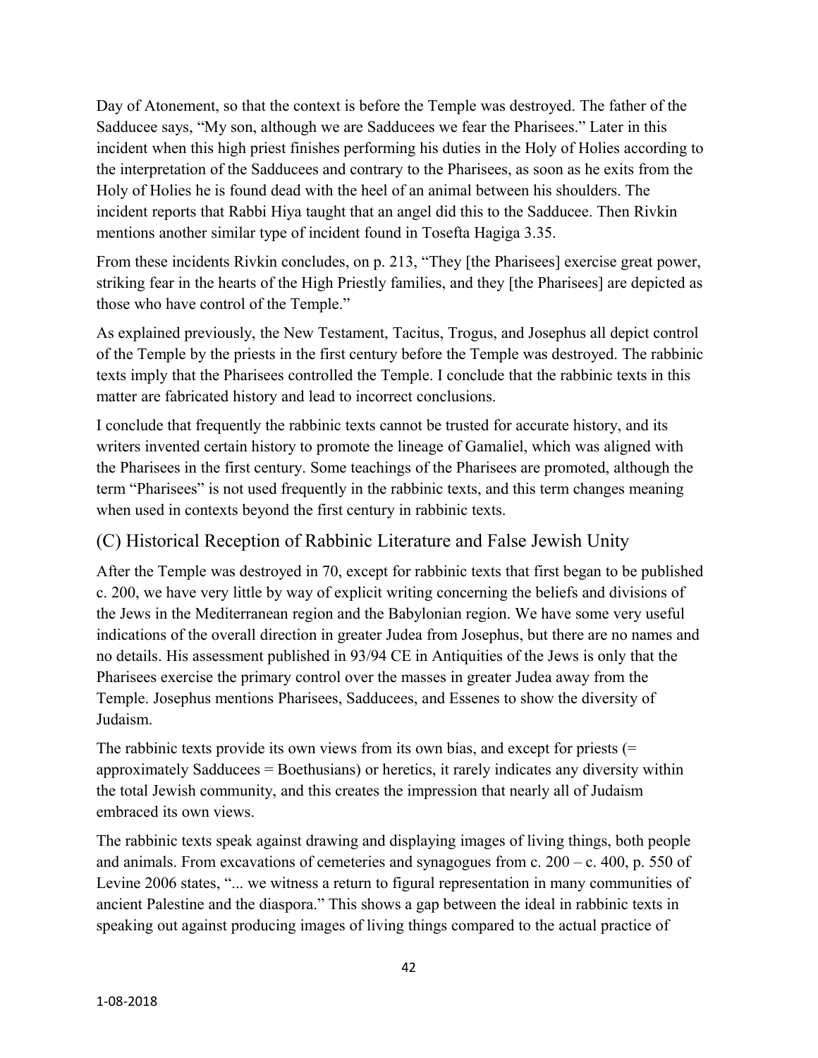Day of Atonement, so that the context is before the Temple was destroyed. The father of the Sadducee says, "My son, although we are Sadducees we fear the Pharisees." Later in this incident when this high priest finishes performing his duties in the Holy of Holies according to the interpretation of the Sadducees and contrary to the Pharisees, as soon as he exits from the Holy of Holies he is found dead with the heel of an animal between his shoulders. The incident reports that Rabbi Hiya taught that an angel did this to the Sadducee. Then Rivkin mentions another similar type of incident found in Tosefta Hagiga 3.35.

From these incidents Rivkin concludes, on p. 213, "They [the Pharisees] exercise great power, striking fear in the hearts of the High Priestly families, and they [the Pharisees] are depicted as those who have control of the Temple."

As explained previously, the New Testament, Tacitus, Trogus, and Josephus all depict control of the Temple by the priests in the first century before the Temple was destroyed. The rabbinic texts imply that the Pharisees controlled the Temple. I conclude that the rabbinic texts in this matter are fabricated history and lead to incorrect conclusions.

I conclude that frequently the rabbinic texts cannot be trusted for accurate history, and its writers invented certain history to promote the lineage of Gamaliel, which was aligned with the Pharisees in the first century. Some teachings of the Pharisees are promoted, although the term "Pharisees" is not used frequently in the rabbinic texts, and this term changes meaning when used in contexts beyond the first century in rabbinic texts.

## (C) Historical Reception of Rabbinic Literature and False Jewish Unity

After the Temple was destroyed in 70, except for rabbinic texts that first began to be published c. 200, we have very little by way of explicit writing concerning the beliefs and divisions of the Jews in the Mediterranean region and the Babylonian region. We have some very useful indications of the overall direction in greater Judea from Josephus, but there are no names and no details. His assessment published in 93/94 CE in Antiquities of the Jews is only that the Pharisees exercise the primary control over the masses in greater Judea away from the Temple. Josephus mentions Pharisees, Sadducees, and Essenes to show the diversity of Judaism.

The rabbinic texts provide its own views from its own bias, and except for priests (= approximately Sadducees = Boethusians) or heretics, it rarely indicates any diversity within the total Jewish community, and this creates the impression that nearly all of Judaism embraced its own views.

The rabbinic texts speak against drawing and displaying images of living things, both people and animals. From excavations of cemeteries and synagogues from c. 200 – c. 400, p. 550 of Levine 2006 states, "... we witness a return to figural representation in many communities of ancient Palestine and the diaspora." This shows a gap between the ideal in rabbinic texts in speaking out against producing images of living things compared to the actual practice of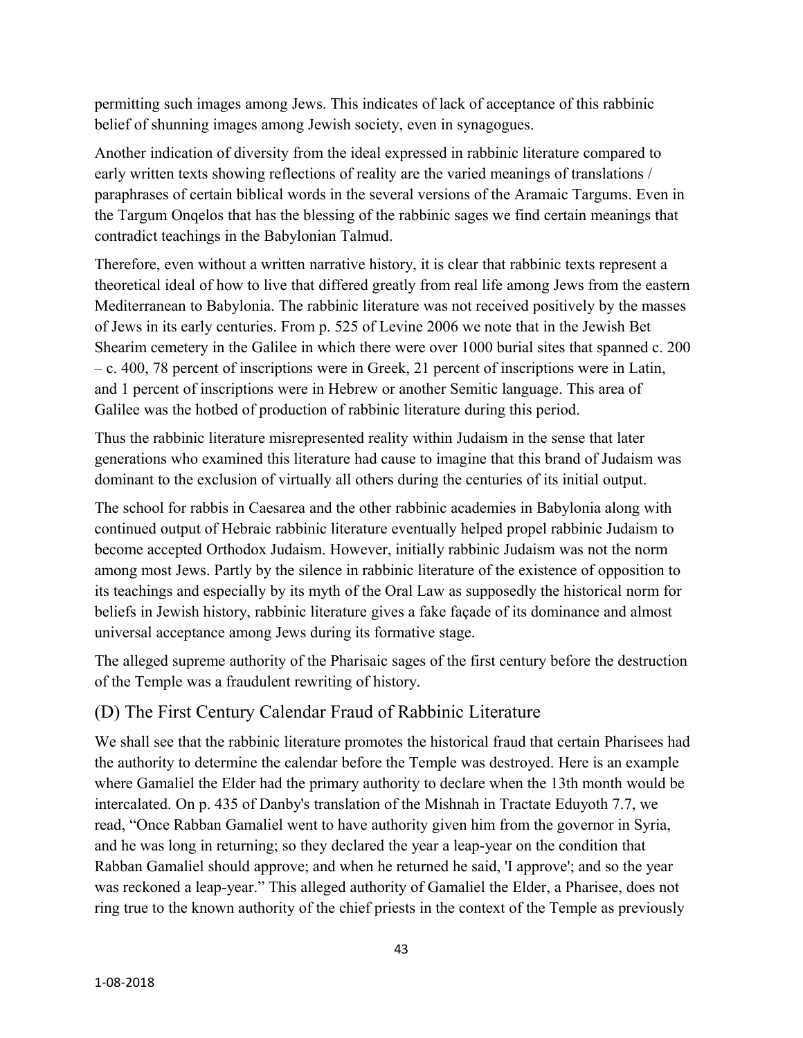permitting such images among Jews. This indicates of lack of acceptance of this rabbinic belief of shunning images among Jewish society, even in synagogues.

Another indication of diversity from the ideal expressed in rabbinic literature compared to early written texts showing reflections of reality are the varied meanings of translations / paraphrases of certain biblical words in the several versions of the Aramaic Targums. Even in the Targum Onqelos that has the blessing of the rabbinic sages we find certain meanings that contradict teachings in the Babylonian Talmud.

Therefore, even without a written narrative history, it is clear that rabbinic texts represent a theoretical ideal of how to live that differed greatly from real life among Jews from the eastern Mediterranean to Babylonia. The rabbinic literature was not received positively by the masses of Jews in its early centuries. From p. 525 of Levine 2006 we note that in the Jewish Bet Shearim cemetery in the Galilee in which there were over 1000 burial sites that spanned c. 200 – c. 400, 78 percent of inscriptions were in Greek, 21 percent of inscriptions were in Latin, and 1 percent of inscriptions were in Hebrew or another Semitic language. This area of Galilee was the hotbed of production of rabbinic literature during this period.

Thus the rabbinic literature misrepresented reality within Judaism in the sense that later generations who examined this literature had cause to imagine that this brand of Judaism was dominant to the exclusion of virtually all others during the centuries of its initial output.

The school for rabbis in Caesarea and the other rabbinic academies in Babylonia along with continued output of Hebraic rabbinic literature eventually helped propel rabbinic Judaism to become accepted Orthodox Judaism. However, initially rabbinic Judaism was not the norm among most Jews. Partly by the silence in rabbinic literature of the existence of opposition to its teachings and especially by its myth of the Oral Law as supposedly the historical norm for beliefs in Jewish history, rabbinic literature gives a fake façade of its dominance and almost universal acceptance among Jews during its formative stage.

The alleged supreme authority of the Pharisaic sages of the first century before the destruction of the Temple was a fraudulent rewriting of history.

## (D) The First Century Calendar Fraud of Rabbinic Literature

We shall see that the rabbinic literature promotes the historical fraud that certain Pharisees had the authority to determine the calendar before the Temple was destroyed. Here is an example where Gamaliel the Elder had the primary authority to declare when the 13th month would be intercalated. On p. 435 of Danby's translation of the Mishnah in Tractate Eduyoth 7.7, we read, "Once Rabban Gamaliel went to have authority given him from the governor in Syria, and he was long in returning; so they declared the year a leap-year on the condition that Rabban Gamaliel should approve; and when he returned he said, 'I approve'; and so the year was reckoned a leap-year." This alleged authority of Gamaliel the Elder, a Pharisee, does not ring true to the known authority of the chief priests in the context of the Temple as previously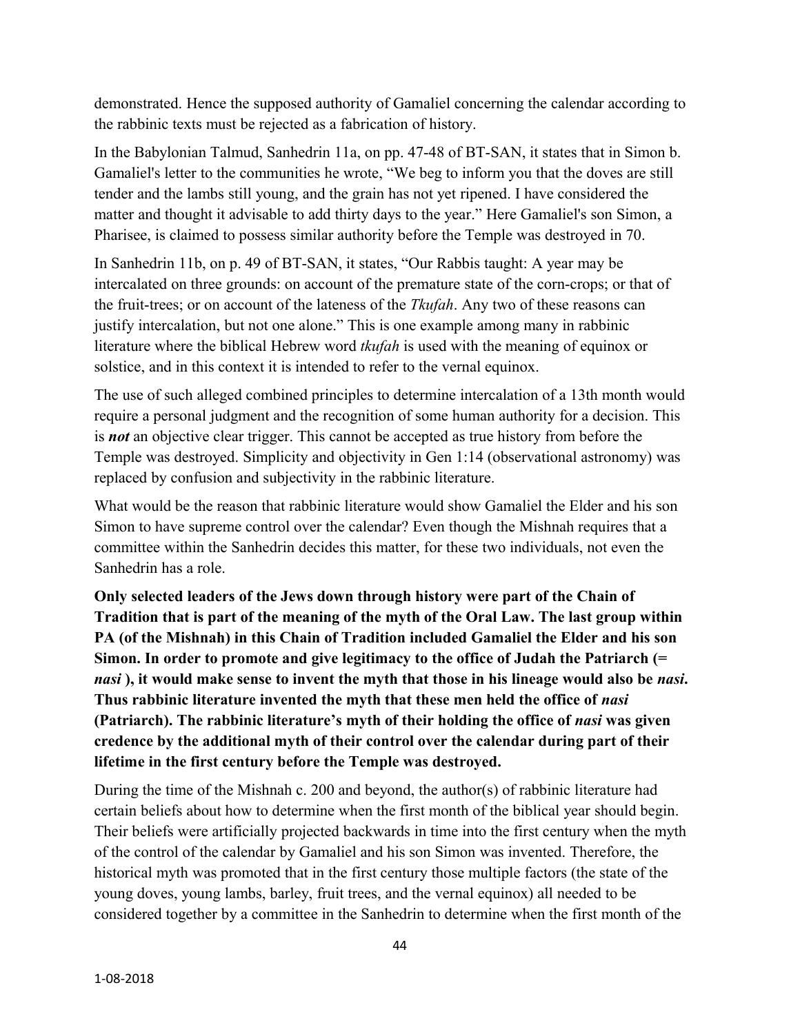demonstrated. Hence the supposed authority of Gamaliel concerning the calendar according to the rabbinic texts must be rejected as a fabrication of history.

In the Babylonian Talmud, Sanhedrin 11a, on pp. 47-48 of BT-SAN, it states that in Simon b. Gamaliel's letter to the communities he wrote, "We beg to inform you that the doves are still tender and the lambs still young, and the grain has not yet ripened. I have considered the matter and thought it advisable to add thirty days to the year." Here Gamaliel's son Simon, a Pharisee, is claimed to possess similar authority before the Temple was destroyed in 70.

In Sanhedrin 11b, on p. 49 of BT-SAN, it states, "Our Rabbis taught: A year may be intercalated on three grounds: on account of the premature state of the corn-crops; or that of the fruit-trees; or on account of the lateness of the *Tkufah*. Any two of these reasons can justify intercalation, but not one alone." This is one example among many in rabbinic literature where the biblical Hebrew word *tkufah* is used with the meaning of equinox or solstice, and in this context it is intended to refer to the vernal equinox.

The use of such alleged combined principles to determine intercalation of a 13th month would require a personal judgment and the recognition of some human authority for a decision. This is ***not*** an objective clear trigger. This cannot be accepted as true history from before the Temple was destroyed. Simplicity and objectivity in Gen 1:14 (observational astronomy) was replaced by confusion and subjectivity in the rabbinic literature.

What would be the reason that rabbinic literature would show Gamaliel the Elder and his son Simon to have supreme control over the calendar? Even though the Mishnah requires that a committee within the Sanhedrin decides this matter, for these two individuals, not even the Sanhedrin has a role.

**Only selected leaders of the Jews down through history were part of the Chain of Tradition that is part of the meaning of the myth of the Oral Law. The last group within PA (of the Mishnah) in this Chain of Tradition included Gamaliel the Elder and his son Simon. In order to promote and give legitimacy to the office of Judah the Patriarch (= *nasi* ), it would make sense to invent the myth that those in his lineage would also be *nasi*. Thus rabbinic literature invented the myth that these men held the office of *nasi* (Patriarch). The rabbinic literature's myth of their holding the office of *nasi* was given credence by the additional myth of their control over the calendar during part of their lifetime in the first century before the Temple was destroyed.**

During the time of the Mishnah c. 200 and beyond, the author(s) of rabbinic literature had certain beliefs about how to determine when the first month of the biblical year should begin. Their beliefs were artificially projected backwards in time into the first century when the myth of the control of the calendar by Gamaliel and his son Simon was invented. Therefore, the historical myth was promoted that in the first century those multiple factors (the state of the young doves, young lambs, barley, fruit trees, and the vernal equinox) all needed to be considered together by a committee in the Sanhedrin to determine when the first month of the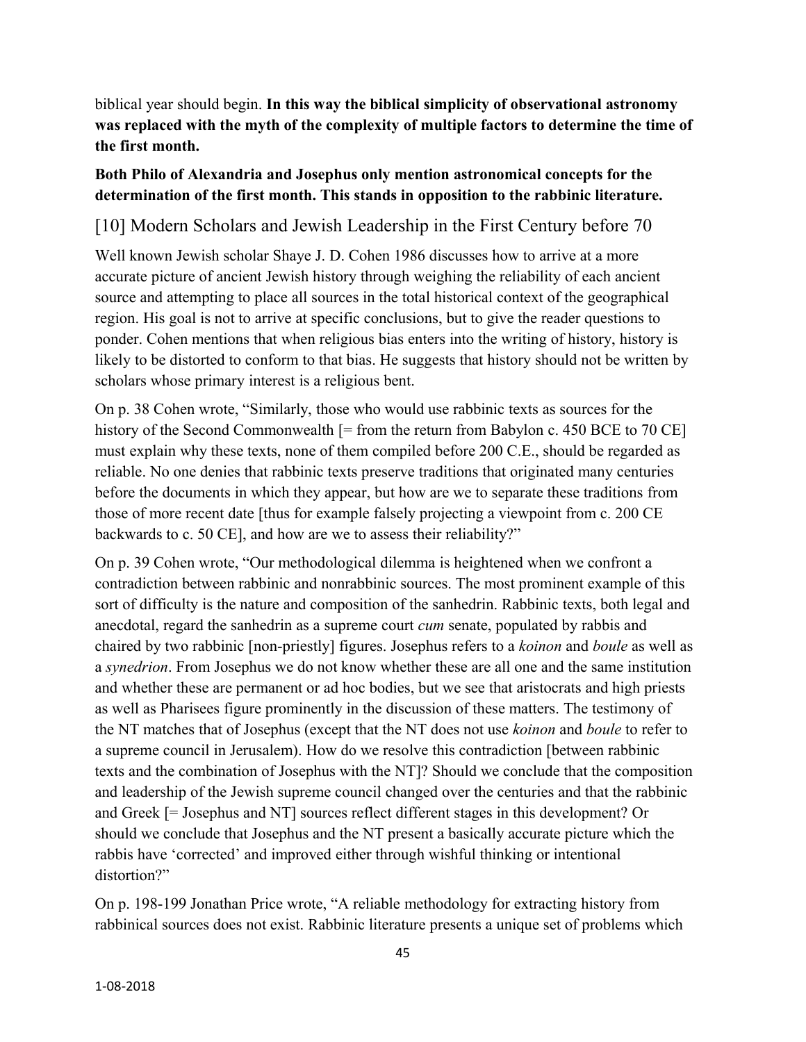biblical year should begin. **In this way the biblical simplicity of observational astronomy was replaced with the myth of the complexity of multiple factors to determine the time of the first month.**

**Both Philo of Alexandria and Josephus only mention astronomical concepts for the determination of the first month. This stands in opposition to the rabbinic literature.**

## [10] Modern Scholars and Jewish Leadership in the First Century before 70

Well known Jewish scholar Shaye J. D. Cohen 1986 discusses how to arrive at a more accurate picture of ancient Jewish history through weighing the reliability of each ancient source and attempting to place all sources in the total historical context of the geographical region. His goal is not to arrive at specific conclusions, but to give the reader questions to ponder. Cohen mentions that when religious bias enters into the writing of history, history is likely to be distorted to conform to that bias. He suggests that history should not be written by scholars whose primary interest is a religious bent.

On p. 38 Cohen wrote, "Similarly, those who would use rabbinic texts as sources for the history of the Second Commonwealth [= from the return from Babylon c. 450 BCE to 70 CE] must explain why these texts, none of them compiled before 200 C.E., should be regarded as reliable. No one denies that rabbinic texts preserve traditions that originated many centuries before the documents in which they appear, but how are we to separate these traditions from those of more recent date [thus for example falsely projecting a viewpoint from c. 200 CE backwards to c. 50 CE], and how are we to assess their reliability?"

On p. 39 Cohen wrote, "Our methodological dilemma is heightened when we confront a contradiction between rabbinic and nonrabbinic sources. The most prominent example of this sort of difficulty is the nature and composition of the sanhedrin. Rabbinic texts, both legal and anecdotal, regard the sanhedrin as a supreme court *cum* senate, populated by rabbis and chaired by two rabbinic [non-priestly] figures. Josephus refers to a *koinon* and *boule* as well as a *synedrion*. From Josephus we do not know whether these are all one and the same institution and whether these are permanent or ad hoc bodies, but we see that aristocrats and high priests as well as Pharisees figure prominently in the discussion of these matters. The testimony of the NT matches that of Josephus (except that the NT does not use *koinon* and *boule* to refer to a supreme council in Jerusalem). How do we resolve this contradiction [between rabbinic texts and the combination of Josephus with the NT]? Should we conclude that the composition and leadership of the Jewish supreme council changed over the centuries and that the rabbinic and Greek [= Josephus and NT] sources reflect different stages in this development? Or should we conclude that Josephus and the NT present a basically accurate picture which the rabbis have 'corrected' and improved either through wishful thinking or intentional distortion?"

On p. 198-199 Jonathan Price wrote, "A reliable methodology for extracting history from rabbinical sources does not exist. Rabbinic literature presents a unique set of problems which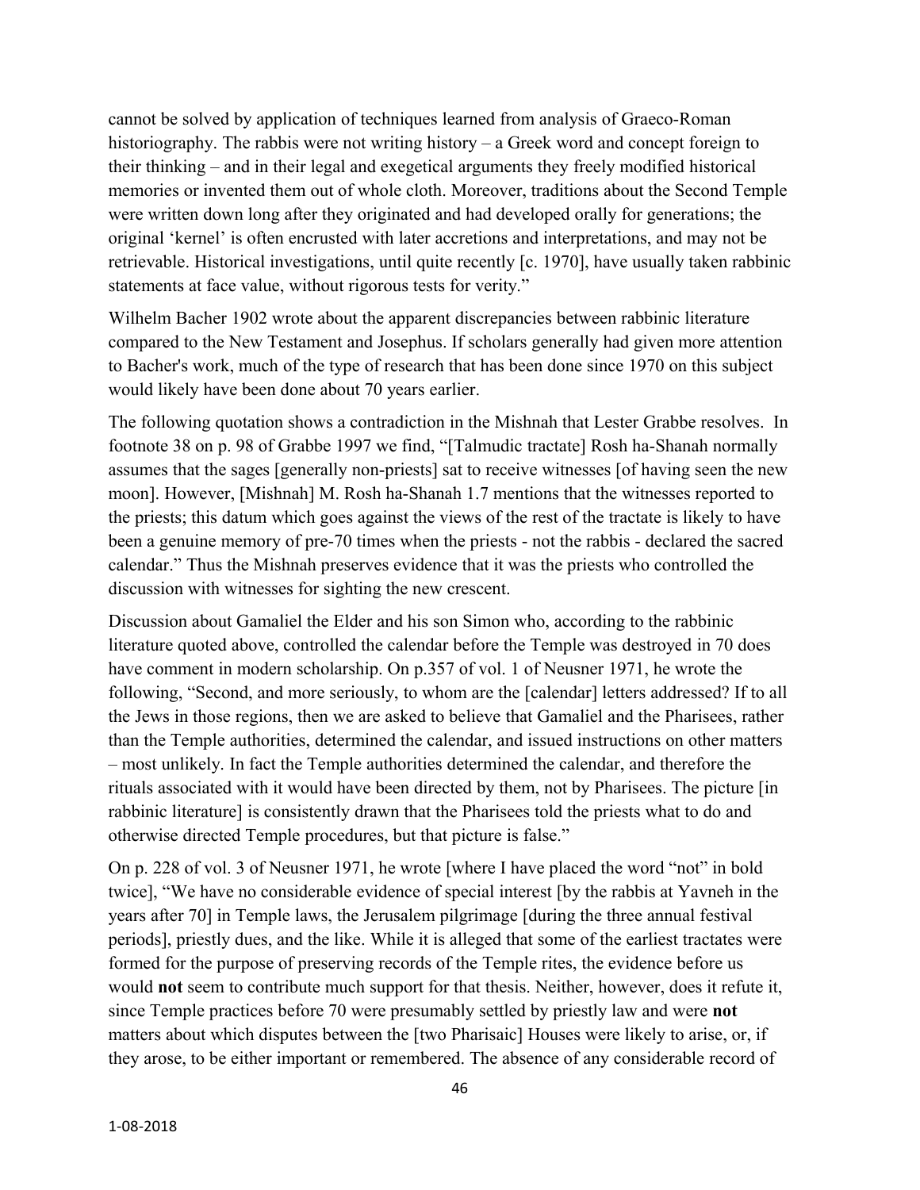cannot be solved by application of techniques learned from analysis of Graeco-Roman historiography. The rabbis were not writing history – a Greek word and concept foreign to their thinking – and in their legal and exegetical arguments they freely modified historical memories or invented them out of whole cloth. Moreover, traditions about the Second Temple were written down long after they originated and had developed orally for generations; the original 'kernel' is often encrusted with later accretions and interpretations, and may not be retrievable. Historical investigations, until quite recently [c. 1970], have usually taken rabbinic statements at face value, without rigorous tests for verity."

Wilhelm Bacher 1902 wrote about the apparent discrepancies between rabbinic literature compared to the New Testament and Josephus. If scholars generally had given more attention to Bacher's work, much of the type of research that has been done since 1970 on this subject would likely have been done about 70 years earlier.

The following quotation shows a contradiction in the Mishnah that Lester Grabbe resolves. In footnote 38 on p. 98 of Grabbe 1997 we find, "[Talmudic tractate] Rosh ha-Shanah normally assumes that the sages [generally non-priests] sat to receive witnesses [of having seen the new moon]. However, [Mishnah] M. Rosh ha-Shanah 1.7 mentions that the witnesses reported to the priests; this datum which goes against the views of the rest of the tractate is likely to have been a genuine memory of pre-70 times when the priests - not the rabbis - declared the sacred calendar." Thus the Mishnah preserves evidence that it was the priests who controlled the discussion with witnesses for sighting the new crescent.

Discussion about Gamaliel the Elder and his son Simon who, according to the rabbinic literature quoted above, controlled the calendar before the Temple was destroyed in 70 does have comment in modern scholarship. On p.357 of vol. 1 of Neusner 1971, he wrote the following, "Second, and more seriously, to whom are the [calendar] letters addressed? If to all the Jews in those regions, then we are asked to believe that Gamaliel and the Pharisees, rather than the Temple authorities, determined the calendar, and issued instructions on other matters – most unlikely. In fact the Temple authorities determined the calendar, and therefore the rituals associated with it would have been directed by them, not by Pharisees. The picture [in rabbinic literature] is consistently drawn that the Pharisees told the priests what to do and otherwise directed Temple procedures, but that picture is false."

On p. 228 of vol. 3 of Neusner 1971, he wrote [where I have placed the word "not" in bold twice], "We have no considerable evidence of special interest [by the rabbis at Yavneh in the years after 70] in Temple laws, the Jerusalem pilgrimage [during the three annual festival periods], priestly dues, and the like. While it is alleged that some of the earliest tractates were formed for the purpose of preserving records of the Temple rites, the evidence before us would **not** seem to contribute much support for that thesis. Neither, however, does it refute it, since Temple practices before 70 were presumably settled by priestly law and were **not** matters about which disputes between the [two Pharisaic] Houses were likely to arise, or, if they arose, to be either important or remembered. The absence of any considerable record of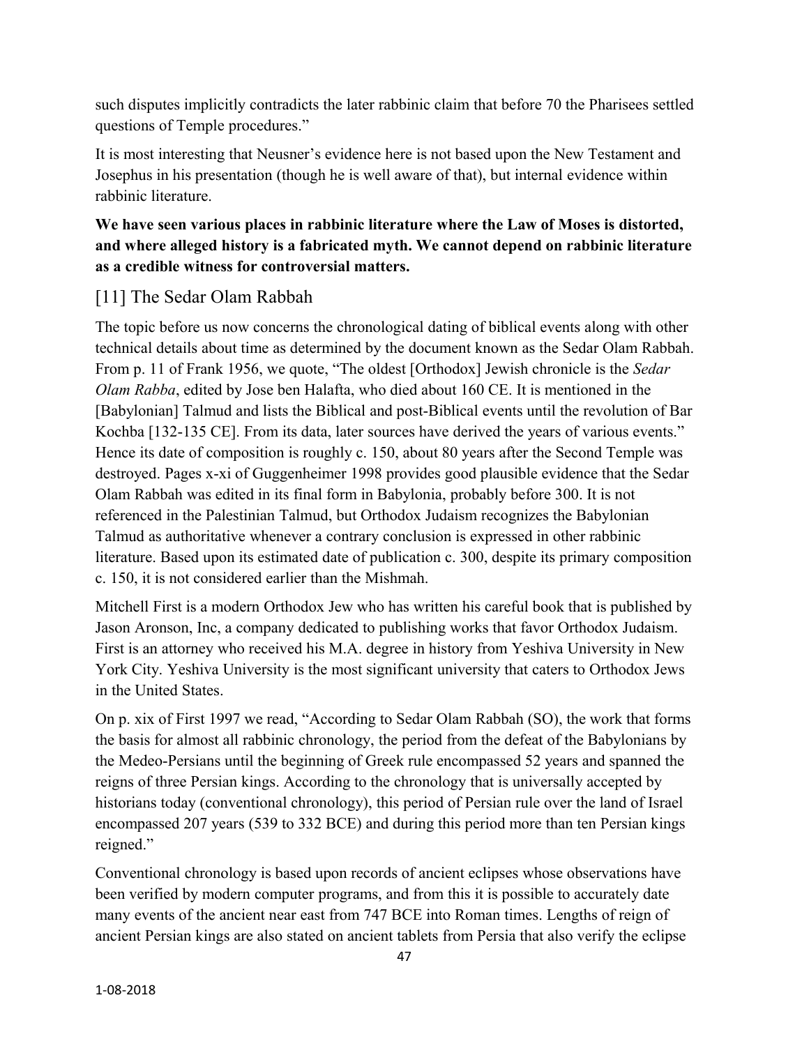such disputes implicitly contradicts the later rabbinic claim that before 70 the Pharisees settled questions of Temple procedures."

It is most interesting that Neusner's evidence here is not based upon the New Testament and Josephus in his presentation (though he is well aware of that), but internal evidence within rabbinic literature.

**We have seen various places in rabbinic literature where the Law of Moses is distorted, and where alleged history is a fabricated myth. We cannot depend on rabbinic literature as a credible witness for controversial matters.**

## [11] The Sedar Olam Rabbah

The topic before us now concerns the chronological dating of biblical events along with other technical details about time as determined by the document known as the Sedar Olam Rabbah. From p. 11 of Frank 1956, we quote, "The oldest [Orthodox] Jewish chronicle is the *Sedar Olam Rabba*, edited by Jose ben Halafta, who died about 160 CE. It is mentioned in the [Babylonian] Talmud and lists the Biblical and post-Biblical events until the revolution of Bar Kochba [132-135 CE]. From its data, later sources have derived the years of various events." Hence its date of composition is roughly c. 150, about 80 years after the Second Temple was destroyed. Pages x-xi of Guggenheimer 1998 provides good plausible evidence that the Sedar Olam Rabbah was edited in its final form in Babylonia, probably before 300. It is not referenced in the Palestinian Talmud, but Orthodox Judaism recognizes the Babylonian Talmud as authoritative whenever a contrary conclusion is expressed in other rabbinic literature. Based upon its estimated date of publication c. 300, despite its primary composition c. 150, it is not considered earlier than the Mishmah.

Mitchell First is a modern Orthodox Jew who has written his careful book that is published by Jason Aronson, Inc, a company dedicated to publishing works that favor Orthodox Judaism. First is an attorney who received his M.A. degree in history from Yeshiva University in New York City. Yeshiva University is the most significant university that caters to Orthodox Jews in the United States.

On p. xix of First 1997 we read, "According to Sedar Olam Rabbah (SO), the work that forms the basis for almost all rabbinic chronology, the period from the defeat of the Babylonians by the Medeo-Persians until the beginning of Greek rule encompassed 52 years and spanned the reigns of three Persian kings. According to the chronology that is universally accepted by historians today (conventional chronology), this period of Persian rule over the land of Israel encompassed 207 years (539 to 332 BCE) and during this period more than ten Persian kings reigned."

Conventional chronology is based upon records of ancient eclipses whose observations have been verified by modern computer programs, and from this it is possible to accurately date many events of the ancient near east from 747 BCE into Roman times. Lengths of reign of ancient Persian kings are also stated on ancient tablets from Persia that also verify the eclipse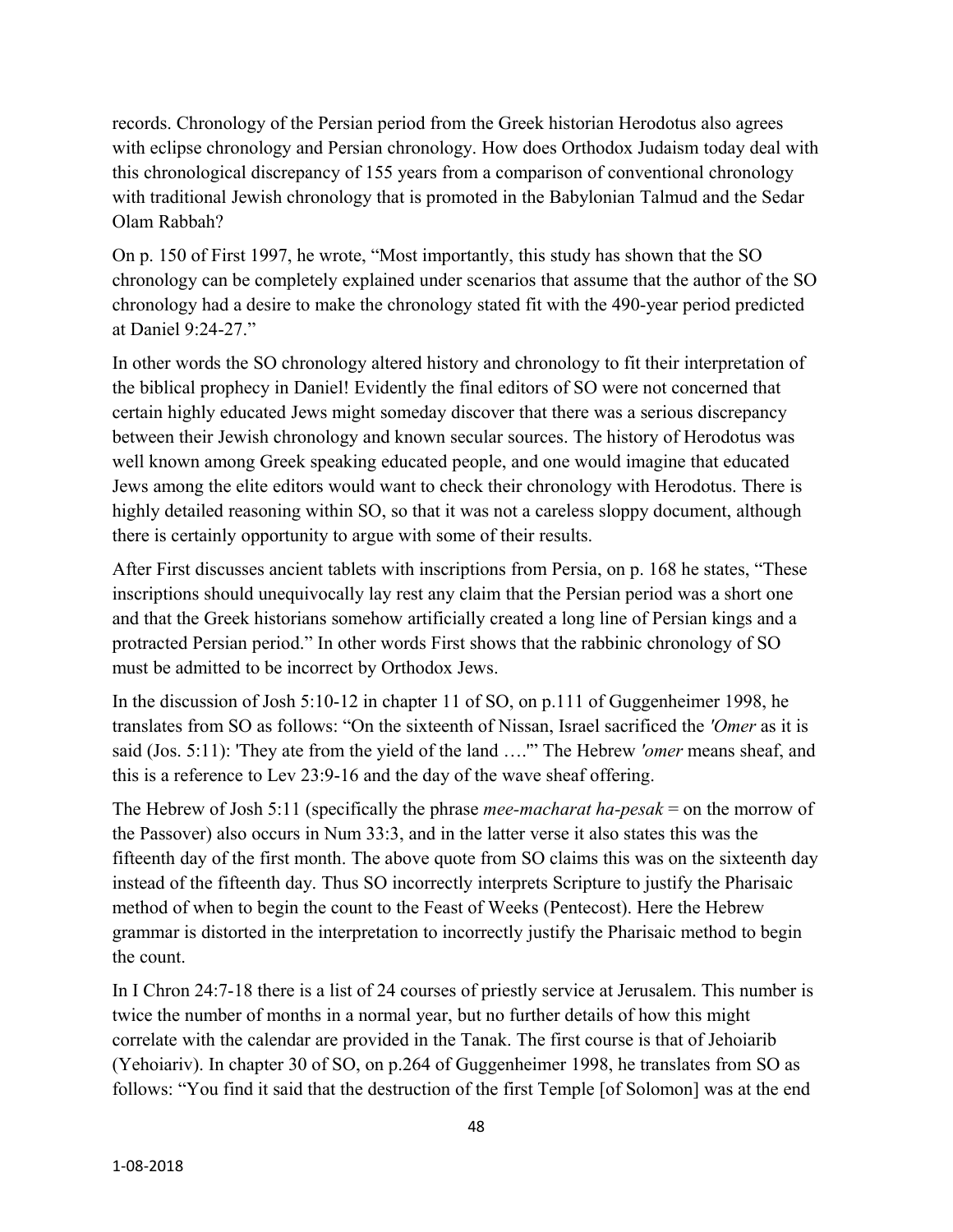records. Chronology of the Persian period from the Greek historian Herodotus also agrees with eclipse chronology and Persian chronology. How does Orthodox Judaism today deal with this chronological discrepancy of 155 years from a comparison of conventional chronology with traditional Jewish chronology that is promoted in the Babylonian Talmud and the Sedar Olam Rabbah?

On p. 150 of First 1997, he wrote, “Most importantly, this study has shown that the SO chronology can be completely explained under scenarios that assume that the author of the SO chronology had a desire to make the chronology stated fit with the 490-year period predicted at Daniel 9:24-27.”

In other words the SO chronology altered history and chronology to fit their interpretation of the biblical prophecy in Daniel! Evidently the final editors of SO were not concerned that certain highly educated Jews might someday discover that there was a serious discrepancy between their Jewish chronology and known secular sources. The history of Herodotus was well known among Greek speaking educated people, and one would imagine that educated Jews among the elite editors would want to check their chronology with Herodotus. There is highly detailed reasoning within SO, so that it was not a careless sloppy document, although there is certainly opportunity to argue with some of their results.

After First discusses ancient tablets with inscriptions from Persia, on p. 168 he states, “These inscriptions should unequivocally lay rest any claim that the Persian period was a short one and that the Greek historians somehow artificially created a long line of Persian kings and a protracted Persian period.” In other words First shows that the rabbinic chronology of SO must be admitted to be incorrect by Orthodox Jews.

In the discussion of Josh 5:10-12 in chapter 11 of SO, on p.111 of Guggenheimer 1998, he translates from SO as follows: “On the sixteenth of Nissan, Israel sacrificed the *'Omer* as it is said (Jos. 5:11): 'They ate from the yield of the land ….'” The Hebrew *'omer* means sheaf, and this is a reference to Lev 23:9-16 and the day of the wave sheaf offering.

The Hebrew of Josh 5:11 (specifically the phrase *mee-macharat ha-pesak* = on the morrow of the Passover) also occurs in Num 33:3, and in the latter verse it also states this was the fifteenth day of the first month. The above quote from SO claims this was on the sixteenth day instead of the fifteenth day. Thus SO incorrectly interprets Scripture to justify the Pharisaic method of when to begin the count to the Feast of Weeks (Pentecost). Here the Hebrew grammar is distorted in the interpretation to incorrectly justify the Pharisaic method to begin the count.

In I Chron 24:7-18 there is a list of 24 courses of priestly service at Jerusalem. This number is twice the number of months in a normal year, but no further details of how this might correlate with the calendar are provided in the Tanak. The first course is that of Jehoiarib (Yehoiariv). In chapter 30 of SO, on p.264 of Guggenheimer 1998, he translates from SO as follows: “You find it said that the destruction of the first Temple [of Solomon] was at the end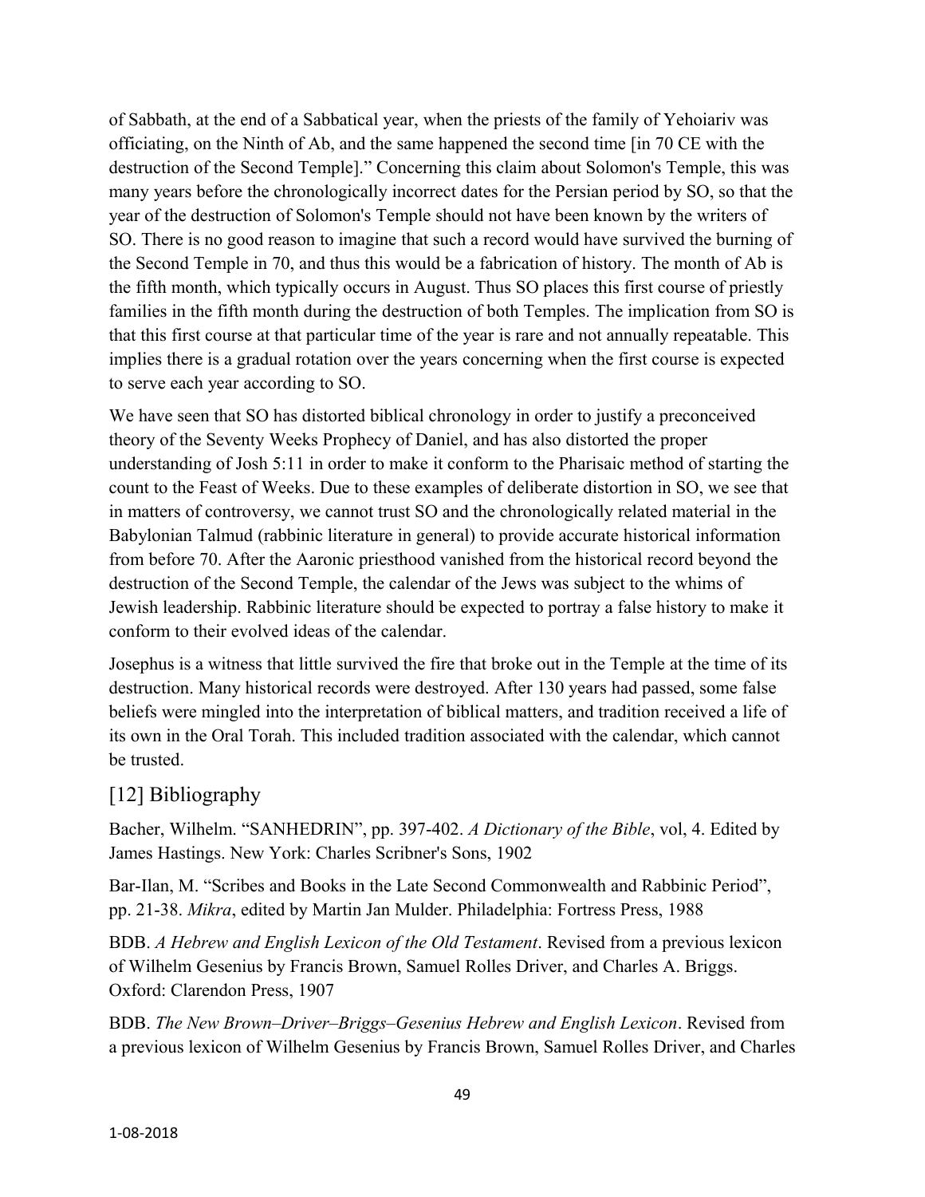of Sabbath, at the end of a Sabbatical year, when the priests of the family of Yehoiariv was officiating, on the Ninth of Ab, and the same happened the second time [in 70 CE with the destruction of the Second Temple]." Concerning this claim about Solomon's Temple, this was many years before the chronologically incorrect dates for the Persian period by SO, so that the year of the destruction of Solomon's Temple should not have been known by the writers of SO. There is no good reason to imagine that such a record would have survived the burning of the Second Temple in 70, and thus this would be a fabrication of history. The month of Ab is the fifth month, which typically occurs in August. Thus SO places this first course of priestly families in the fifth month during the destruction of both Temples. The implication from SO is that this first course at that particular time of the year is rare and not annually repeatable. This implies there is a gradual rotation over the years concerning when the first course is expected to serve each year according to SO.

We have seen that SO has distorted biblical chronology in order to justify a preconceived theory of the Seventy Weeks Prophecy of Daniel, and has also distorted the proper understanding of Josh 5:11 in order to make it conform to the Pharisaic method of starting the count to the Feast of Weeks. Due to these examples of deliberate distortion in SO, we see that in matters of controversy, we cannot trust SO and the chronologically related material in the Babylonian Talmud (rabbinic literature in general) to provide accurate historical information from before 70. After the Aaronic priesthood vanished from the historical record beyond the destruction of the Second Temple, the calendar of the Jews was subject to the whims of Jewish leadership. Rabbinic literature should be expected to portray a false history to make it conform to their evolved ideas of the calendar.

Josephus is a witness that little survived the fire that broke out in the Temple at the time of its destruction. Many historical records were destroyed. After 130 years had passed, some false beliefs were mingled into the interpretation of biblical matters, and tradition received a life of its own in the Oral Torah. This included tradition associated with the calendar, which cannot be trusted.

## [12] Bibliography

Bacher, Wilhelm. "SANHEDRIN", pp. 397-402. *A Dictionary of the Bible*, vol, 4. Edited by James Hastings. New York: Charles Scribner's Sons, 1902

Bar-Ilan, M. "Scribes and Books in the Late Second Commonwealth and Rabbinic Period", pp. 21-38. *Mikra*, edited by Martin Jan Mulder. Philadelphia: Fortress Press, 1988

BDB. *A Hebrew and English Lexicon of the Old Testament*. Revised from a previous lexicon of Wilhelm Gesenius by Francis Brown, Samuel Rolles Driver, and Charles A. Briggs. Oxford: Clarendon Press, 1907

BDB. *The New Brown–Driver–Briggs–Gesenius Hebrew and English Lexicon*. Revised from a previous lexicon of Wilhelm Gesenius by Francis Brown, Samuel Rolles Driver, and Charles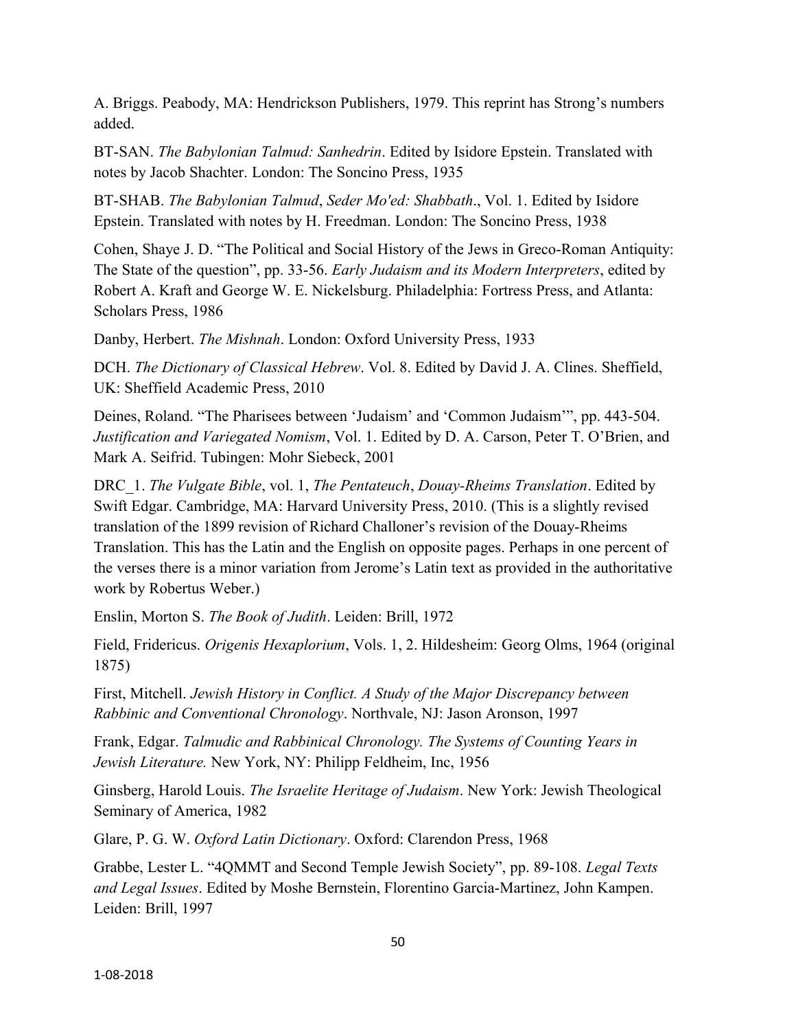A. Briggs. Peabody, MA: Hendrickson Publishers, 1979. This reprint has Strong's numbers added.

BT-SAN. *The Babylonian Talmud: Sanhedrin*. Edited by Isidore Epstein. Translated with notes by Jacob Shachter. London: The Soncino Press, 1935

BT-SHAB. *The Babylonian Talmud*, *Seder Mo'ed: Shabbath*., Vol. 1. Edited by Isidore Epstein. Translated with notes by H. Freedman. London: The Soncino Press, 1938

Cohen, Shaye J. D. "The Political and Social History of the Jews in Greco-Roman Antiquity: The State of the question", pp. 33-56. *Early Judaism and its Modern Interpreters*, edited by Robert A. Kraft and George W. E. Nickelsburg. Philadelphia: Fortress Press, and Atlanta: Scholars Press, 1986

Danby, Herbert. *The Mishnah*. London: Oxford University Press, 1933

DCH. *The Dictionary of Classical Hebrew*. Vol. 8. Edited by David J. A. Clines. Sheffield, UK: Sheffield Academic Press, 2010

Deines, Roland. "The Pharisees between 'Judaism' and 'Common Judaism'", pp. 443-504. *Justification and Variegated Nomism*, Vol. 1. Edited by D. A. Carson, Peter T. O'Brien, and Mark A. Seifrid. Tubingen: Mohr Siebeck, 2001

DRC_1. *The Vulgate Bible*, vol. 1, *The Pentateuch*, *Douay-Rheims Translation*. Edited by Swift Edgar. Cambridge, MA: Harvard University Press, 2010. (This is a slightly revised translation of the 1899 revision of Richard Challoner's revision of the Douay-Rheims Translation. This has the Latin and the English on opposite pages. Perhaps in one percent of the verses there is a minor variation from Jerome's Latin text as provided in the authoritative work by Robertus Weber.)

Enslin, Morton S. *The Book of Judith*. Leiden: Brill, 1972

Field, Fridericus. *Origenis Hexaplorium*, Vols. 1, 2. Hildesheim: Georg Olms, 1964 (original 1875)

First, Mitchell. *Jewish History in Conflict. A Study of the Major Discrepancy between Rabbinic and Conventional Chronology*. Northvale, NJ: Jason Aronson, 1997

Frank, Edgar. *Talmudic and Rabbinical Chronology. The Systems of Counting Years in Jewish Literature.* New York, NY: Philipp Feldheim, Inc, 1956

Ginsberg, Harold Louis. *The Israelite Heritage of Judaism*. New York: Jewish Theological Seminary of America, 1982

Glare, P. G. W. *Oxford Latin Dictionary*. Oxford: Clarendon Press, 1968

Grabbe, Lester L. "4QMMT and Second Temple Jewish Society", pp. 89-108. *Legal Texts and Legal Issues*. Edited by Moshe Bernstein, Florentino Garcia-Martinez, John Kampen. Leiden: Brill, 1997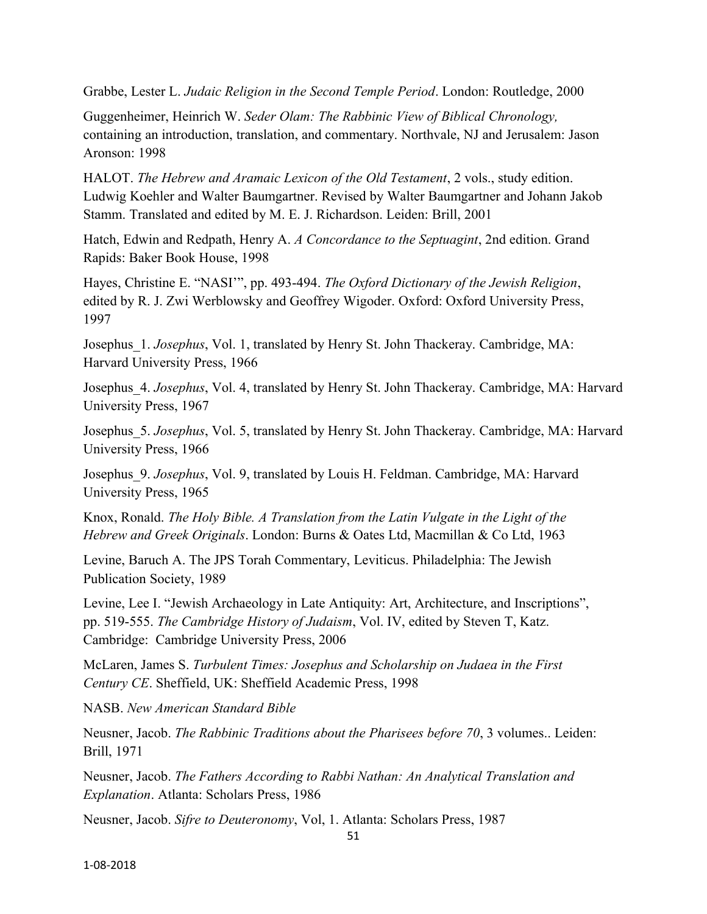Grabbe, Lester L. *Judaic Religion in the Second Temple Period*. London: Routledge, 2000

Guggenheimer, Heinrich W. *Seder Olam: The Rabbinic View of Biblical Chronology,* containing an introduction, translation, and commentary. Northvale, NJ and Jerusalem: Jason Aronson: 1998

HALOT. *The Hebrew and Aramaic Lexicon of the Old Testament*, 2 vols., study edition. Ludwig Koehler and Walter Baumgartner. Revised by Walter Baumgartner and Johann Jakob Stamm. Translated and edited by M. E. J. Richardson. Leiden: Brill, 2001

Hatch, Edwin and Redpath, Henry A. *A Concordance to the Septuagint*, 2nd edition. Grand Rapids: Baker Book House, 1998

Hayes, Christine E. "NASI'", pp. 493-494. *The Oxford Dictionary of the Jewish Religion*, edited by R. J. Zwi Werblowsky and Geoffrey Wigoder. Oxford: Oxford University Press, 1997

Josephus_1. *Josephus*, Vol. 1, translated by Henry St. John Thackeray. Cambridge, MA: Harvard University Press, 1966

Josephus_4. *Josephus*, Vol. 4, translated by Henry St. John Thackeray. Cambridge, MA: Harvard University Press, 1967

Josephus_5. *Josephus*, Vol. 5, translated by Henry St. John Thackeray. Cambridge, MA: Harvard University Press, 1966

Josephus_9. *Josephus*, Vol. 9, translated by Louis H. Feldman. Cambridge, MA: Harvard University Press, 1965

Knox, Ronald. *The Holy Bible. A Translation from the Latin Vulgate in the Light of the Hebrew and Greek Originals*. London: Burns & Oates Ltd, Macmillan & Co Ltd, 1963

Levine, Baruch A. The JPS Torah Commentary, Leviticus. Philadelphia: The Jewish Publication Society, 1989

Levine, Lee I. "Jewish Archaeology in Late Antiquity: Art, Architecture, and Inscriptions", pp. 519-555. *The Cambridge History of Judaism*, Vol. IV, edited by Steven T, Katz. Cambridge: Cambridge University Press, 2006

McLaren, James S. *Turbulent Times: Josephus and Scholarship on Judaea in the First Century CE*. Sheffield, UK: Sheffield Academic Press, 1998

NASB. *New American Standard Bible*

Neusner, Jacob. *The Rabbinic Traditions about the Pharisees before 70*, 3 volumes.. Leiden: Brill, 1971

Neusner, Jacob. *The Fathers According to Rabbi Nathan: An Analytical Translation and Explanation*. Atlanta: Scholars Press, 1986

Neusner, Jacob. *Sifre to Deuteronomy*, Vol, 1. Atlanta: Scholars Press, 1987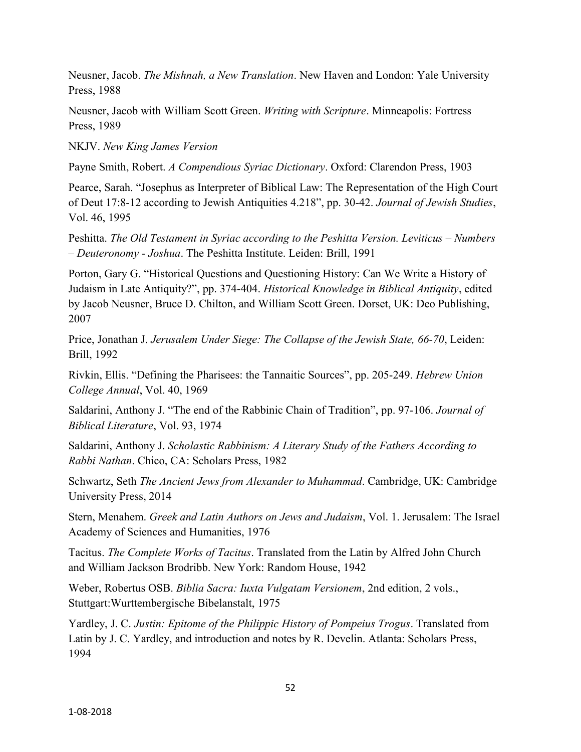Neusner, Jacob. *The Mishnah, a New Translation*. New Haven and London: Yale University Press, 1988

Neusner, Jacob with William Scott Green. *Writing with Scripture*. Minneapolis: Fortress Press, 1989

NKJV. *New King James Version*

Payne Smith, Robert. *A Compendious Syriac Dictionary*. Oxford: Clarendon Press, 1903

Pearce, Sarah. "Josephus as Interpreter of Biblical Law: The Representation of the High Court of Deut 17:8-12 according to Jewish Antiquities 4.218", pp. 30-42. *Journal of Jewish Studies*, Vol. 46, 1995

Peshitta. *The Old Testament in Syriac according to the Peshitta Version. Leviticus – Numbers – Deuteronomy - Joshua*. The Peshitta Institute. Leiden: Brill, 1991

Porton, Gary G. "Historical Questions and Questioning History: Can We Write a History of Judaism in Late Antiquity?", pp. 374-404. *Historical Knowledge in Biblical Antiquity*, edited by Jacob Neusner, Bruce D. Chilton, and William Scott Green. Dorset, UK: Deo Publishing, 2007

Price, Jonathan J. *Jerusalem Under Siege: The Collapse of the Jewish State, 66-70*, Leiden: Brill, 1992

Rivkin, Ellis. "Defining the Pharisees: the Tannaitic Sources", pp. 205-249. *Hebrew Union College Annual*, Vol. 40, 1969

Saldarini, Anthony J. "The end of the Rabbinic Chain of Tradition", pp. 97-106. *Journal of Biblical Literature*, Vol. 93, 1974

Saldarini, Anthony J. *Scholastic Rabbinism: A Literary Study of the Fathers According to Rabbi Nathan*. Chico, CA: Scholars Press, 1982

Schwartz, Seth *The Ancient Jews from Alexander to Muhammad*. Cambridge, UK: Cambridge University Press, 2014

Stern, Menahem. *Greek and Latin Authors on Jews and Judaism*, Vol. 1. Jerusalem: The Israel Academy of Sciences and Humanities, 1976

Tacitus. *The Complete Works of Tacitus*. Translated from the Latin by Alfred John Church and William Jackson Brodribb. New York: Random House, 1942

Weber, Robertus OSB. *Biblia Sacra: Iuxta Vulgatam Versionem*, 2nd edition, 2 vols., Stuttgart:Wurttembergische Bibelanstalt, 1975

Yardley, J. C. *Justin: Epitome of the Philippic History of Pompeius Trogus*. Translated from Latin by J. C. Yardley, and introduction and notes by R. Develin. Atlanta: Scholars Press, 1994